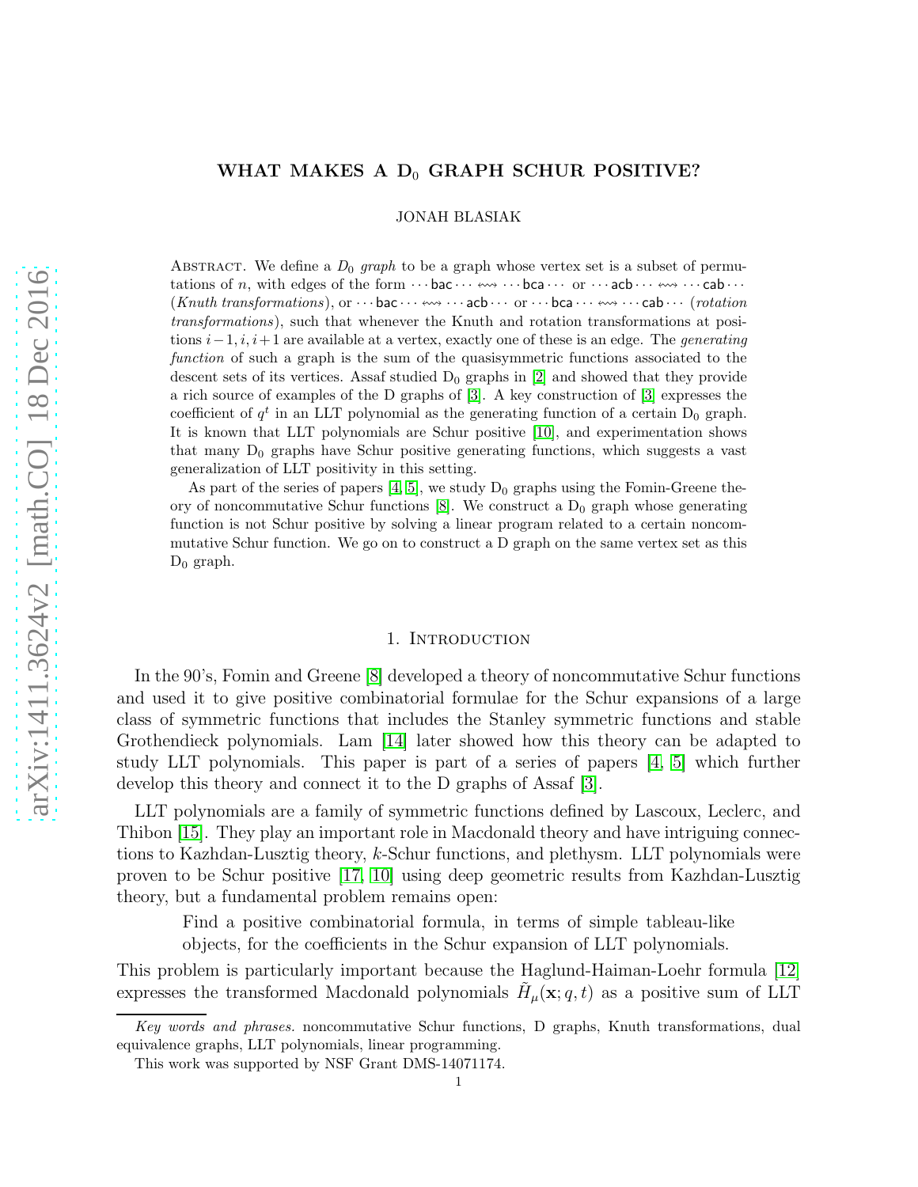# WHAT MAKES A $\text{D}_0$ GRAPH SCHUR POSITIVE?

JONAH BLASIAK

ABSTRACT. We define a *$D_0$ graph* to be a graph whose vertex set is a subset of permutations of $n$, with edges of the form $\cdots \mathsf{bac} \cdots \leftrightsquigarrow \cdots \mathsf{bca} \cdots$ or $\cdots \mathsf{acb} \cdots \leftrightsquigarrow \cdots \mathsf{cab} \cdots$ (*Knuth transformations*), or $\cdots \mathsf{bac} \cdots \leftrightsquigarrow \cdots \mathsf{acb} \cdots$ or $\cdots \mathsf{bca} \cdots \leftrightsquigarrow \cdots \mathsf{cab} \cdots$ (*rotation transformations*), such that whenever the Knuth and rotation transformations at positions $i-1, i, i+1$ are available at a vertex, exactly one of these is an edge. The *generating function* of such a graph is the sum of the quasisymmetric functions associated to the descent sets of its vertices. Assaf studied $\text{D}_0$ graphs in [2] and showed that they provide a rich source of examples of the D graphs of [3]. A key construction of [3] expresses the coefficient of $q^t$ in an LLT polynomial as the generating function of a certain $\text{D}_0$ graph. It is known that LLT polynomials are Schur positive [10], and experimentation shows that many $\text{D}_0$ graphs have Schur positive generating functions, which suggests a vast generalization of LLT positivity in this setting.

As part of the series of papers [4, 5], we study $\text{D}_0$ graphs using the Fomin-Greene theory of noncommutative Schur functions [8]. We construct a $\text{D}_0$ graph whose generating function is not Schur positive by solving a linear program related to a certain noncommutative Schur function. We go on to construct a D graph on the same vertex set as this $\text{D}_0$ graph.

## 1. Introduction

In the 90's, Fomin and Greene [8] developed a theory of noncommutative Schur functions and used it to give positive combinatorial formulae for the Schur expansions of a large class of symmetric functions that includes the Stanley symmetric functions and stable Grothendieck polynomials. Lam [14] later showed how this theory can be adapted to study LLT polynomials. This paper is part of a series of papers [4, 5] which further develop this theory and connect it to the D graphs of Assaf [3].

LLT polynomials are a family of symmetric functions defined by Lascoux, Leclerc, and Thibon [15]. They play an important role in Macdonald theory and have intriguing connections to Kazhdan-Lusztig theory, $k$-Schur functions, and plethysm. LLT polynomials were proven to be Schur positive [17, 10] using deep geometric results from Kazhdan-Lusztig theory, but a fundamental problem remains open:

> Find a positive combinatorial formula, in terms of simple tableau-like objects, for the coefficients in the Schur expansion of LLT polynomials.

This problem is particularly important because the Haglund-Haiman-Loehr formula [12] expresses the transformed Macdonald polynomials $\tilde{H}_\mu(\mathbf{x}; q, t)$ as a positive sum of LLT

*Key words and phrases.* noncommutative Schur functions, D graphs, Knuth transformations, dual equivalence graphs, LLT polynomials, linear programming.

This work was supported by NSF Grant DMS-14071174.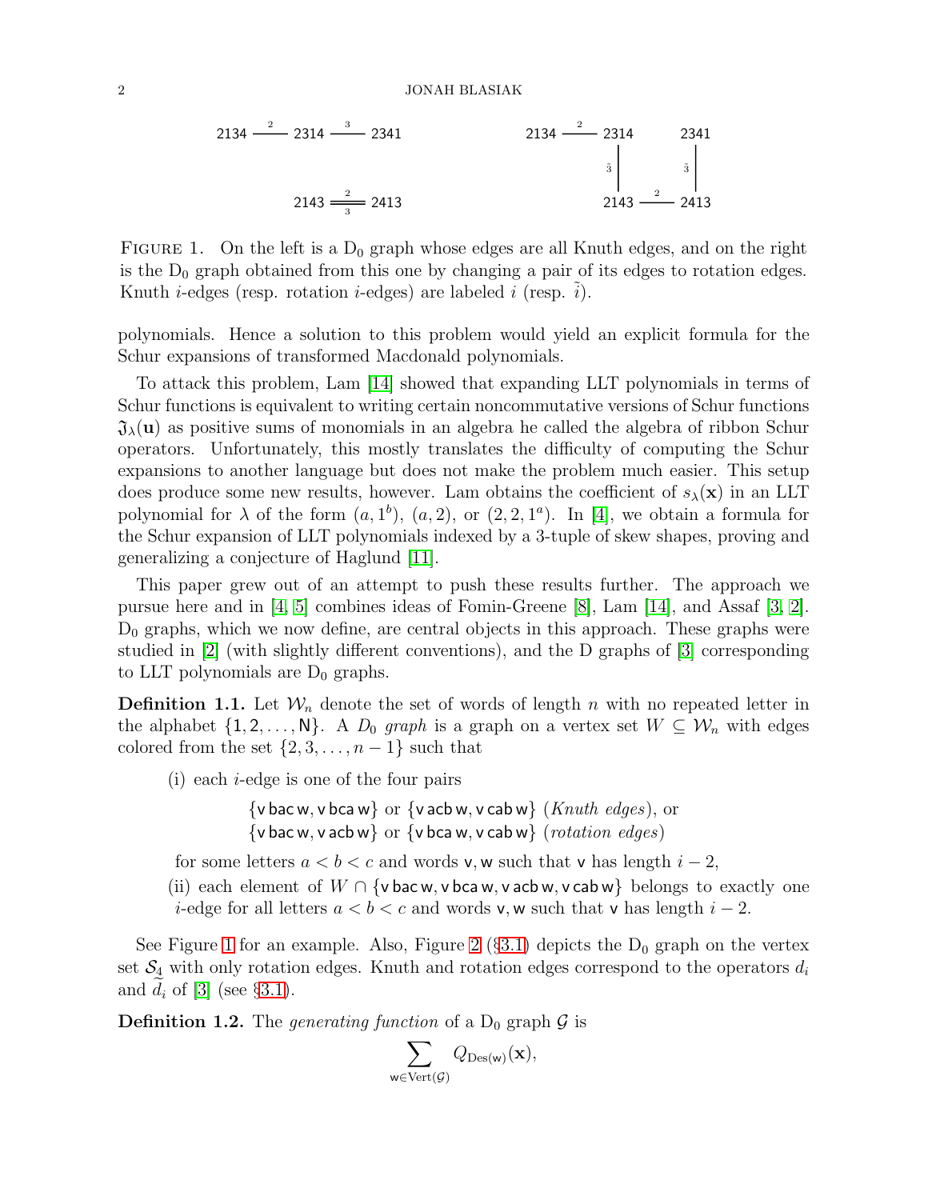2134 $\overset{2}{—}$ 2314 $\overset{3}{—}$ 2341

2143 $\underset{3}{\overset{2}{=}}$ 2413

2134 $\overset{2}{—}$ 2314 2341

$\tilde{3}$ | $\tilde{3}$ |

2143 $\overset{2}{—}$ 2413

FIGURE 1. On the left is a $\mathrm{D}_0$ graph whose edges are all Knuth edges, and on the right is the $\mathrm{D}_0$ graph obtained from this one by changing a pair of its edges to rotation edges. Knuth $i$-edges (resp. rotation $i$-edges) are labeled $i$ (resp. $\tilde{i}$).

polynomials. Hence a solution to this problem would yield an explicit formula for the Schur expansions of transformed Macdonald polynomials.

To attack this problem, Lam [14] showed that expanding LLT polynomials in terms of Schur functions is equivalent to writing certain noncommutative versions of Schur functions $\mathfrak{J}_\lambda(\mathbf{u})$ as positive sums of monomials in an algebra he called the algebra of ribbon Schur operators. Unfortunately, this mostly translates the difficulty of computing the Schur expansions to another language but does not make the problem much easier. This setup does produce some new results, however. Lam obtains the coefficient of $s_\lambda(\mathbf{x})$ in an LLT polynomial for $\lambda$ of the form $(a, 1^b)$, $(a, 2)$, or $(2, 2, 1^a)$. In [4], we obtain a formula for the Schur expansion of LLT polynomials indexed by a 3-tuple of skew shapes, proving and generalizing a conjecture of Haglund [11].

This paper grew out of an attempt to push these results further. The approach we pursue here and in [4, 5] combines ideas of Fomin-Greene [8], Lam [14], and Assaf [3, 2]. $\mathrm{D}_0$ graphs, which we now define, are central objects in this approach. These graphs were studied in [2] (with slightly different conventions), and the D graphs of [3] corresponding to LLT polynomials are $\mathrm{D}_0$ graphs.

**Definition 1.1.** Let $\mathcal{W}_n$ denote the set of words of length $n$ with no repeated letter in the alphabet $\{1, 2, \dots, \mathsf{N}\}$. A *$D_0$ graph* is a graph on a vertex set $W \subseteq \mathcal{W}_n$ with edges colored from the set $\{2, 3, \dots, n-1\}$ such that

(i) each $i$-edge is one of the four pairs

$\{\mathsf{v\,bac\,w}, \mathsf{v\,bca\,w}\}$ or $\{\mathsf{v\,acb\,w}, \mathsf{v\,cab\,w}\}$ (*Knuth edges*), or
$\{\mathsf{v\,bac\,w}, \mathsf{v\,acb\,w}\}$ or $\{\mathsf{v\,bca\,w}, \mathsf{v\,cab\,w}\}$ (*rotation edges*)

for some letters $a < b < c$ and words $\mathsf{v}, \mathsf{w}$ such that $\mathsf{v}$ has length $i-2$,

(ii) each element of $W \cap \{\mathsf{v\,bac\,w}, \mathsf{v\,bca\,w}, \mathsf{v\,acb\,w}, \mathsf{v\,cab\,w}\}$ belongs to exactly one $i$-edge for all letters $a < b < c$ and words $\mathsf{v}, \mathsf{w}$ such that $\mathsf{v}$ has length $i-2$.

See Figure 1 for an example. Also, Figure 2 (§3.1) depicts the $\mathrm{D}_0$ graph on the vertex set $\mathcal{S}_4$ with only rotation edges. Knuth and rotation edges correspond to the operators $d_i$ and $\widetilde{d}_i$ of [3] (see §3.1).

**Definition 1.2.** The *generating function* of a $\mathrm{D}_0$ graph $\mathcal{G}$ is

$$\sum_{\mathsf{w} \in \mathrm{Vert}(\mathcal{G})} Q_{\mathrm{Des}(\mathsf{w})}(\mathbf{x}),$$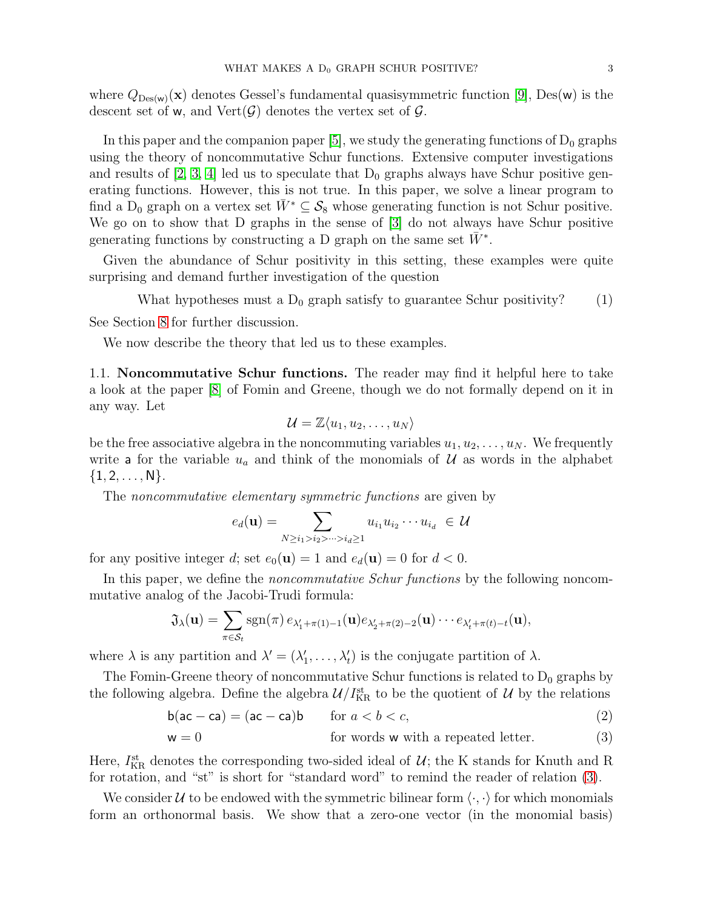where $Q_{\mathrm{Des}(\mathsf{w})}(\mathbf{x})$ denotes Gessel's fundamental quasisymmetric function [9], $\mathrm{Des}(\mathsf{w})$ is the descent set of $\mathsf{w}$, and $\mathrm{Vert}(\mathcal{G})$ denotes the vertex set of $\mathcal{G}$.

In this paper and the companion paper [5], we study the generating functions of $\mathrm{D}_0$ graphs using the theory of noncommutative Schur functions. Extensive computer investigations and results of [2, 3, 4] led us to speculate that $\mathrm{D}_0$ graphs always have Schur positive generating functions. However, this is not true. In this paper, we solve a linear program to find a $\mathrm{D}_0$ graph on a vertex set $\bar{W}^* \subseteq \mathcal{S}_8$ whose generating function is not Schur positive. We go on to show that D graphs in the sense of [3] do not always have Schur positive generating functions by constructing a D graph on the same set $\bar{W}^*$.

Given the abundance of Schur positivity in this setting, these examples were quite surprising and demand further investigation of the question

$$\text{What hypotheses must a } \mathrm{D}_0 \text{ graph satisfy to guarantee Schur positivity?} \qquad (1)$$

See Section 8 for further discussion.

We now describe the theory that led us to these examples.

1.1. **Noncommutative Schur functions.** The reader may find it helpful here to take a look at the paper [8] of Fomin and Greene, though we do not formally depend on it in any way. Let

$$\mathcal{U} = \mathbb{Z}\langle u_1, u_2, \ldots, u_N \rangle$$

be the free associative algebra in the noncommuting variables $u_1, u_2, \ldots, u_N$. We frequently write $\mathsf{a}$ for the variable $u_a$ and think of the monomials of $\mathcal{U}$ as words in the alphabet $\{\mathsf{1}, \mathsf{2}, \ldots, \mathsf{N}\}$.

The *noncommutative elementary symmetric functions* are given by

$$e_d(\mathbf{u}) = \sum_{N \geq i_1 > i_2 > \cdots > i_d \geq 1} u_{i_1} u_{i_2} \cdots u_{i_d} \ \in \mathcal{U}$$

for any positive integer $d$; set $e_0(\mathbf{u}) = 1$ and $e_d(\mathbf{u}) = 0$ for $d < 0$.

In this paper, we define the *noncommutative Schur functions* by the following noncommutative analog of the Jacobi-Trudi formula:

$$\mathfrak{J}_\lambda(\mathbf{u}) = \sum_{\pi \in \mathcal{S}_t} \mathrm{sgn}(\pi)\, e_{\lambda'_1 + \pi(1) - 1}(\mathbf{u}) e_{\lambda'_2 + \pi(2) - 2}(\mathbf{u}) \cdots e_{\lambda'_t + \pi(t) - t}(\mathbf{u}),$$

where $\lambda$ is any partition and $\lambda' = (\lambda'_1, \ldots, \lambda'_t)$ is the conjugate partition of $\lambda$.

The Fomin-Greene theory of noncommutative Schur functions is related to $\mathrm{D}_0$ graphs by the following algebra. Define the algebra $\mathcal{U}/I_{\mathrm{KR}}^{\mathrm{st}}$ to be the quotient of $\mathcal{U}$ by the relations

$$\mathsf{b}(\mathsf{ac} - \mathsf{ca}) = (\mathsf{ac} - \mathsf{ca})\mathsf{b} \qquad \text{for } a < b < c, \qquad (2)$$

$$\mathsf{w} = 0 \qquad \text{for words } \mathsf{w} \text{ with a repeated letter.} \qquad (3)$$

Here, $I_{\mathrm{KR}}^{\mathrm{st}}$ denotes the corresponding two-sided ideal of $\mathcal{U}$; the K stands for Knuth and R for rotation, and "st" is short for "standard word" to remind the reader of relation (3).

We consider $\mathcal{U}$ to be endowed with the symmetric bilinear form $\langle \cdot, \cdot \rangle$ for which monomials form an orthonormal basis. We show that a zero-one vector (in the monomial basis)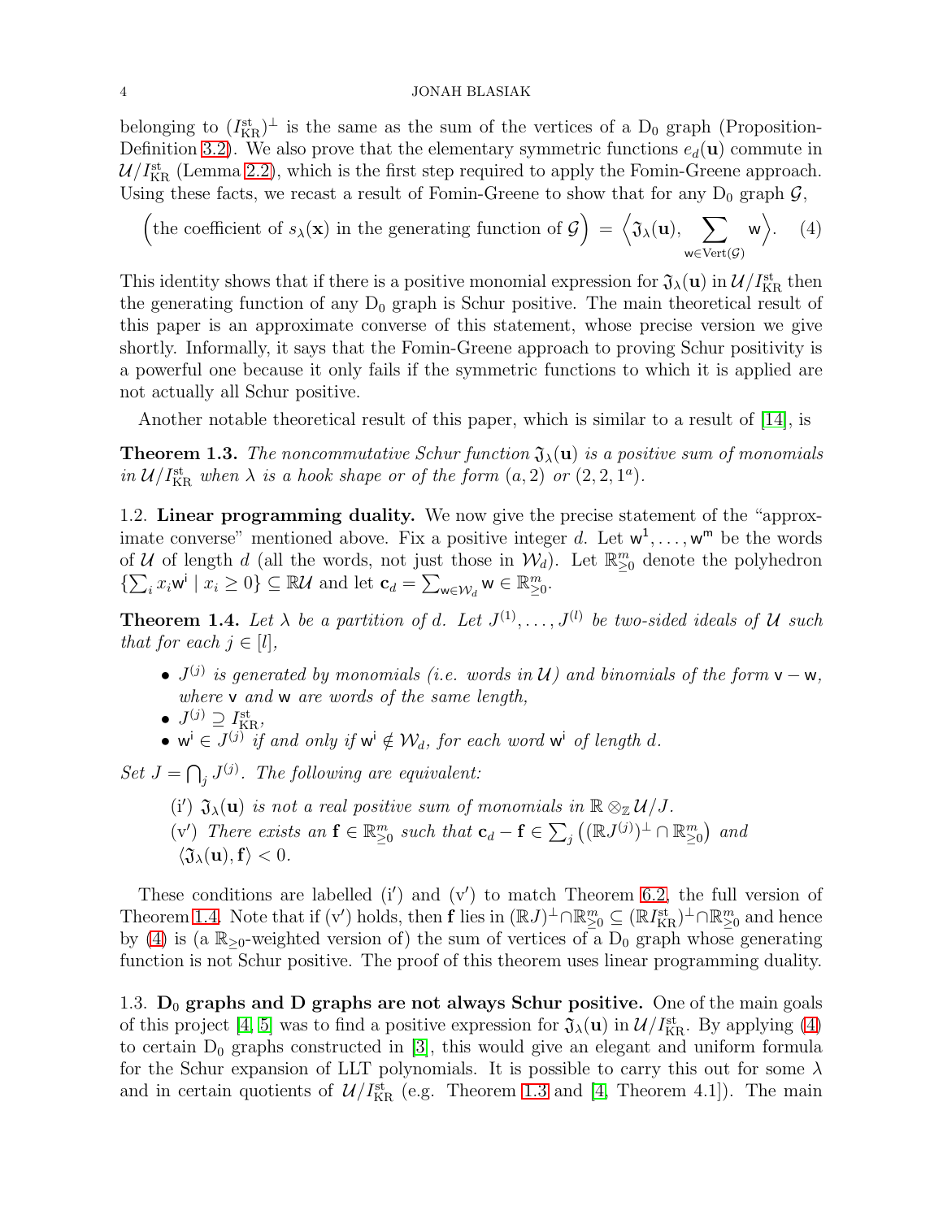belonging to $(I^{\rm st}_{\rm KR})^\perp$ is the same as the sum of the vertices of a $\rm D_0$ graph (Proposition-Definition 3.2). We also prove that the elementary symmetric functions $e_d(\mathbf{u})$ commute in $\mathcal{U}/I^{\rm st}_{\rm KR}$ (Lemma 2.2), which is the first step required to apply the Fomin-Greene approach. Using these facts, we recast a result of Fomin-Greene to show that for any $\rm D_0$ graph $\mathcal{G}$,

$$\Big(\text{the coefficient of } s_\lambda(\mathbf{x}) \text{ in the generating function of } \mathcal{G}\Big) = \Big\langle \mathfrak{J}_\lambda(\mathbf{u}), \sum_{\mathsf{w}\in \mathrm{Vert}(\mathcal{G})} \mathsf{w} \Big\rangle. \quad (4)$$

This identity shows that if there is a positive monomial expression for $\mathfrak{J}_\lambda(\mathbf{u})$ in $\mathcal{U}/I^{\rm st}_{\rm KR}$ then the generating function of any $\rm D_0$ graph is Schur positive. The main theoretical result of this paper is an approximate converse of this statement, whose precise version we give shortly. Informally, it says that the Fomin-Greene approach to proving Schur positivity is a powerful one because it only fails if the symmetric functions to which it is applied are not actually all Schur positive.

Another notable theoretical result of this paper, which is similar to a result of [14], is

**Theorem 1.3.** *The noncommutative Schur function $\mathfrak{J}_\lambda(\mathbf{u})$ is a positive sum of monomials in $\mathcal{U}/I^{\rm st}_{\rm KR}$ when $\lambda$ is a hook shape or of the form $(a,2)$ or $(2,2,1^a)$.*

## 1.2. Linear programming duality.

We now give the precise statement of the "approximate converse" mentioned above. Fix a positive integer $d$. Let $\mathsf{w}^1, \dots, \mathsf{w}^m$ be the words of $\mathcal{U}$ of length $d$ (all the words, not just those in $\mathcal{W}_d$). Let $\mathbb{R}^m_{\geq 0}$ denote the polyhedron $\{\sum_i x_i \mathsf{w}^i \mid x_i \geq 0\} \subseteq \mathbb{R}\mathcal{U}$ and let $\mathbf{c}_d = \sum_{\mathsf{w}\in\mathcal{W}_d} \mathsf{w} \in \mathbb{R}^m_{\geq 0}$.

**Theorem 1.4.** *Let $\lambda$ be a partition of $d$. Let $J^{(1)}, \dots, J^{(l)}$ be two-sided ideals of $\mathcal{U}$ such that for each $j \in [l]$,*

- *$J^{(j)}$ is generated by monomials (i.e. words in $\mathcal{U}$) and binomials of the form $\mathsf{v} - \mathsf{w}$, where $\mathsf{v}$ and $\mathsf{w}$ are words of the same length,*
- *$J^{(j)} \supseteq I^{\rm st}_{\rm KR}$,*
- *$\mathsf{w}^i \in J^{(j)}$ if and only if $\mathsf{w}^i \notin \mathcal{W}_d$, for each word $\mathsf{w}^i$ of length $d$.*

*Set $J = \bigcap_j J^{(j)}$. The following are equivalent:*

(i′) *$\mathfrak{J}_\lambda(\mathbf{u})$ is not a real positive sum of monomials in $\mathbb{R}\otimes_{\mathbb{Z}} \mathcal{U}/J$.*

(v′) *There exists an $\mathbf{f} \in \mathbb{R}^m_{\geq 0}$ such that $\mathbf{c}_d - \mathbf{f} \in \sum_j \big((\mathbb{R}J^{(j)})^\perp \cap \mathbb{R}^m_{\geq 0}\big)$ and $\langle \mathfrak{J}_\lambda(\mathbf{u}), \mathbf{f}\rangle < 0$.*

These conditions are labelled (i′) and (v′) to match Theorem 6.2, the full version of Theorem 1.4. Note that if (v′) holds, then $\mathbf{f}$ lies in $(\mathbb{R}J)^\perp \cap \mathbb{R}^m_{\geq 0} \subseteq (\mathbb{R}I^{\rm st}_{\rm KR})^\perp \cap \mathbb{R}^m_{\geq 0}$ and hence by (4) is (a $\mathbb{R}_{\geq 0}$-weighted version of) the sum of vertices of a $\rm D_0$ graph whose generating function is not Schur positive. The proof of this theorem uses linear programming duality.

## 1.3. $\rm D_0$ graphs and D graphs are not always Schur positive.

One of the main goals of this project [4, 5] was to find a positive expression for $\mathfrak{J}_\lambda(\mathbf{u})$ in $\mathcal{U}/I^{\rm st}_{\rm KR}$. By applying (4) to certain $\rm D_0$ graphs constructed in [3], this would give an elegant and uniform formula for the Schur expansion of LLT polynomials. It is possible to carry this out for some $\lambda$ and in certain quotients of $\mathcal{U}/I^{\rm st}_{\rm KR}$ (e.g. Theorem 1.3 and [4, Theorem 4.1]). The main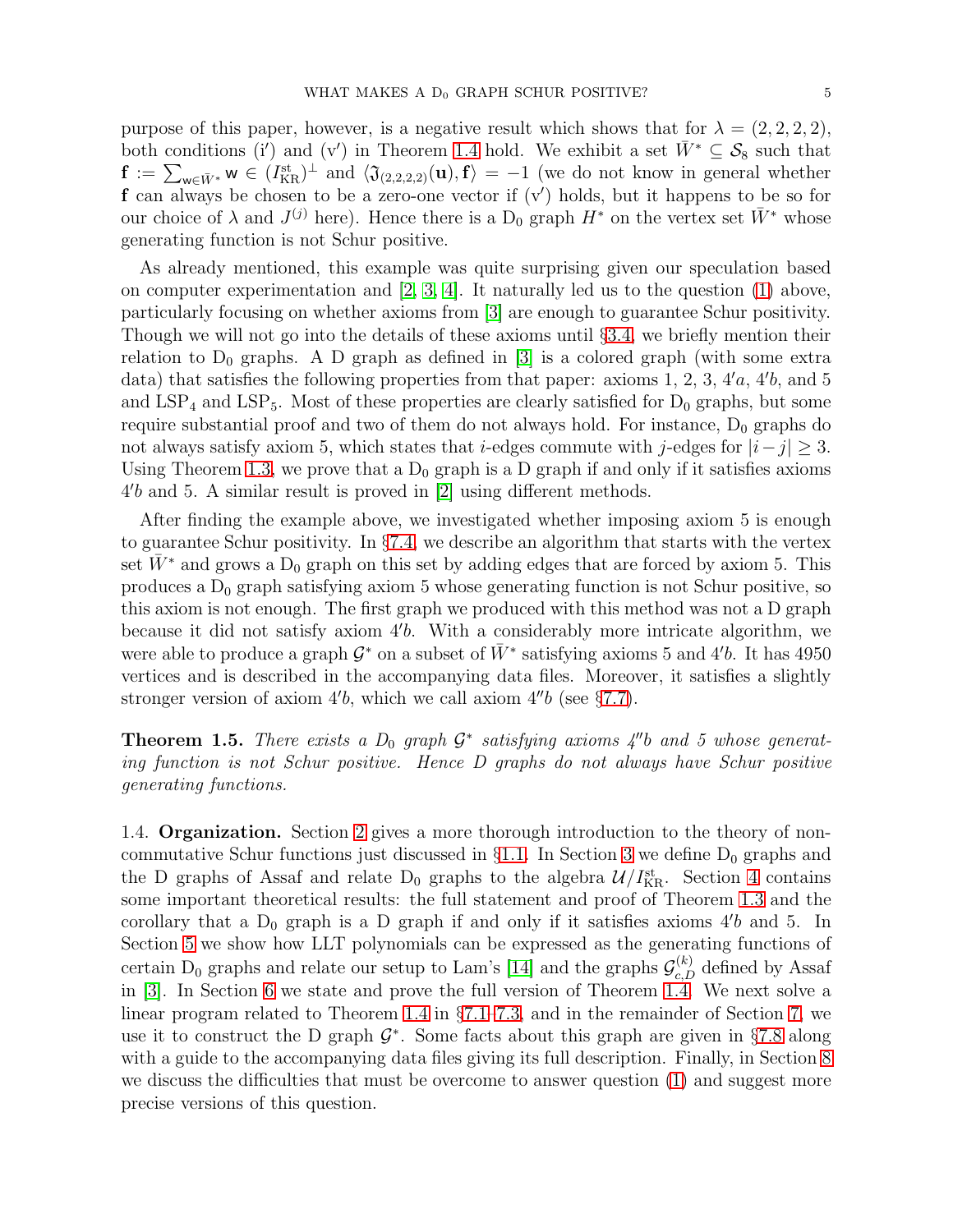purpose of this paper, however, is a negative result which shows that for $\lambda = (2,2,2,2)$, both conditions (i′) and (v′) in Theorem 1.4 hold. We exhibit a set $\bar{W}^* \subseteq \mathcal{S}_8$ such that $\mathbf{f} := \sum_{\mathsf{w} \in \bar{W}^*} \mathsf{w} \in (I_{\mathrm{KR}}^{\mathrm{st}})^{\perp}$ and $\langle \mathfrak{J}_{(2,2,2,2)}(\mathbf{u}), \mathbf{f} \rangle = -1$ (we do not know in general whether $\mathbf{f}$ can always be chosen to be a zero-one vector if (v′) holds, but it happens to be so for our choice of $\lambda$ and $J^{(j)}$ here). Hence there is a $\mathrm{D}_0$ graph $H^*$ on the vertex set $\bar{W}^*$ whose generating function is not Schur positive.

As already mentioned, this example was quite surprising given our speculation based on computer experimentation and [2, 3, 4]. It naturally led us to the question (1) above, particularly focusing on whether axioms from [3] are enough to guarantee Schur positivity. Though we will not go into the details of these axioms until §3.4, we briefly mention their relation to $\mathrm{D}_0$ graphs. A D graph as defined in [3] is a colored graph (with some extra data) that satisfies the following properties from that paper: axioms 1, 2, 3, $4'a$, $4'b$, and 5 and $\mathrm{LSP}_4$ and $\mathrm{LSP}_5$. Most of these properties are clearly satisfied for $\mathrm{D}_0$ graphs, but some require substantial proof and two of them do not always hold. For instance, $\mathrm{D}_0$ graphs do not always satisfy axiom 5, which states that $i$-edges commute with $j$-edges for $|i-j| \geq 3$. Using Theorem 1.3, we prove that a $\mathrm{D}_0$ graph is a D graph if and only if it satisfies axioms $4'b$ and 5. A similar result is proved in [2] using different methods.

After finding the example above, we investigated whether imposing axiom 5 is enough to guarantee Schur positivity. In §7.4, we describe an algorithm that starts with the vertex set $\bar{W}^*$ and grows a $\mathrm{D}_0$ graph on this set by adding edges that are forced by axiom 5. This produces a $\mathrm{D}_0$ graph satisfying axiom 5 whose generating function is not Schur positive, so this axiom is not enough. The first graph we produced with this method was not a D graph because it did not satisfy axiom $4'b$. With a considerably more intricate algorithm, we were able to produce a graph $\mathcal{G}^*$ on a subset of $\bar{W}^*$ satisfying axioms 5 and $4'b$. It has 4950 vertices and is described in the accompanying data files. Moreover, it satisfies a slightly stronger version of axiom $4'b$, which we call axiom $4''b$ (see §7.7).

**Theorem 1.5.** *There exists a $D_0$ graph $\mathcal{G}^*$ satisfying axioms $4''b$ and 5 whose generating function is not Schur positive. Hence D graphs do not always have Schur positive generating functions.*

1.4. **Organization.** Section 2 gives a more thorough introduction to the theory of noncommutative Schur functions just discussed in §1.1. In Section 3 we define $\mathrm{D}_0$ graphs and the D graphs of Assaf and relate $\mathrm{D}_0$ graphs to the algebra $\mathcal{U}/I_{\mathrm{KR}}^{\mathrm{st}}$. Section 4 contains some important theoretical results: the full statement and proof of Theorem 1.3 and the corollary that a $\mathrm{D}_0$ graph is a D graph if and only if it satisfies axioms $4'b$ and 5. In Section 5 we show how LLT polynomials can be expressed as the generating functions of certain $\mathrm{D}_0$ graphs and relate our setup to Lam's [14] and the graphs $\mathcal{G}_{c,D}^{(k)}$ defined by Assaf in [3]. In Section 6 we state and prove the full version of Theorem 1.4. We next solve a linear program related to Theorem 1.4 in §7.1–7.3, and in the remainder of Section 7, we use it to construct the D graph $\mathcal{G}^*$. Some facts about this graph are given in §7.8 along with a guide to the accompanying data files giving its full description. Finally, in Section 8 we discuss the difficulties that must be overcome to answer question (1) and suggest more precise versions of this question.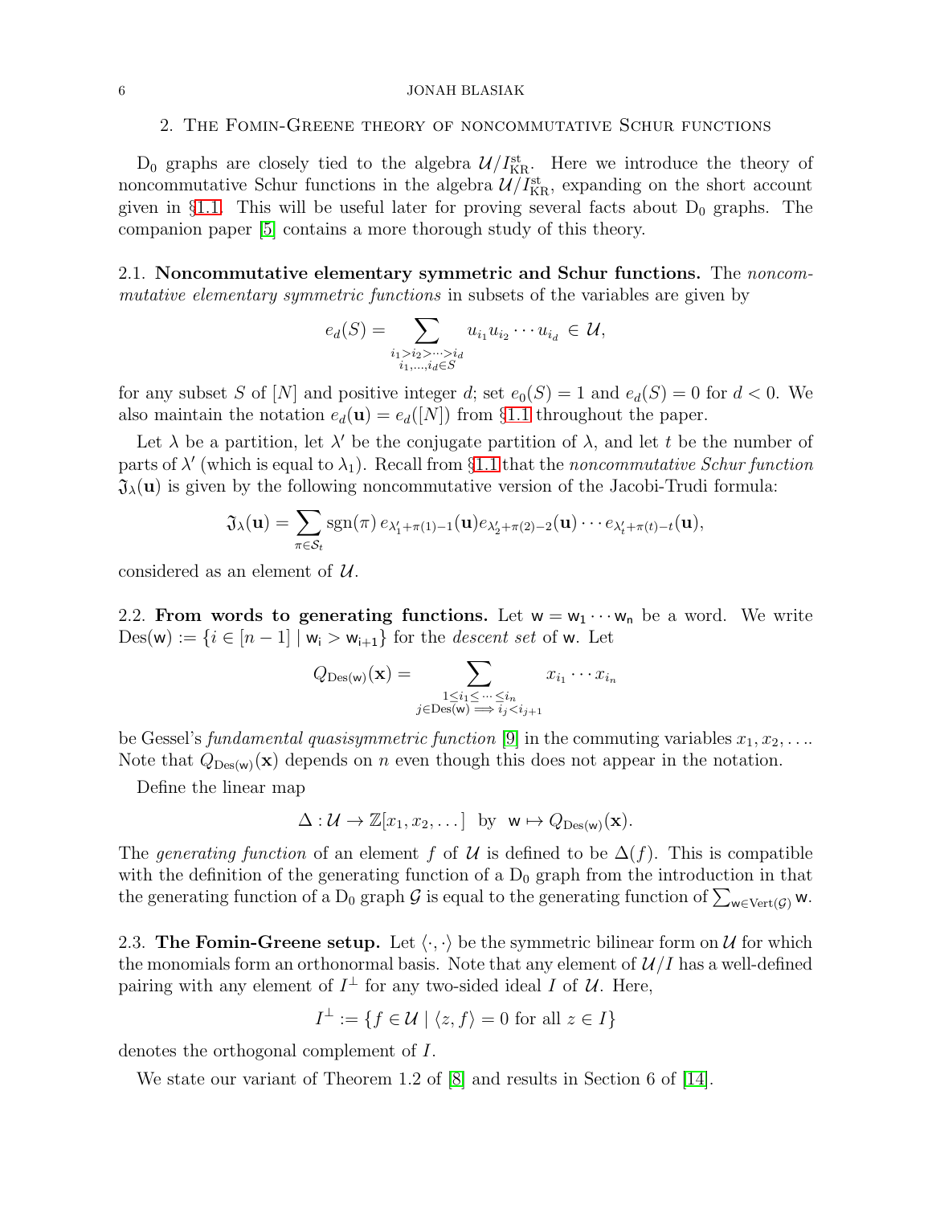## 2. The Fomin-Greene theory of noncommutative Schur functions

$\mathrm{D}_0$ graphs are closely tied to the algebra $\mathcal{U}/I_{\mathrm{KR}}^{\mathrm{st}}$. Here we introduce the theory of noncommutative Schur functions in the algebra $\mathcal{U}/I_{\mathrm{KR}}^{\mathrm{st}}$, expanding on the short account given in §1.1. This will be useful later for proving several facts about $\mathrm{D}_0$ graphs. The companion paper [5] contains a more thorough study of this theory.

### 2.1. Noncommutative elementary symmetric and Schur functions.

The *noncommutative elementary symmetric functions* in subsets of the variables are given by

$$e_d(S) = \sum_{\substack{i_1 > i_2 > \cdots > i_d \\ i_1, \ldots, i_d \in S}} u_{i_1} u_{i_2} \cdots u_{i_d} \in \mathcal{U},$$

for any subset $S$ of $[N]$ and positive integer $d$; set $e_0(S) = 1$ and $e_d(S) = 0$ for $d < 0$. We also maintain the notation $e_d(\mathbf{u}) = e_d([N])$ from §1.1 throughout the paper.

Let $\lambda$ be a partition, let $\lambda'$ be the conjugate partition of $\lambda$, and let $t$ be the number of parts of $\lambda'$ (which is equal to $\lambda_1$). Recall from §1.1 that the *noncommutative Schur function* $\mathfrak{J}_\lambda(\mathbf{u})$ is given by the following noncommutative version of the Jacobi-Trudi formula:

$$\mathfrak{J}_\lambda(\mathbf{u}) = \sum_{\pi \in \mathcal{S}_t} \operatorname{sgn}(\pi)\, e_{\lambda'_1 + \pi(1) - 1}(\mathbf{u}) e_{\lambda'_2 + \pi(2) - 2}(\mathbf{u}) \cdots e_{\lambda'_t + \pi(t) - t}(\mathbf{u}),$$

considered as an element of $\mathcal{U}$.

### 2.2. From words to generating functions.

Let $\mathsf{w} = \mathsf{w}_1 \cdots \mathsf{w}_n$ be a word. We write $\operatorname{Des}(\mathsf{w}) := \{i \in [n-1] \mid \mathsf{w}_i > \mathsf{w}_{i+1}\}$ for the *descent set* of $\mathsf{w}$. Let

$$Q_{\operatorname{Des}(\mathsf{w})}(\mathbf{x}) = \sum_{\substack{1 \le i_1 \le \cdots \le i_n \\ j \in \operatorname{Des}(\mathsf{w}) \implies i_j < i_{j+1}}} x_{i_1} \cdots x_{i_n}$$

be Gessel's *fundamental quasisymmetric function* [9] in the commuting variables $x_1, x_2, \ldots$. Note that $Q_{\operatorname{Des}(\mathsf{w})}(\mathbf{x})$ depends on $n$ even though this does not appear in the notation.

Define the linear map

$$\Delta : \mathcal{U} \to \mathbb{Z}[x_1, x_2, \ldots] \ \text{ by } \ \mathsf{w} \mapsto Q_{\operatorname{Des}(\mathsf{w})}(\mathbf{x}).$$

The *generating function* of an element $f$ of $\mathcal{U}$ is defined to be $\Delta(f)$. This is compatible with the definition of the generating function of a $\mathrm{D}_0$ graph from the introduction in that the generating function of a $\mathrm{D}_0$ graph $\mathcal{G}$ is equal to the generating function of $\sum_{\mathsf{w} \in \operatorname{Vert}(\mathcal{G})} \mathsf{w}$.

### 2.3. The Fomin-Greene setup.

Let $\langle \cdot, \cdot \rangle$ be the symmetric bilinear form on $\mathcal{U}$ for which the monomials form an orthonormal basis. Note that any element of $\mathcal{U}/I$ has a well-defined pairing with any element of $I^\perp$ for any two-sided ideal $I$ of $\mathcal{U}$. Here,

$$I^\perp := \{f \in \mathcal{U} \mid \langle z, f \rangle = 0 \text{ for all } z \in I\}$$

denotes the orthogonal complement of $I$.

We state our variant of Theorem 1.2 of [8] and results in Section 6 of [14].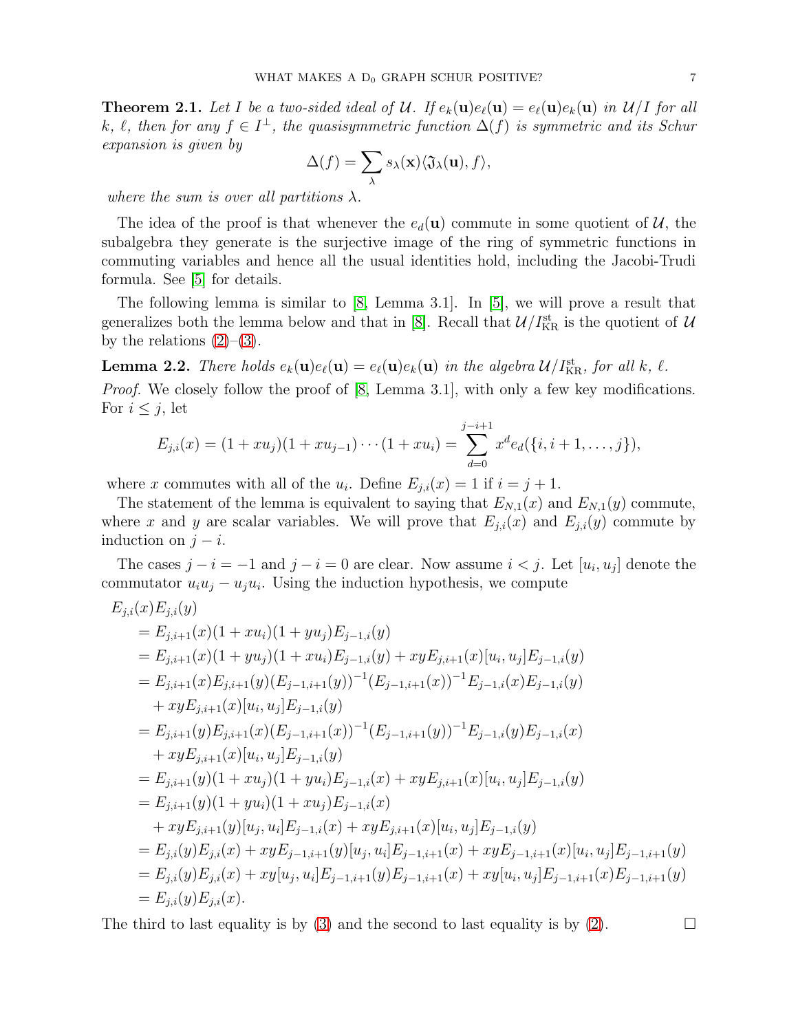**Theorem 2.1.** *Let $I$ be a two-sided ideal of $\mathcal{U}$. If $e_k(\mathbf{u})e_\ell(\mathbf{u}) = e_\ell(\mathbf{u})e_k(\mathbf{u})$ in $\mathcal{U}/I$ for all $k$, $\ell$, then for any $f \in I^\perp$, the quasisymmetric function $\Delta(f)$ is symmetric and its Schur expansion is given by*

$$\Delta(f) = \sum_\lambda s_\lambda(\mathbf{x})\langle \mathfrak{J}_\lambda(\mathbf{u}), f\rangle,$$

*where the sum is over all partitions $\lambda$.*

The idea of the proof is that whenever the $e_d(\mathbf{u})$ commute in some quotient of $\mathcal{U}$, the subalgebra they generate is the surjective image of the ring of symmetric functions in commuting variables and hence all the usual identities hold, including the Jacobi-Trudi formula. See [5] for details.

The following lemma is similar to [8, Lemma 3.1]. In [5], we will prove a result that generalizes both the lemma below and that in [8]. Recall that $\mathcal{U}/I_{\mathrm{KR}}^{\mathrm{st}}$ is the quotient of $\mathcal{U}$ by the relations (2)–(3).

**Lemma 2.2.** *There holds $e_k(\mathbf{u})e_\ell(\mathbf{u}) = e_\ell(\mathbf{u})e_k(\mathbf{u})$ in the algebra $\mathcal{U}/I_{\mathrm{KR}}^{\mathrm{st}}$, for all $k$, $\ell$.*

*Proof.* We closely follow the proof of [8, Lemma 3.1], with only a few key modifications. For $i \le j$, let

$$E_{j,i}(x) = (1 + xu_j)(1 + xu_{j-1}) \cdots (1 + xu_i) = \sum_{d=0}^{j-i+1} x^d e_d(\{i, i+1, \ldots, j\}),$$

where $x$ commutes with all of the $u_i$. Define $E_{j,i}(x) = 1$ if $i = j + 1$.

The statement of the lemma is equivalent to saying that $E_{N,1}(x)$ and $E_{N,1}(y)$ commute, where $x$ and $y$ are scalar variables. We will prove that $E_{j,i}(x)$ and $E_{j,i}(y)$ commute by induction on $j - i$.

The cases $j - i = -1$ and $j - i = 0$ are clear. Now assume $i < j$. Let $[u_i, u_j]$ denote the commutator $u_iu_j - u_ju_i$. Using the induction hypothesis, we compute

$$\begin{aligned}
&E_{j,i}(x)E_{j,i}(y)\\
&\quad = E_{j,i+1}(x)(1 + xu_i)(1 + yu_j)E_{j-1,i}(y)\\
&\quad = E_{j,i+1}(x)(1 + yu_j)(1 + xu_i)E_{j-1,i}(y) + xyE_{j,i+1}(x)[u_i, u_j]E_{j-1,i}(y)\\
&\quad = E_{j,i+1}(x)E_{j,i+1}(y)(E_{j-1,i+1}(y))^{-1}(E_{j-1,i+1}(x))^{-1}E_{j-1,i}(x)E_{j-1,i}(y)\\
&\qquad + xyE_{j,i+1}(x)[u_i, u_j]E_{j-1,i}(y)\\
&\quad = E_{j,i+1}(y)E_{j,i+1}(x)(E_{j-1,i+1}(x))^{-1}(E_{j-1,i+1}(y))^{-1}E_{j-1,i}(y)E_{j-1,i}(x)\\
&\qquad + xyE_{j,i+1}(x)[u_i, u_j]E_{j-1,i}(y)\\
&\quad = E_{j,i+1}(y)(1 + xu_j)(1 + yu_i)E_{j-1,i}(x) + xyE_{j,i+1}(x)[u_i, u_j]E_{j-1,i}(y)\\
&\quad = E_{j,i+1}(y)(1 + yu_i)(1 + xu_j)E_{j-1,i}(x)\\
&\qquad + xyE_{j,i+1}(y)[u_j, u_i]E_{j-1,i}(x) + xyE_{j,i+1}(x)[u_i, u_j]E_{j-1,i}(y)\\
&\quad = E_{j,i}(y)E_{j,i}(x) + xyE_{j-1,i+1}(y)[u_j, u_i]E_{j-1,i+1}(x) + xyE_{j-1,i+1}(x)[u_i, u_j]E_{j-1,i+1}(y)\\
&\quad = E_{j,i}(y)E_{j,i}(x) + xy[u_j, u_i]E_{j-1,i+1}(y)E_{j-1,i+1}(x) + xy[u_i, u_j]E_{j-1,i+1}(x)E_{j-1,i+1}(y)\\
&\quad = E_{j,i}(y)E_{j,i}(x).
\end{aligned}$$

The third to last equality is by (3) and the second to last equality is by (2). $\square$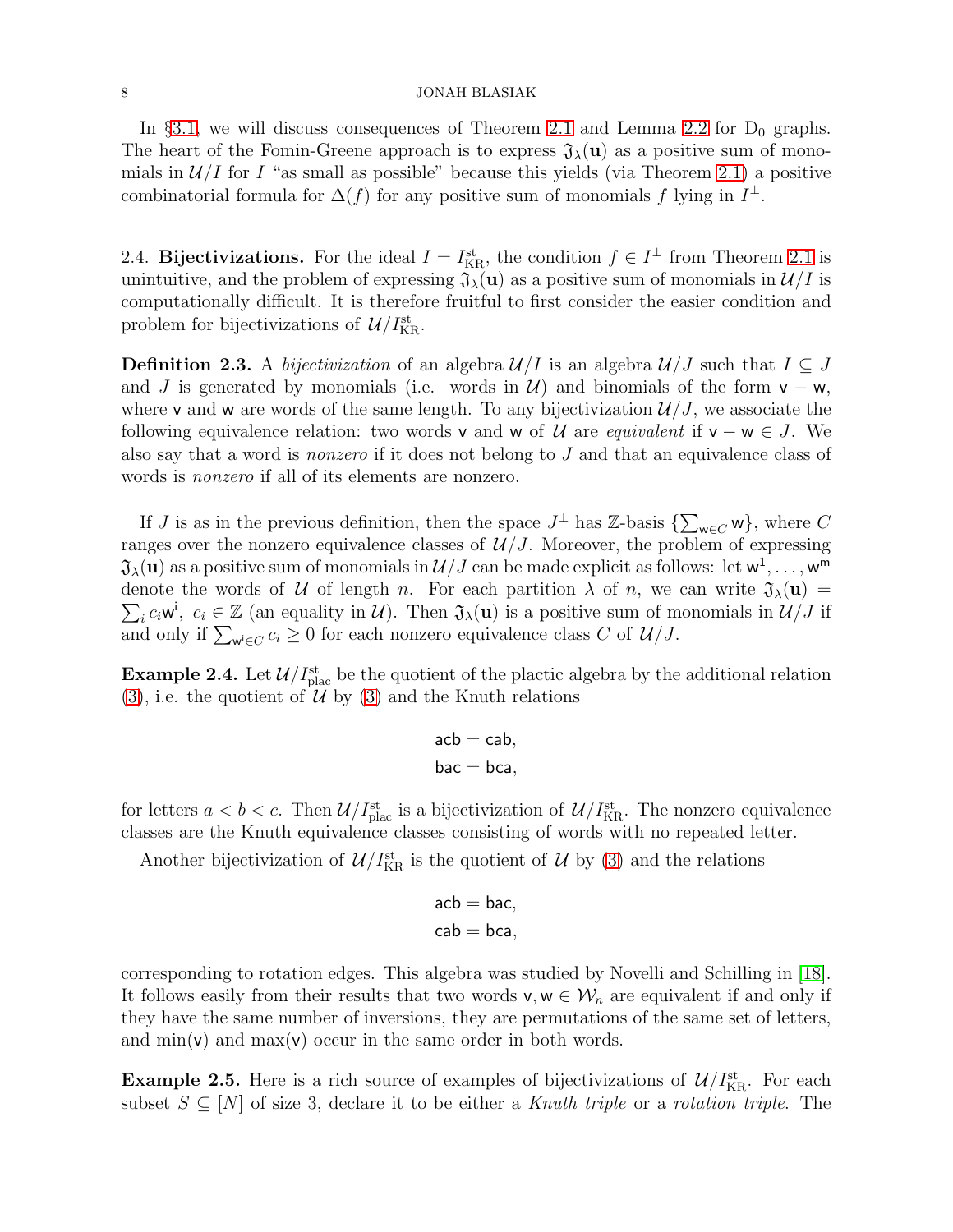In §3.1, we will discuss consequences of Theorem 2.1 and Lemma 2.2 for $\mathrm{D}_0$ graphs. The heart of the Fomin-Greene approach is to express $\mathfrak{J}_\lambda(\mathbf{u})$ as a positive sum of monomials in $\mathcal{U}/I$ for $I$ "as small as possible" because this yields (via Theorem 2.1) a positive combinatorial formula for $\Delta(f)$ for any positive sum of monomials $f$ lying in $I^\perp$.

2.4. **Bijectivizations.** For the ideal $I = I^{\mathrm{st}}_{\mathrm{KR}}$, the condition $f \in I^\perp$ from Theorem 2.1 is unintuitive, and the problem of expressing $\mathfrak{J}_\lambda(\mathbf{u})$ as a positive sum of monomials in $\mathcal{U}/I$ is computationally difficult. It is therefore fruitful to first consider the easier condition and problem for bijectivizations of $\mathcal{U}/I^{\mathrm{st}}_{\mathrm{KR}}$.

**Definition 2.3.** A *bijectivization* of an algebra $\mathcal{U}/I$ is an algebra $\mathcal{U}/J$ such that $I \subseteq J$ and $J$ is generated by monomials (i.e. words in $\mathcal{U}$) and binomials of the form $\mathsf{v} - \mathsf{w}$, where $\mathsf{v}$ and $\mathsf{w}$ are words of the same length. To any bijectivization $\mathcal{U}/J$, we associate the following equivalence relation: two words $\mathsf{v}$ and $\mathsf{w}$ of $\mathcal{U}$ are *equivalent* if $\mathsf{v} - \mathsf{w} \in J$. We also say that a word is *nonzero* if it does not belong to $J$ and that an equivalence class of words is *nonzero* if all of its elements are nonzero.

If $J$ is as in the previous definition, then the space $J^\perp$ has $\mathbb{Z}$-basis $\{\sum_{\mathsf{w} \in C} \mathsf{w}\}$, where $C$ ranges over the nonzero equivalence classes of $\mathcal{U}/J$. Moreover, the problem of expressing $\mathfrak{J}_\lambda(\mathbf{u})$ as a positive sum of monomials in $\mathcal{U}/J$ can be made explicit as follows: let $\mathsf{w}^1, \dots, \mathsf{w}^{\mathsf{m}}$ denote the words of $\mathcal{U}$ of length $n$. For each partition $\lambda$ of $n$, we can write $\mathfrak{J}_\lambda(\mathbf{u}) = \sum_i c_i \mathsf{w}^{\mathsf{i}},\ c_i \in \mathbb{Z}$ (an equality in $\mathcal{U}$). Then $\mathfrak{J}_\lambda(\mathbf{u})$ is a positive sum of monomials in $\mathcal{U}/J$ if and only if $\sum_{\mathsf{w}^{\mathsf{i}} \in C} c_i \geq 0$ for each nonzero equivalence class $C$ of $\mathcal{U}/J$.

**Example 2.4.** Let $\mathcal{U}/I^{\mathrm{st}}_{\mathrm{plac}}$ be the quotient of the plactic algebra by the additional relation (3), i.e. the quotient of $\mathcal{U}$ by (3) and the Knuth relations

$$\mathsf{acb} = \mathsf{cab},$$
$$\mathsf{bac} = \mathsf{bca},$$

for letters $a < b < c$. Then $\mathcal{U}/I^{\mathrm{st}}_{\mathrm{plac}}$ is a bijectivization of $\mathcal{U}/I^{\mathrm{st}}_{\mathrm{KR}}$. The nonzero equivalence classes are the Knuth equivalence classes consisting of words with no repeated letter.

Another bijectivization of $\mathcal{U}/I^{\mathrm{st}}_{\mathrm{KR}}$ is the quotient of $\mathcal{U}$ by (3) and the relations

$$\mathsf{acb} = \mathsf{bac},$$
$$\mathsf{cab} = \mathsf{bca},$$

corresponding to rotation edges. This algebra was studied by Novelli and Schilling in [18]. It follows easily from their results that two words $\mathsf{v}, \mathsf{w} \in \mathcal{W}_n$ are equivalent if and only if they have the same number of inversions, they are permutations of the same set of letters, and $\min(\mathsf{v})$ and $\max(\mathsf{v})$ occur in the same order in both words.

**Example 2.5.** Here is a rich source of examples of bijectivizations of $\mathcal{U}/I^{\mathrm{st}}_{\mathrm{KR}}$. For each subset $S \subseteq [N]$ of size 3, declare it to be either a *Knuth triple* or a *rotation triple*. The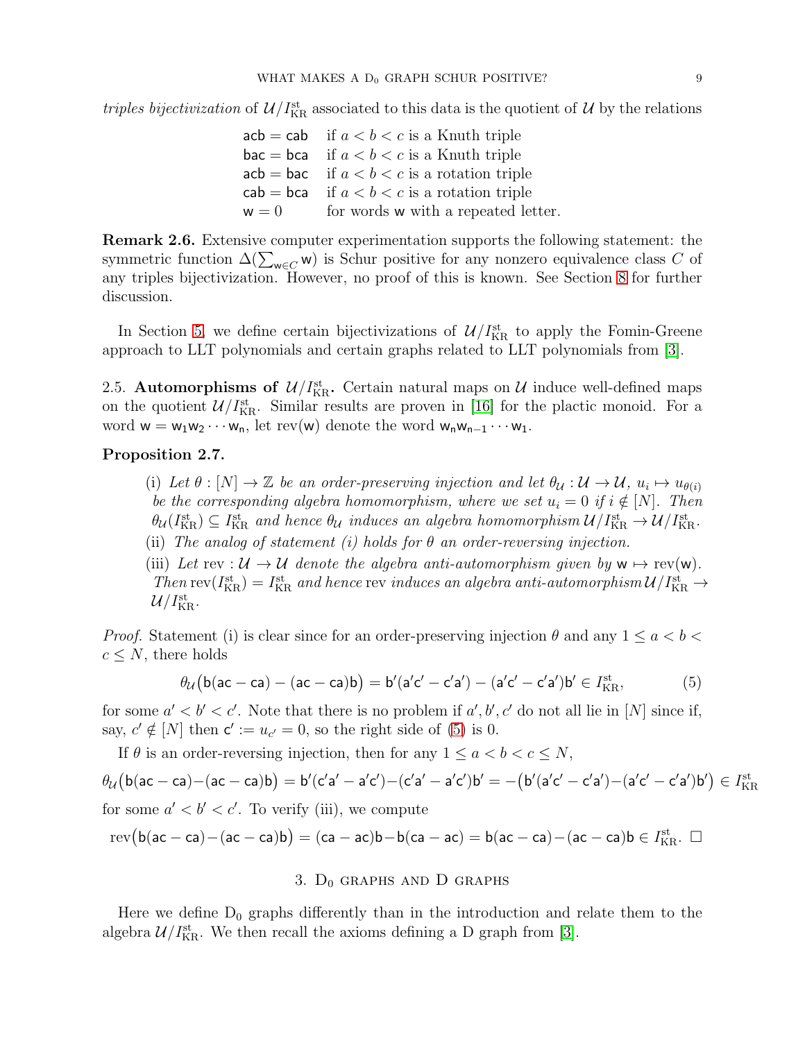*triples bijectivization* of $\mathcal{U}/I_{\mathrm{KR}}^{\mathrm{st}}$ associated to this data is the quotient of $\mathcal{U}$ by the relations

$$\begin{array}{ll}
\mathsf{acb} = \mathsf{cab} & \text{if } a < b < c \text{ is a Knuth triple} \\
\mathsf{bac} = \mathsf{bca} & \text{if } a < b < c \text{ is a Knuth triple} \\
\mathsf{acb} = \mathsf{bac} & \text{if } a < b < c \text{ is a rotation triple} \\
\mathsf{cab} = \mathsf{bca} & \text{if } a < b < c \text{ is a rotation triple} \\
\mathsf{w} = 0 & \text{for words } \mathsf{w} \text{ with a repeated letter.}
\end{array}$$

**Remark 2.6.** Extensive computer experimentation supports the following statement: the symmetric function $\Delta(\sum_{\mathsf{w}\in C}\mathsf{w})$ is Schur positive for any nonzero equivalence class $C$ of any triples bijectivization. However, no proof of this is known. See Section 8 for further discussion.

In Section 5, we define certain bijectivizations of $\mathcal{U}/I_{\mathrm{KR}}^{\mathrm{st}}$ to apply the Fomin-Greene approach to LLT polynomials and certain graphs related to LLT polynomials from [3].

2.5. **Automorphisms of $\mathcal{U}/I_{\mathrm{KR}}^{\mathrm{st}}$.** Certain natural maps on $\mathcal{U}$ induce well-defined maps on the quotient $\mathcal{U}/I_{\mathrm{KR}}^{\mathrm{st}}$. Similar results are proven in [16] for the plactic monoid. For a word $\mathsf{w} = \mathsf{w}_1\mathsf{w}_2\cdots\mathsf{w}_n$, let $\mathrm{rev}(\mathsf{w})$ denote the word $\mathsf{w}_n\mathsf{w}_{n-1}\cdots\mathsf{w}_1$.

**Proposition 2.7.**

(i) *Let $\theta : [N] \to \mathbb{Z}$ be an order-preserving injection and let $\theta_{\mathcal{U}} : \mathcal{U} \to \mathcal{U}$, $u_i \mapsto u_{\theta(i)}$ be the corresponding algebra homomorphism, where we set $u_i = 0$ if $i \notin [N]$. Then $\theta_{\mathcal{U}}(I_{\mathrm{KR}}^{\mathrm{st}}) \subseteq I_{\mathrm{KR}}^{\mathrm{st}}$ and hence $\theta_{\mathcal{U}}$ induces an algebra homomorphism $\mathcal{U}/I_{\mathrm{KR}}^{\mathrm{st}} \to \mathcal{U}/I_{\mathrm{KR}}^{\mathrm{st}}$.*

(ii) *The analog of statement (i) holds for $\theta$ an order-reversing injection.*

(iii) *Let $\mathrm{rev} : \mathcal{U} \to \mathcal{U}$ denote the algebra anti-automorphism given by $\mathsf{w} \mapsto \mathrm{rev}(\mathsf{w})$. Then $\mathrm{rev}(I_{\mathrm{KR}}^{\mathrm{st}}) = I_{\mathrm{KR}}^{\mathrm{st}}$ and hence $\mathrm{rev}$ induces an algebra anti-automorphism $\mathcal{U}/I_{\mathrm{KR}}^{\mathrm{st}} \to \mathcal{U}/I_{\mathrm{KR}}^{\mathrm{st}}$.*

*Proof.* Statement (i) is clear since for an order-preserving injection $\theta$ and any $1 \le a < b < c \le N$, there holds

$$\theta_{\mathcal{U}}\big(\mathsf{b}(\mathsf{ac}-\mathsf{ca}) - (\mathsf{ac}-\mathsf{ca})\mathsf{b}\big) = \mathsf{b}'(\mathsf{a}'\mathsf{c}'-\mathsf{c}'\mathsf{a}') - (\mathsf{a}'\mathsf{c}'-\mathsf{c}'\mathsf{a}')\mathsf{b}' \in I_{\mathrm{KR}}^{\mathrm{st}}, \tag{5}$$

for some $a' < b' < c'$. Note that there is no problem if $a', b', c'$ do not all lie in $[N]$ since if, say, $c' \notin [N]$ then $\mathsf{c}' := u_{c'} = 0$, so the right side of (5) is 0.

If $\theta$ is an order-reversing injection, then for any $1 \le a < b < c \le N$,

$$\theta_{\mathcal{U}}\big(\mathsf{b}(\mathsf{ac}-\mathsf{ca})-(\mathsf{ac}-\mathsf{ca})\mathsf{b}\big) = \mathsf{b}'(\mathsf{c}'\mathsf{a}'-\mathsf{a}'\mathsf{c}')-(\mathsf{c}'\mathsf{a}'-\mathsf{a}'\mathsf{c}')\mathsf{b}' = -\big(\mathsf{b}'(\mathsf{a}'\mathsf{c}'-\mathsf{c}'\mathsf{a}')-(\mathsf{a}'\mathsf{c}'-\mathsf{c}'\mathsf{a}')\mathsf{b}'\big) \in I_{\mathrm{KR}}^{\mathrm{st}}$$

for some $a' < b' < c'$. To verify (iii), we compute

$$\mathrm{rev}\big(\mathsf{b}(\mathsf{ac}-\mathsf{ca})-(\mathsf{ac}-\mathsf{ca})\mathsf{b}\big) = (\mathsf{ca}-\mathsf{ac})\mathsf{b}-\mathsf{b}(\mathsf{ca}-\mathsf{ac}) = \mathsf{b}(\mathsf{ac}-\mathsf{ca})-(\mathsf{ac}-\mathsf{ca})\mathsf{b} \in I_{\mathrm{KR}}^{\mathrm{st}}. \quad \square$$

## 3. D$_0$ graphs and D graphs

Here we define D$_0$ graphs differently than in the introduction and relate them to the algebra $\mathcal{U}/I_{\mathrm{KR}}^{\mathrm{st}}$. We then recall the axioms defining a D graph from [3].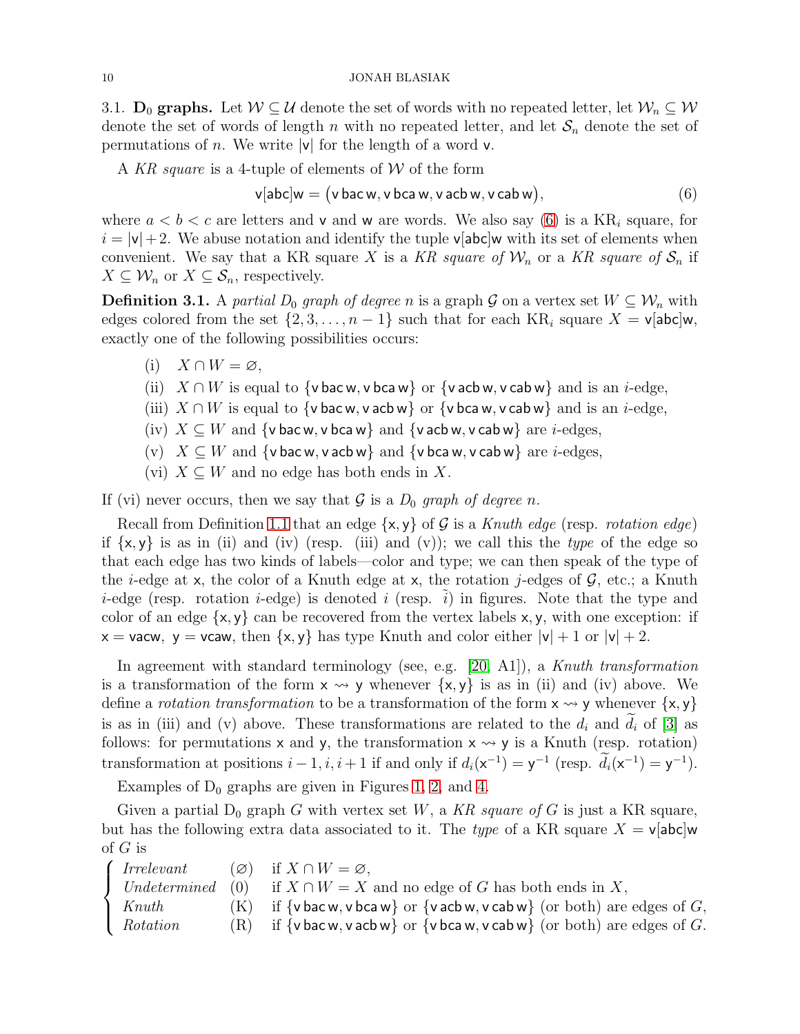### 3.1. $\mathbf{D}_0$ graphs.

Let $\mathcal{W} \subseteq \mathcal{U}$ denote the set of words with no repeated letter, let $\mathcal{W}_n \subseteq \mathcal{W}$ denote the set of words of length $n$ with no repeated letter, and let $\mathcal{S}_n$ denote the set of permutations of $n$. We write $|\mathsf{v}|$ for the length of a word $\mathsf{v}$.

A *KR square* is a 4-tuple of elements of $\mathcal{W}$ of the form

$$\mathsf{v}[\mathsf{abc}]\mathsf{w} = \big(\mathsf{v}\,\mathsf{bac}\,\mathsf{w}, \mathsf{v}\,\mathsf{bca}\,\mathsf{w}, \mathsf{v}\,\mathsf{acb}\,\mathsf{w}, \mathsf{v}\,\mathsf{cab}\,\mathsf{w}\big), \tag{6}$$

where $a < b < c$ are letters and $\mathsf{v}$ and $\mathsf{w}$ are words. We also say (6) is a $\mathrm{KR}_i$ square, for $i = |\mathsf{v}|+2$. We abuse notation and identify the tuple $\mathsf{v}[\mathsf{abc}]\mathsf{w}$ with its set of elements when convenient. We say that a KR square $X$ is a *KR square of* $\mathcal{W}_n$ or a *KR square of* $\mathcal{S}_n$ if $X \subseteq \mathcal{W}_n$ or $X \subseteq \mathcal{S}_n$, respectively.

**Definition 3.1.** A *partial $D_0$ graph of degree $n$* is a graph $\mathcal{G}$ on a vertex set $W \subseteq \mathcal{W}_n$ with edges colored from the set $\{2, 3, \dots, n-1\}$ such that for each $\mathrm{KR}_i$ square $X = \mathsf{v}[\mathsf{abc}]\mathsf{w}$, exactly one of the following possibilities occurs:

- (i) $X \cap W = \varnothing$,
- (ii) $X \cap W$ is equal to $\{\mathsf{v}\,\mathsf{bac}\,\mathsf{w}, \mathsf{v}\,\mathsf{bca}\,\mathsf{w}\}$ or $\{\mathsf{v}\,\mathsf{acb}\,\mathsf{w}, \mathsf{v}\,\mathsf{cab}\,\mathsf{w}\}$ and is an $i$-edge,
- (iii) $X \cap W$ is equal to $\{\mathsf{v}\,\mathsf{bac}\,\mathsf{w}, \mathsf{v}\,\mathsf{acb}\,\mathsf{w}\}$ or $\{\mathsf{v}\,\mathsf{bca}\,\mathsf{w}, \mathsf{v}\,\mathsf{cab}\,\mathsf{w}\}$ and is an $i$-edge,
- (iv) $X \subseteq W$ and $\{\mathsf{v}\,\mathsf{bac}\,\mathsf{w}, \mathsf{v}\,\mathsf{bca}\,\mathsf{w}\}$ and $\{\mathsf{v}\,\mathsf{acb}\,\mathsf{w}, \mathsf{v}\,\mathsf{cab}\,\mathsf{w}\}$ are $i$-edges,
- (v) $X \subseteq W$ and $\{\mathsf{v}\,\mathsf{bac}\,\mathsf{w}, \mathsf{v}\,\mathsf{acb}\,\mathsf{w}\}$ and $\{\mathsf{v}\,\mathsf{bca}\,\mathsf{w}, \mathsf{v}\,\mathsf{cab}\,\mathsf{w}\}$ are $i$-edges,
- (vi) $X \subseteq W$ and no edge has both ends in $X$.

If (vi) never occurs, then we say that $\mathcal{G}$ is a *$D_0$ graph of degree $n$*.

Recall from Definition 1.1 that an edge $\{\mathsf{x}, \mathsf{y}\}$ of $\mathcal{G}$ is a *Knuth edge* (resp. *rotation edge*) if $\{\mathsf{x}, \mathsf{y}\}$ is as in (ii) and (iv) (resp. (iii) and (v)); we call this the *type* of the edge so that each edge has two kinds of labels—color and type; we can then speak of the type of the $i$-edge at $\mathsf{x}$, the color of a Knuth edge at $\mathsf{x}$, the rotation $j$-edges of $\mathcal{G}$, etc.; a Knuth $i$-edge (resp. rotation $i$-edge) is denoted $i$ (resp. $\tilde{i}$) in figures. Note that the type and color of an edge $\{\mathsf{x}, \mathsf{y}\}$ can be recovered from the vertex labels $\mathsf{x}, \mathsf{y}$, with one exception: if $\mathsf{x} = \mathsf{vacw}$, $\mathsf{y} = \mathsf{vcaw}$, then $\{\mathsf{x}, \mathsf{y}\}$ has type Knuth and color either $|\mathsf{v}|+1$ or $|\mathsf{v}|+2$.

In agreement with standard terminology (see, e.g. [20, A1]), a *Knuth transformation* is a transformation of the form $\mathsf{x} \rightsquigarrow \mathsf{y}$ whenever $\{\mathsf{x}, \mathsf{y}\}$ is as in (ii) and (iv) above. We define a *rotation transformation* to be a transformation of the form $\mathsf{x} \rightsquigarrow \mathsf{y}$ whenever $\{\mathsf{x}, \mathsf{y}\}$ is as in (iii) and (v) above. These transformations are related to the $d_i$ and $\widetilde{d}_i$ of [3] as follows: for permutations $\mathsf{x}$ and $\mathsf{y}$, the transformation $\mathsf{x} \rightsquigarrow \mathsf{y}$ is a Knuth (resp. rotation) transformation at positions $i-1, i, i+1$ if and only if $d_i(\mathsf{x}^{-1}) = \mathsf{y}^{-1}$ (resp. $\widetilde{d}_i(\mathsf{x}^{-1}) = \mathsf{y}^{-1}$).

Examples of $\mathrm{D}_0$ graphs are given in Figures 1, 2, and 4.

Given a partial $\mathrm{D}_0$ graph $G$ with vertex set $W$, a *KR square of $G$* is just a KR square, but has the following extra data associated to it. The *type* of a KR square $X = \mathsf{v}[\mathsf{abc}]\mathsf{w}$ of $G$ is

$$\begin{cases} \textit{Irrelevant} & (\varnothing) \quad \text{if } X \cap W = \varnothing, \\ \textit{Undetermined} & (0) \quad \text{if } X \cap W = X \text{ and no edge of } G \text{ has both ends in } X, \\ \textit{Knuth} & (\mathrm{K}) \quad \text{if } \{\mathsf{v}\,\mathsf{bac}\,\mathsf{w}, \mathsf{v}\,\mathsf{bca}\,\mathsf{w}\} \text{ or } \{\mathsf{v}\,\mathsf{acb}\,\mathsf{w}, \mathsf{v}\,\mathsf{cab}\,\mathsf{w}\} \text{ (or both) are edges of } G, \\ \textit{Rotation} & (\mathrm{R}) \quad \text{if } \{\mathsf{v}\,\mathsf{bac}\,\mathsf{w}, \mathsf{v}\,\mathsf{acb}\,\mathsf{w}\} \text{ or } \{\mathsf{v}\,\mathsf{bca}\,\mathsf{w}, \mathsf{v}\,\mathsf{cab}\,\mathsf{w}\} \text{ (or both) are edges of } G. \end{cases}$$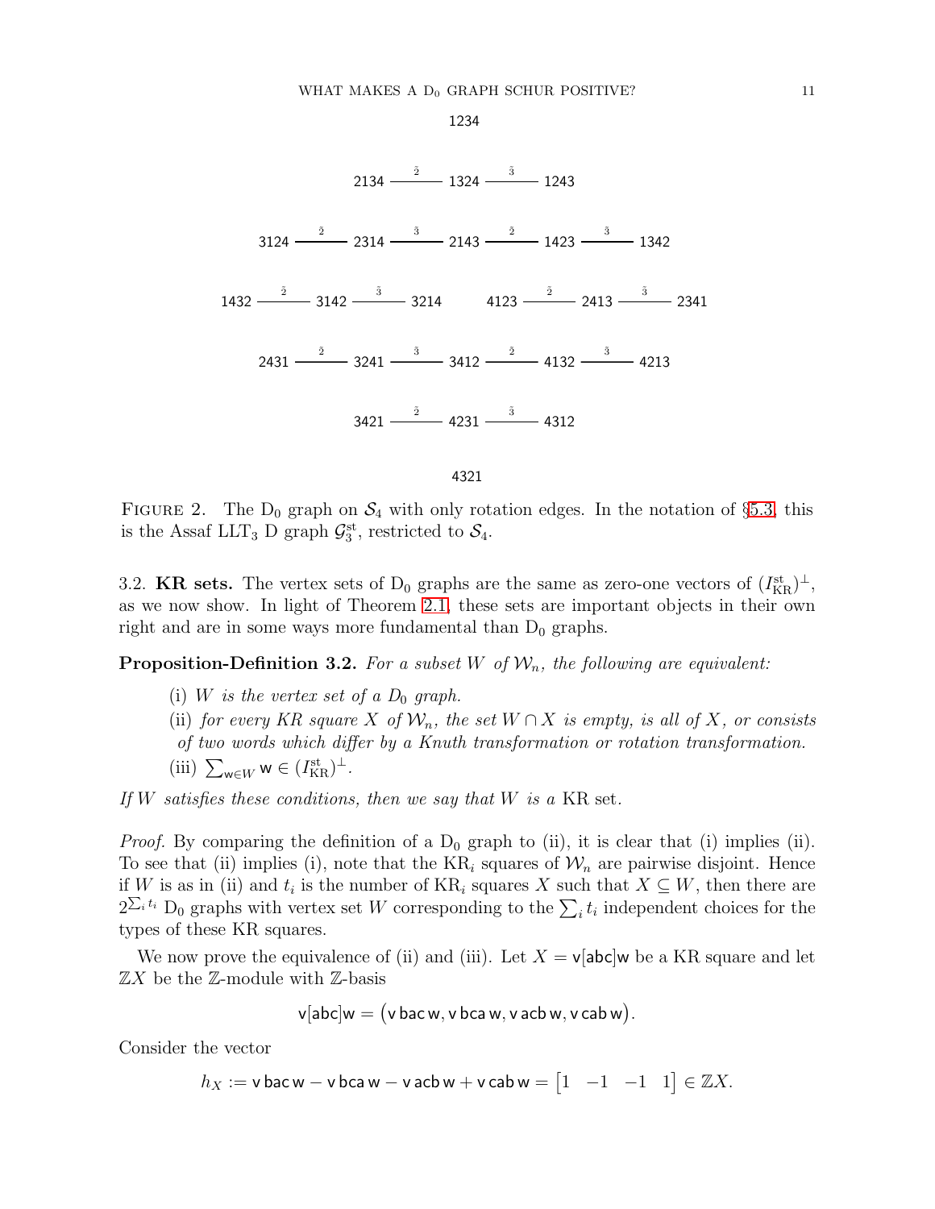1234

2134 —$\tilde{2}$— 1324 —$\tilde{3}$— 1243

3124 —$\tilde{2}$— 2314 —$\tilde{3}$— 2143 —$\tilde{2}$— 1423 —$\tilde{3}$— 1342

1432 —$\tilde{2}$— 3142 —$\tilde{3}$— 3214    4123 —$\tilde{2}$— 2413 —$\tilde{3}$— 2341

2431 —$\tilde{2}$— 3241 —$\tilde{3}$— 3412 —$\tilde{2}$— 4132 —$\tilde{3}$— 4213

3421 —$\tilde{2}$— 4231 —$\tilde{3}$— 4312

4321

FIGURE 2. The $\mathrm{D}_0$ graph on $\mathcal{S}_4$ with only rotation edges. In the notation of §5.3, this is the Assaf $\mathrm{LLT}_3$ D graph $\mathcal{G}_3^{\mathrm{st}}$, restricted to $\mathcal{S}_4$.

3.2. **KR sets.** The vertex sets of $\mathrm{D}_0$ graphs are the same as zero-one vectors of $(I_{\mathrm{KR}}^{\mathrm{st}})^{\perp}$, as we now show. In light of Theorem 2.1, these sets are important objects in their own right and are in some ways more fundamental than $\mathrm{D}_0$ graphs.

**Proposition-Definition 3.2.** *For a subset $W$ of $\mathcal{W}_n$, the following are equivalent:*

(i) *$W$ is the vertex set of a $D_0$ graph.*

(ii) *for every KR square $X$ of $\mathcal{W}_n$, the set $W \cap X$ is empty, is all of $X$, or consists of two words which differ by a Knuth transformation or rotation transformation.*

(iii) $\sum_{\mathsf{w} \in W} \mathsf{w} \in (I_{\mathrm{KR}}^{\mathrm{st}})^{\perp}$.

*If $W$ satisfies these conditions, then we say that $W$ is a* KR set.

*Proof.* By comparing the definition of a $\mathrm{D}_0$ graph to (ii), it is clear that (i) implies (ii). To see that (ii) implies (i), note that the $\mathrm{KR}_i$ squares of $\mathcal{W}_n$ are pairwise disjoint. Hence if $W$ is as in (ii) and $t_i$ is the number of $\mathrm{KR}_i$ squares $X$ such that $X \subseteq W$, then there are $2^{\sum_i t_i}$ $\mathrm{D}_0$ graphs with vertex set $W$ corresponding to the $\sum_i t_i$ independent choices for the types of these KR squares.

We now prove the equivalence of (ii) and (iii). Let $X = \mathsf{v}[\mathsf{abc}]\mathsf{w}$ be a KR square and let $\mathbb{Z}X$ be the $\mathbb{Z}$-module with $\mathbb{Z}$-basis

$$\mathsf{v}[\mathsf{abc}]\mathsf{w} = \big(\mathsf{v}\,\mathsf{bac}\,\mathsf{w}, \mathsf{v}\,\mathsf{bca}\,\mathsf{w}, \mathsf{v}\,\mathsf{acb}\,\mathsf{w}, \mathsf{v}\,\mathsf{cab}\,\mathsf{w}\big).$$

Consider the vector

$$h_X := \mathsf{v}\,\mathsf{bac}\,\mathsf{w} - \mathsf{v}\,\mathsf{bca}\,\mathsf{w} - \mathsf{v}\,\mathsf{acb}\,\mathsf{w} + \mathsf{v}\,\mathsf{cab}\,\mathsf{w} = \begin{bmatrix} 1 & -1 & -1 & 1 \end{bmatrix} \in \mathbb{Z}X.$$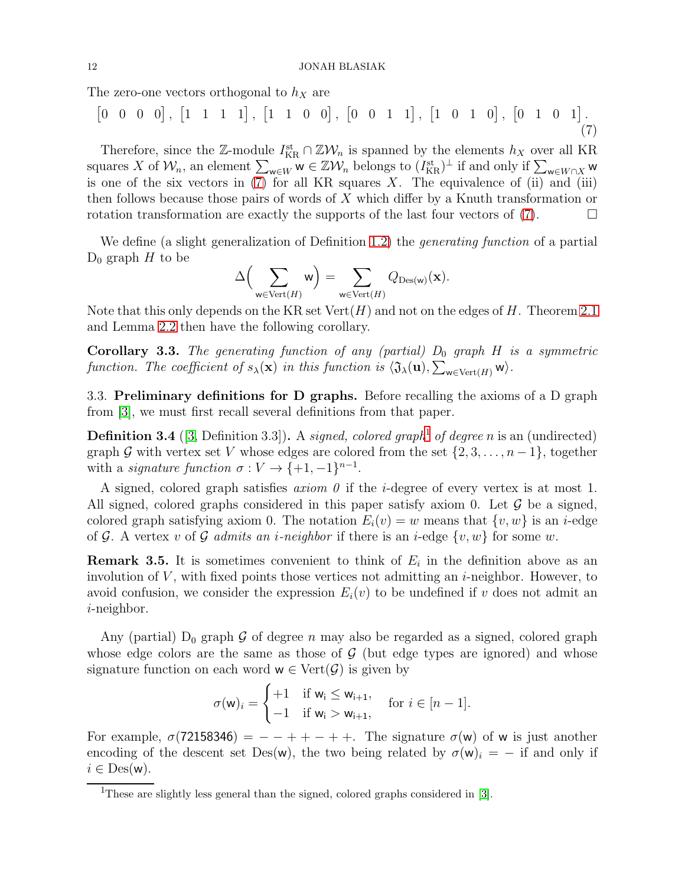The zero-one vectors orthogonal to $h_X$ are

$$\begin{bmatrix}0 & 0 & 0 & 0\end{bmatrix},\ \begin{bmatrix}1 & 1 & 1 & 1\end{bmatrix},\ \begin{bmatrix}1 & 1 & 0 & 0\end{bmatrix},\ \begin{bmatrix}0 & 0 & 1 & 1\end{bmatrix},\ \begin{bmatrix}1 & 0 & 1 & 0\end{bmatrix},\ \begin{bmatrix}0 & 1 & 0 & 1\end{bmatrix}. \tag{7}$$

Therefore, since the $\mathbb{Z}$-module $I^{\text{st}}_{\text{KR}} \cap \mathbb{Z}\mathcal{W}_n$ is spanned by the elements $h_X$ over all KR squares $X$ of $\mathcal{W}_n$, an element $\sum_{\mathsf{w} \in W} \mathsf{w} \in \mathbb{Z}\mathcal{W}_n$ belongs to $(I^{\text{st}}_{\text{KR}})^{\perp}$ if and only if $\sum_{\mathsf{w} \in W \cap X} \mathsf{w}$ is one of the six vectors in (7) for all KR squares $X$. The equivalence of (ii) and (iii) then follows because those pairs of words of $X$ which differ by a Knuth transformation or rotation transformation are exactly the supports of the last four vectors of (7). □

We define (a slight generalization of Definition 1.2) the *generating function* of a partial $\text{D}_0$ graph $H$ to be

$$\Delta\Big( \sum_{\mathsf{w} \in \text{Vert}(H)} \mathsf{w} \Big) = \sum_{\mathsf{w} \in \text{Vert}(H)} Q_{\text{Des}(\mathsf{w})}(\mathbf{x}).$$

Note that this only depends on the KR set $\text{Vert}(H)$ and not on the edges of $H$. Theorem 2.1 and Lemma 2.2 then have the following corollary.

**Corollary 3.3.** *The generating function of any (partial) $D_0$ graph $H$ is a symmetric function. The coefficient of $s_\lambda(\mathbf{x})$ in this function is $\langle \mathfrak{J}_\lambda(\mathbf{u}), \sum_{\mathsf{w} \in \text{Vert}(H)} \mathsf{w} \rangle$.*

### 3.3. Preliminary definitions for D graphs.

Before recalling the axioms of a D graph from [3], we must first recall several definitions from that paper.

**Definition 3.4** ([3, Definition 3.3])**.** A *signed, colored graph*[1] *of degree* $n$ is an (undirected) graph $\mathcal{G}$ with vertex set $V$ whose edges are colored from the set $\{2, 3, \ldots, n-1\}$, together with a *signature function* $\sigma : V \to \{+1, -1\}^{n-1}$.

A signed, colored graph satisfies *axiom 0* if the $i$-degree of every vertex is at most 1. All signed, colored graphs considered in this paper satisfy axiom 0. Let $\mathcal{G}$ be a signed, colored graph satisfying axiom 0. The notation $E_i(v) = w$ means that $\{v, w\}$ is an $i$-edge of $\mathcal{G}$. A vertex $v$ of $\mathcal{G}$ *admits an $i$-neighbor* if there is an $i$-edge $\{v, w\}$ for some $w$.

**Remark 3.5.** It is sometimes convenient to think of $E_i$ in the definition above as an involution of $V$, with fixed points those vertices not admitting an $i$-neighbor. However, to avoid confusion, we consider the expression $E_i(v)$ to be undefined if $v$ does not admit an $i$-neighbor.

Any (partial) $\text{D}_0$ graph $\mathcal{G}$ of degree $n$ may also be regarded as a signed, colored graph whose edge colors are the same as those of $\mathcal{G}$ (but edge types are ignored) and whose signature function on each word $\mathsf{w} \in \text{Vert}(\mathcal{G})$ is given by

$$\sigma(\mathsf{w})_i = \begin{cases} +1 & \text{if } \mathsf{w_i} \leq \mathsf{w_{i+1}}, \\ -1 & \text{if } \mathsf{w_i} > \mathsf{w_{i+1}}, \end{cases} \quad \text{for } i \in [n-1].$$

For example, $\sigma(72158346) = --++-++$. The signature $\sigma(\mathsf{w})$ of $\mathsf{w}$ is just another encoding of the descent set $\text{Des}(\mathsf{w})$, the two being related by $\sigma(\mathsf{w})_i = -$ if and only if $i \in \text{Des}(\mathsf{w})$.

[1] These are slightly less general than the signed, colored graphs considered in [3].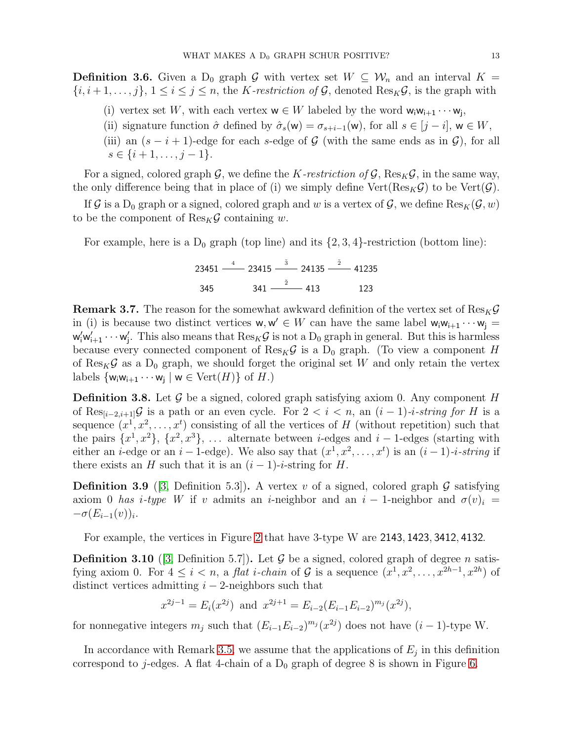**Definition 3.6.** Given a $\mathrm{D}_0$ graph $\mathcal{G}$ with vertex set $W \subseteq \mathcal{W}_n$ and an interval $K = \{i, i+1, \ldots, j\}$, $1 \le i \le j \le n$, the *$K$-restriction of* $\mathcal{G}$, denoted $\mathrm{Res}_K \mathcal{G}$, is the graph with

(i) vertex set $W$, with each vertex $\mathsf{w} \in W$ labeled by the word $\mathsf{w_i w_{i+1} \cdots w_j}$,

(ii) signature function $\hat{\sigma}$ defined by $\hat{\sigma}_s(\mathsf{w}) = \sigma_{s+i-1}(\mathsf{w})$, for all $s \in [j-i]$, $\mathsf{w} \in W$,

(iii) an $(s-i+1)$-edge for each $s$-edge of $\mathcal{G}$ (with the same ends as in $\mathcal{G}$), for all $s \in \{i+1, \ldots, j-1\}$.

For a signed, colored graph $\mathcal{G}$, we define the *$K$-restriction of* $\mathcal{G}$, $\mathrm{Res}_K \mathcal{G}$, in the same way, the only difference being that in place of (i) we simply define $\mathrm{Vert}(\mathrm{Res}_K \mathcal{G})$ to be $\mathrm{Vert}(\mathcal{G})$.

If $\mathcal{G}$ is a $\mathrm{D}_0$ graph or a signed, colored graph and $w$ is a vertex of $\mathcal{G}$, we define $\mathrm{Res}_K(\mathcal{G}, w)$ to be the component of $\mathrm{Res}_K \mathcal{G}$ containing $w$.

For example, here is a $\mathrm{D}_0$ graph (top line) and its $\{2,3,4\}$-restriction (bottom line):

$$\mathsf{23451} \overset{4}{\text{———}} \mathsf{23415} \overset{\tilde{3}}{\text{———}} \mathsf{24135} \overset{\tilde{2}}{\text{———}} \mathsf{41235}$$

$$\mathsf{345} \qquad \mathsf{341} \overset{\tilde{2}}{\text{———}} \mathsf{413} \qquad \mathsf{123}$$

**Remark 3.7.** The reason for the somewhat awkward definition of the vertex set of $\mathrm{Res}_K \mathcal{G}$ in (i) is because two distinct vertices $\mathsf{w}, \mathsf{w}' \in W$ can have the same label $\mathsf{w_i w_{i+1} \cdots w_j} = \mathsf{w'_i w'_{i+1} \cdots w'_j}$. This also means that $\mathrm{Res}_K \mathcal{G}$ is not a $\mathrm{D}_0$ graph in general. But this is harmless because every connected component of $\mathrm{Res}_K \mathcal{G}$ is a $\mathrm{D}_0$ graph. (To view a component $H$ of $\mathrm{Res}_K \mathcal{G}$ as a $\mathrm{D}_0$ graph, we should forget the original set $W$ and only retain the vertex labels $\{\mathsf{w_i w_{i+1} \cdots w_j} \mid \mathsf{w} \in \mathrm{Vert}(H)\}$ of $H$.)

**Definition 3.8.** Let $\mathcal{G}$ be a signed, colored graph satisfying axiom 0. Any component $H$ of $\mathrm{Res}_{[i-2,i+1]} \mathcal{G}$ is a path or an even cycle. For $2 < i < n$, an *$(i-1)$-$i$-string for* $H$ is a sequence $(x^1, x^2, \ldots, x^t)$ consisting of all the vertices of $H$ (without repetition) such that the pairs $\{x^1, x^2\}$, $\{x^2, x^3\}$, $\ldots$ alternate between $i$-edges and $i-1$-edges (starting with either an $i$-edge or an $i-1$-edge). We also say that $(x^1, x^2, \ldots, x^t)$ is an *$(i-1)$-$i$-string* if there exists an $H$ such that it is an $(i-1)$-$i$-string for $H$.

**Definition 3.9** ([3, Definition 5.3])**.** A vertex $v$ of a signed, colored graph $\mathcal{G}$ satisfying axiom 0 *has $i$-type* W if $v$ admits an $i$-neighbor and an $i-1$-neighbor and $\sigma(v)_i = -\sigma(E_{i-1}(v))_i$.

For example, the vertices in Figure 2 that have 3-type W are $\mathsf{2143}, \mathsf{1423}, \mathsf{3412}, \mathsf{4132}$.

**Definition 3.10** ([3, Definition 5.7])**.** Let $\mathcal{G}$ be a signed, colored graph of degree $n$ satisfying axiom 0. For $4 \le i < n$, a *flat $i$-chain* of $\mathcal{G}$ is a sequence $(x^1, x^2, \ldots, x^{2h-1}, x^{2h})$ of distinct vertices admitting $i-2$-neighbors such that

$$x^{2j-1} = E_i(x^{2j}) \text{ and } x^{2j+1} = E_{i-2}(E_{i-1}E_{i-2})^{m_j}(x^{2j}),$$

for nonnegative integers $m_j$ such that $(E_{i-1}E_{i-2})^{m_j}(x^{2j})$ does not have $(i-1)$-type W.

In accordance with Remark 3.5, we assume that the applications of $E_j$ in this definition correspond to $j$-edges. A flat 4-chain of a $\mathrm{D}_0$ graph of degree 8 is shown in Figure 6.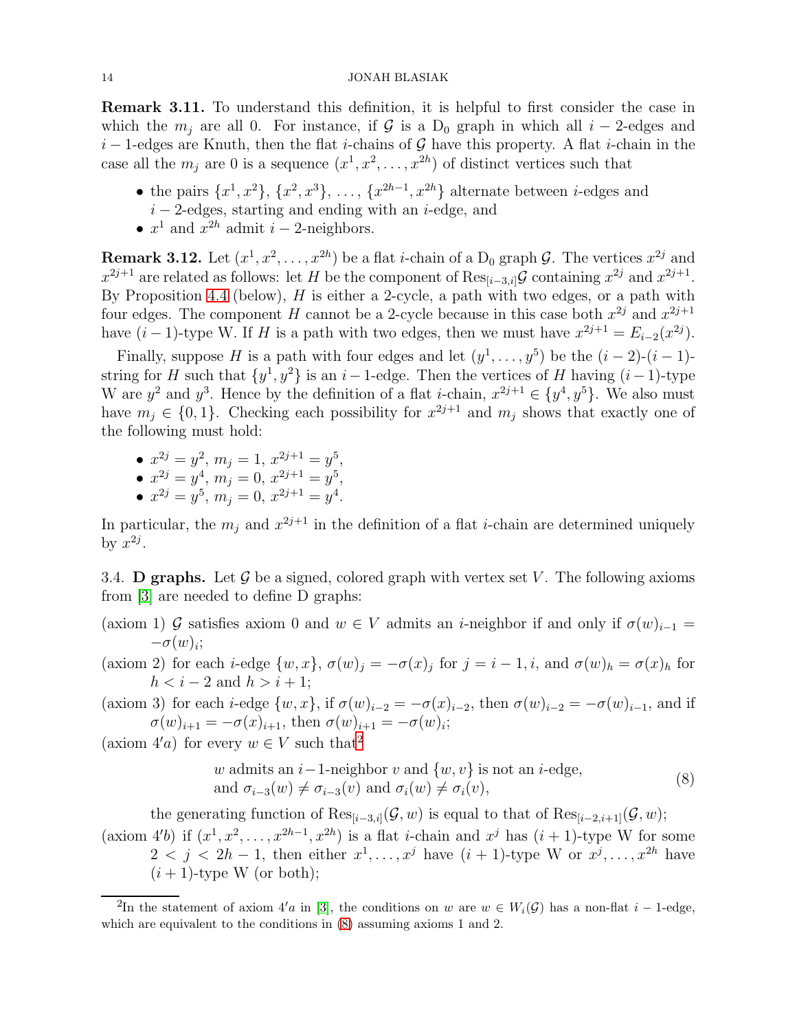**Remark 3.11.** To understand this definition, it is helpful to first consider the case in which the $m_j$ are all 0. For instance, if $\mathcal{G}$ is a $\text{D}_0$ graph in which all $i-2$-edges and $i-1$-edges are Knuth, then the flat $i$-chains of $\mathcal{G}$ have this property. A flat $i$-chain in the case all the $m_j$ are 0 is a sequence $(x^1, x^2, \ldots, x^{2h})$ of distinct vertices such that

- the pairs $\{x^1, x^2\}$, $\{x^2, x^3\}$, $\ldots$, $\{x^{2h-1}, x^{2h}\}$ alternate between $i$-edges and $i-2$-edges, starting and ending with an $i$-edge, and
- $x^1$ and $x^{2h}$ admit $i-2$-neighbors.

**Remark 3.12.** Let $(x^1, x^2, \ldots, x^{2h})$ be a flat $i$-chain of a $\text{D}_0$ graph $\mathcal{G}$. The vertices $x^{2j}$ and $x^{2j+1}$ are related as follows: let $H$ be the component of $\text{Res}_{[i-3,i]}\mathcal{G}$ containing $x^{2j}$ and $x^{2j+1}$. By Proposition 4.4 (below), $H$ is either a 2-cycle, a path with two edges, or a path with four edges. The component $H$ cannot be a 2-cycle because in this case both $x^{2j}$ and $x^{2j+1}$ have $(i-1)$-type W. If $H$ is a path with two edges, then we must have $x^{2j+1} = E_{i-2}(x^{2j})$.

Finally, suppose $H$ is a path with four edges and let $(y^1, \ldots, y^5)$ be the $(i-2)$-$(i-1)$-string for $H$ such that $\{y^1, y^2\}$ is an $i-1$-edge. Then the vertices of $H$ having $(i-1)$-type W are $y^2$ and $y^3$. Hence by the definition of a flat $i$-chain, $x^{2j+1} \in \{y^4, y^5\}$. We also must have $m_j \in \{0, 1\}$. Checking each possibility for $x^{2j+1}$ and $m_j$ shows that exactly one of the following must hold:

- $x^{2j} = y^2$, $m_j = 1$, $x^{2j+1} = y^5$,
- $x^{2j} = y^4$, $m_j = 0$, $x^{2j+1} = y^5$,
- $x^{2j} = y^5$, $m_j = 0$, $x^{2j+1} = y^4$.

In particular, the $m_j$ and $x^{2j+1}$ in the definition of a flat $i$-chain are determined uniquely by $x^{2j}$.

### 3.4. D graphs.

Let $\mathcal{G}$ be a signed, colored graph with vertex set $V$. The following axioms from [3] are needed to define D graphs:

(axiom 1) $\mathcal{G}$ satisfies axiom 0 and $w \in V$ admits an $i$-neighbor if and only if $\sigma(w)_{i-1} = -\sigma(w)_i$;

(axiom 2) for each $i$-edge $\{w, x\}$, $\sigma(w)_j = -\sigma(x)_j$ for $j = i-1, i$, and $\sigma(w)_h = \sigma(x)_h$ for $h < i-2$ and $h > i+1$;

(axiom 3) for each $i$-edge $\{w, x\}$, if $\sigma(w)_{i-2} = -\sigma(x)_{i-2}$, then $\sigma(w)_{i-2} = -\sigma(w)_{i-1}$, and if $\sigma(w)_{i+1} = -\sigma(x)_{i+1}$, then $\sigma(w)_{i+1} = -\sigma(w)_i$;

(axiom $4'a$) for every $w \in V$ such that[2]

$$\begin{aligned} &w \text{ admits an } i-1\text{-neighbor } v \text{ and } \{w, v\} \text{ is not an } i\text{-edge,} \\ &\text{and } \sigma_{i-3}(w) \neq \sigma_{i-3}(v) \text{ and } \sigma_i(w) \neq \sigma_i(v), \end{aligned} \tag{8}$$

the generating function of $\text{Res}_{[i-3,i]}(\mathcal{G}, w)$ is equal to that of $\text{Res}_{[i-2,i+1]}(\mathcal{G}, w)$;

(axiom $4'b$) if $(x^1, x^2, \ldots, x^{2h-1}, x^{2h})$ is a flat $i$-chain and $x^j$ has $(i+1)$-type W for some $2 < j < 2h-1$, then either $x^1, \ldots, x^j$ have $(i+1)$-type W or $x^j, \ldots, x^{2h}$ have $(i+1)$-type W (or both);

[2] In the statement of axiom $4'a$ in [3], the conditions on $w$ are $w \in W_i(\mathcal{G})$ has a non-flat $i-1$-edge, which are equivalent to the conditions in (8) assuming axioms 1 and 2.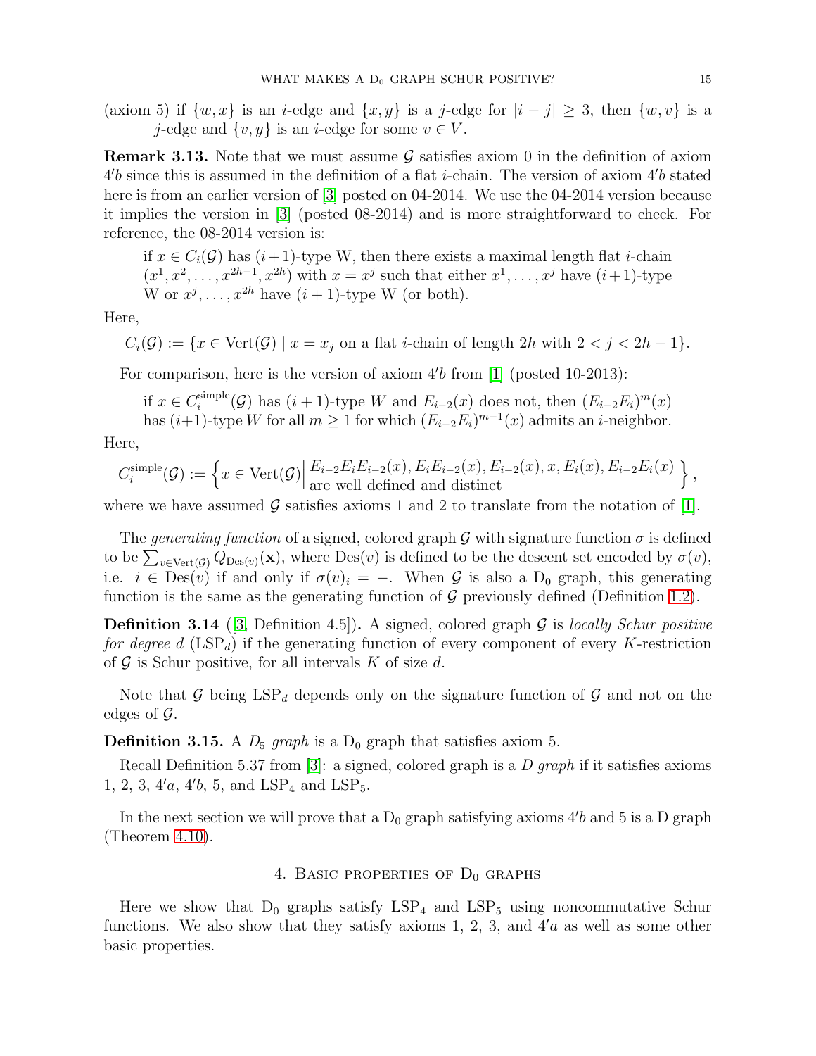(axiom 5) if $\{w, x\}$ is an $i$-edge and $\{x, y\}$ is a $j$-edge for $|i - j| \geq 3$, then $\{w, v\}$ is a $j$-edge and $\{v, y\}$ is an $i$-edge for some $v \in V$.

**Remark 3.13.** Note that we must assume $\mathcal{G}$ satisfies axiom 0 in the definition of axiom $4'b$ since this is assumed in the definition of a flat $i$-chain. The version of axiom $4'b$ stated here is from an earlier version of [3] posted on 04-2014. We use the 04-2014 version because it implies the version in [3] (posted 08-2014) and is more straightforward to check. For reference, the 08-2014 version is:

> if $x \in C_i(\mathcal{G})$ has $(i+1)$-type W, then there exists a maximal length flat $i$-chain $(x^1, x^2, \ldots, x^{2h-1}, x^{2h})$ with $x = x^j$ such that either $x^1, \ldots, x^j$ have $(i+1)$-type W or $x^j, \ldots, x^{2h}$ have $(i+1)$-type W (or both).

Here,

$$C_i(\mathcal{G}) := \{x \in \mathrm{Vert}(\mathcal{G}) \mid x = x_j \text{ on a flat } i\text{-chain of length } 2h \text{ with } 2 < j < 2h - 1\}.$$

For comparison, here is the version of axiom $4'b$ from [1] (posted 10-2013):

> if $x \in C_i^{\mathrm{simple}}(\mathcal{G})$ has $(i+1)$-type $W$ and $E_{i-2}(x)$ does not, then $(E_{i-2}E_i)^m(x)$ has $(i+1)$-type $W$ for all $m \geq 1$ for which $(E_{i-2}E_i)^{m-1}(x)$ admits an $i$-neighbor.

Here,

$$C_i^{\mathrm{simple}}(\mathcal{G}) := \left\{ x \in \mathrm{Vert}(\mathcal{G}) \,\middle|\, \begin{array}{l} E_{i-2}E_iE_{i-2}(x), E_iE_{i-2}(x), E_{i-2}(x), x, E_i(x), E_{i-2}E_i(x) \\ \text{are well defined and distinct} \end{array} \right\},$$

where we have assumed $\mathcal{G}$ satisfies axioms 1 and 2 to translate from the notation of [1].

The *generating function* of a signed, colored graph $\mathcal{G}$ with signature function $\sigma$ is defined to be $\sum_{v \in \mathrm{Vert}(\mathcal{G})} Q_{\mathrm{Des}(v)}(\mathbf{x})$, where $\mathrm{Des}(v)$ is defined to be the descent set encoded by $\sigma(v)$, i.e. $i \in \mathrm{Des}(v)$ if and only if $\sigma(v)_i = -$. When $\mathcal{G}$ is also a $\mathrm{D}_0$ graph, this generating function is the same as the generating function of $\mathcal{G}$ previously defined (Definition 1.2).

**Definition 3.14** ([3, Definition 4.5])**.** A signed, colored graph $\mathcal{G}$ is *locally Schur positive for degree $d$* ($\mathrm{LSP}_d$) if the generating function of every component of every $K$-restriction of $\mathcal{G}$ is Schur positive, for all intervals $K$ of size $d$.

Note that $\mathcal{G}$ being $\mathrm{LSP}_d$ depends only on the signature function of $\mathcal{G}$ and not on the edges of $\mathcal{G}$.

**Definition 3.15.** A *$D_5$ graph* is a $\mathrm{D}_0$ graph that satisfies axiom 5.

Recall Definition 5.37 from [3]: a signed, colored graph is a *D graph* if it satisfies axioms 1, 2, 3, $4'a$, $4'b$, 5, and $\mathrm{LSP}_4$ and $\mathrm{LSP}_5$.

In the next section we will prove that a $\mathrm{D}_0$ graph satisfying axioms $4'b$ and 5 is a D graph (Theorem 4.10).

## 4. Basic properties of $\mathrm{D}_0$ graphs

Here we show that $\mathrm{D}_0$ graphs satisfy $\mathrm{LSP}_4$ and $\mathrm{LSP}_5$ using noncommutative Schur functions. We also show that they satisfy axioms 1, 2, 3, and $4'a$ as well as some other basic properties.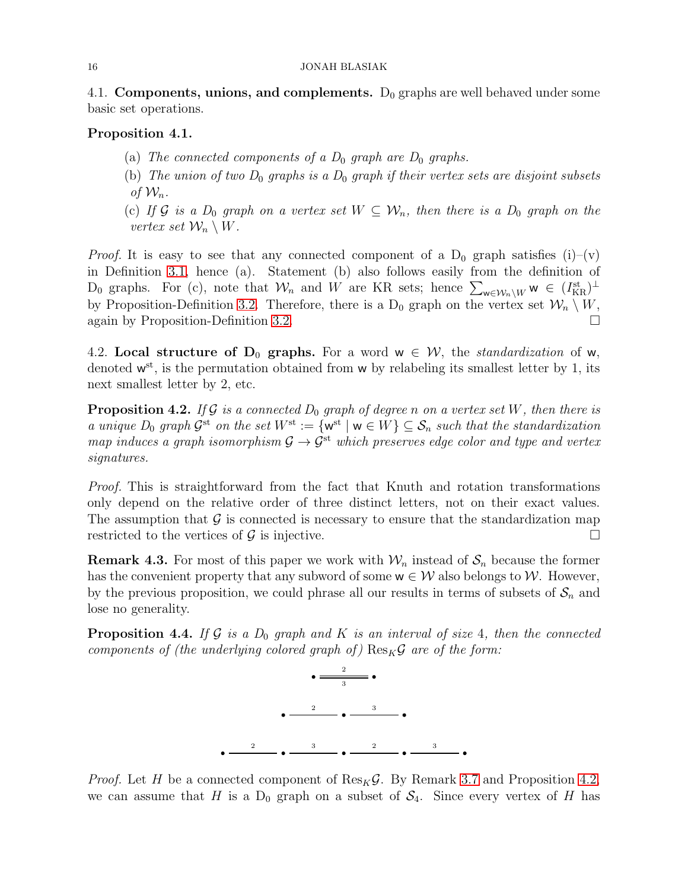### 4.1. Components, unions, and complements.

$D_0$ graphs are well behaved under some basic set operations.

**Proposition 4.1.**

(a) *The connected components of a $D_0$ graph are $D_0$ graphs.*

(b) *The union of two $D_0$ graphs is a $D_0$ graph if their vertex sets are disjoint subsets of $\mathcal{W}_n$.*

(c) *If $\mathcal{G}$ is a $D_0$ graph on a vertex set $W \subseteq \mathcal{W}_n$, then there is a $D_0$ graph on the vertex set $\mathcal{W}_n \setminus W$.*

*Proof.* It is easy to see that any connected component of a $D_0$ graph satisfies (i)–(v) in Definition 3.1, hence (a). Statement (b) also follows easily from the definition of $D_0$ graphs. For (c), note that $\mathcal{W}_n$ and $W$ are KR sets; hence $\sum_{\mathsf{w}\in\mathcal{W}_n\setminus W}\mathsf{w} \in (I_{\mathrm{KR}}^{\mathrm{st}})^{\perp}$ by Proposition-Definition 3.2. Therefore, there is a $D_0$ graph on the vertex set $\mathcal{W}_n \setminus W$, again by Proposition-Definition 3.2. □

### 4.2. Local structure of $D_0$ graphs.

For a word $\mathsf{w} \in \mathcal{W}$, the *standardization* of $\mathsf{w}$, denoted $\mathsf{w}^{\mathrm{st}}$, is the permutation obtained from $\mathsf{w}$ by relabeling its smallest letter by 1, its next smallest letter by 2, etc.

**Proposition 4.2.** *If $\mathcal{G}$ is a connected $D_0$ graph of degree $n$ on a vertex set $W$, then there is a unique $D_0$ graph $\mathcal{G}^{\mathrm{st}}$ on the set $W^{\mathrm{st}} := \{\mathsf{w}^{\mathrm{st}} \mid \mathsf{w} \in W\} \subseteq \mathcal{S}_n$ such that the standardization map induces a graph isomorphism $\mathcal{G} \to \mathcal{G}^{\mathrm{st}}$ which preserves edge color and type and vertex signatures.*

*Proof.* This is straightforward from the fact that Knuth and rotation transformations only depend on the relative order of three distinct letters, not on their exact values. The assumption that $\mathcal{G}$ is connected is necessary to ensure that the standardization map restricted to the vertices of $\mathcal{G}$ is injective. □

**Remark 4.3.** For most of this paper we work with $\mathcal{W}_n$ instead of $\mathcal{S}_n$ because the former has the convenient property that any subword of some $\mathsf{w} \in \mathcal{W}$ also belongs to $\mathcal{W}$. However, by the previous proposition, we could phrase all our results in terms of subsets of $\mathcal{S}_n$ and lose no generality.

**Proposition 4.4.** *If $\mathcal{G}$ is a $D_0$ graph and $K$ is an interval of size 4, then the connected components of (the underlying colored graph of) $\mathrm{Res}_K\mathcal{G}$ are of the form:*

$$\bullet \overset{2}{\underset{3}{=\!=\!=}} \bullet$$

$$\bullet \overset{2}{\text{———}} \bullet \overset{3}{\text{———}} \bullet$$

$$\bullet \overset{2}{\text{———}} \bullet \overset{3}{\text{———}} \bullet \overset{2}{\text{———}} \bullet \overset{3}{\text{———}} \bullet$$

*Proof.* Let $H$ be a connected component of $\mathrm{Res}_K\mathcal{G}$. By Remark 3.7 and Proposition 4.2, we can assume that $H$ is a $D_0$ graph on a subset of $\mathcal{S}_4$. Since every vertex of $H$ has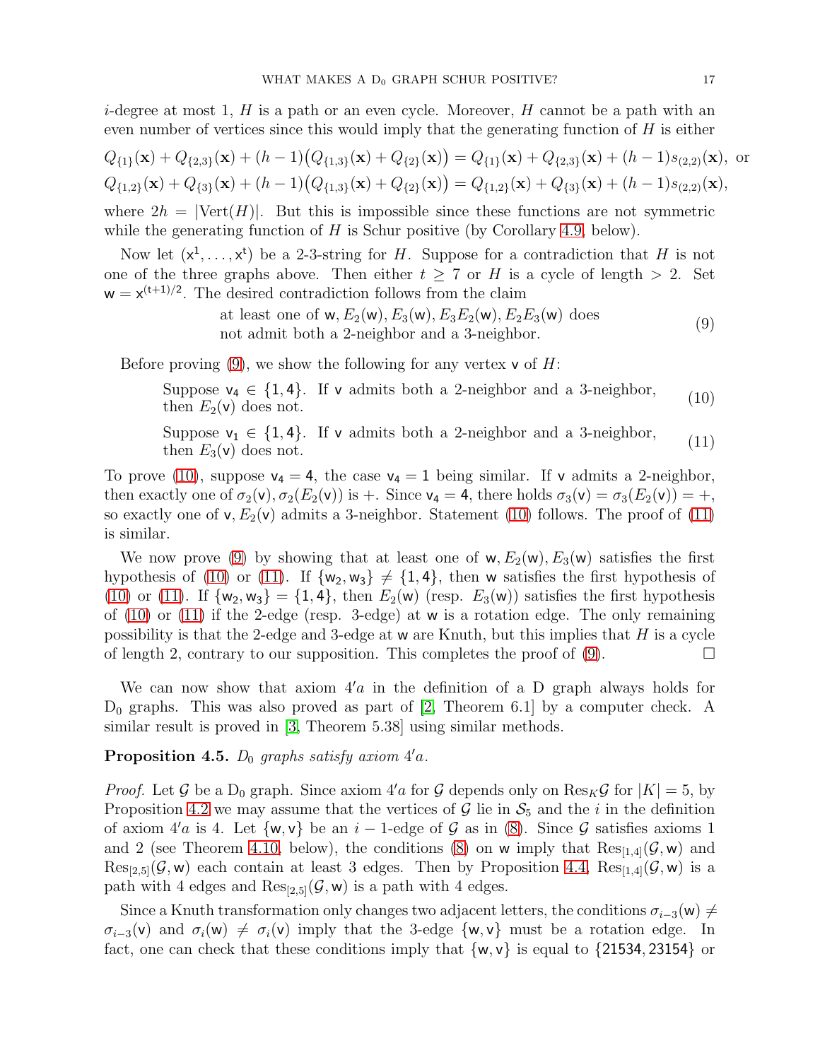$i$-degree at most 1, $H$ is a path or an even cycle. Moreover, $H$ cannot be a path with an even number of vertices since this would imply that the generating function of $H$ is either

$$Q_{\{1\}}(\mathbf{x}) + Q_{\{2,3\}}(\mathbf{x}) + (h-1)\big(Q_{\{1,3\}}(\mathbf{x}) + Q_{\{2\}}(\mathbf{x})\big) = Q_{\{1\}}(\mathbf{x}) + Q_{\{2,3\}}(\mathbf{x}) + (h-1)s_{(2,2)}(\mathbf{x}), \text{ or}$$
$$Q_{\{1,2\}}(\mathbf{x}) + Q_{\{3\}}(\mathbf{x}) + (h-1)\big(Q_{\{1,3\}}(\mathbf{x}) + Q_{\{2\}}(\mathbf{x})\big) = Q_{\{1,2\}}(\mathbf{x}) + Q_{\{3\}}(\mathbf{x}) + (h-1)s_{(2,2)}(\mathbf{x}),$$

where $2h = |\mathrm{Vert}(H)|$. But this is impossible since these functions are not symmetric while the generating function of $H$ is Schur positive (by Corollary 4.9, below).

Now let $(\mathsf{x}^1, \ldots, \mathsf{x}^t)$ be a 2-3-string for $H$. Suppose for a contradiction that $H$ is not one of the three graphs above. Then either $t \geq 7$ or $H$ is a cycle of length $> 2$. Set $\mathsf{w} = \mathsf{x}^{(t+1)/2}$. The desired contradiction follows from the claim

$$\text{at least one of } \mathsf{w}, E_2(\mathsf{w}), E_3(\mathsf{w}), E_3E_2(\mathsf{w}), E_2E_3(\mathsf{w}) \text{ does not admit both a 2-neighbor and a 3-neighbor.} \tag{9}$$

Before proving (9), we show the following for any vertex $\mathsf{v}$ of $H$:

$$\text{Suppose } \mathsf{v}_4 \in \{1,4\}. \text{ If } \mathsf{v} \text{ admits both a 2-neighbor and a 3-neighbor, then } E_2(\mathsf{v}) \text{ does not.} \tag{10}$$

$$\text{Suppose } \mathsf{v}_1 \in \{1,4\}. \text{ If } \mathsf{v} \text{ admits both a 2-neighbor and a 3-neighbor, then } E_3(\mathsf{v}) \text{ does not.} \tag{11}$$

To prove (10), suppose $\mathsf{v}_4 = 4$, the case $\mathsf{v}_4 = 1$ being similar. If $\mathsf{v}$ admits a 2-neighbor, then exactly one of $\sigma_2(\mathsf{v}), \sigma_2(E_2(\mathsf{v}))$ is $+$. Since $\mathsf{v}_4 = 4$, there holds $\sigma_3(\mathsf{v}) = \sigma_3(E_2(\mathsf{v})) = +$, so exactly one of $\mathsf{v}, E_2(\mathsf{v})$ admits a 3-neighbor. Statement (10) follows. The proof of (11) is similar.

We now prove (9) by showing that at least one of $\mathsf{w}, E_2(\mathsf{w}), E_3(\mathsf{w})$ satisfies the first hypothesis of (10) or (11). If $\{\mathsf{w}_2, \mathsf{w}_3\} \neq \{1,4\}$, then $\mathsf{w}$ satisfies the first hypothesis of (10) or (11). If $\{\mathsf{w}_2, \mathsf{w}_3\} = \{1,4\}$, then $E_2(\mathsf{w})$ (resp. $E_3(\mathsf{w})$) satisfies the first hypothesis of (10) or (11) if the 2-edge (resp. 3-edge) at $\mathsf{w}$ is a rotation edge. The only remaining possibility is that the 2-edge and 3-edge at $\mathsf{w}$ are Knuth, but this implies that $H$ is a cycle of length 2, contrary to our supposition. This completes the proof of (9). $\square$

We can now show that axiom $4'a$ in the definition of a D graph always holds for $\mathrm{D}_0$ graphs. This was also proved as part of [2, Theorem 6.1] by a computer check. A similar result is proved in [3, Theorem 5.38] using similar methods.

**Proposition 4.5.** *$D_0$ graphs satisfy axiom $4'a$.*

*Proof.* Let $\mathcal{G}$ be a $\mathrm{D}_0$ graph. Since axiom $4'a$ for $\mathcal{G}$ depends only on $\mathrm{Res}_K\mathcal{G}$ for $|K| = 5$, by Proposition 4.2 we may assume that the vertices of $\mathcal{G}$ lie in $\mathcal{S}_5$ and the $i$ in the definition of axiom $4'a$ is 4. Let $\{\mathsf{w}, \mathsf{v}\}$ be an $i-1$-edge of $\mathcal{G}$ as in (8). Since $\mathcal{G}$ satisfies axioms 1 and 2 (see Theorem 4.10, below), the conditions (8) on $\mathsf{w}$ imply that $\mathrm{Res}_{[1,4]}(\mathcal{G}, \mathsf{w})$ and $\mathrm{Res}_{[2,5]}(\mathcal{G}, \mathsf{w})$ each contain at least 3 edges. Then by Proposition 4.4, $\mathrm{Res}_{[1,4]}(\mathcal{G}, \mathsf{w})$ is a path with 4 edges and $\mathrm{Res}_{[2,5]}(\mathcal{G}, \mathsf{w})$ is a path with 4 edges.

Since a Knuth transformation only changes two adjacent letters, the conditions $\sigma_{i-3}(\mathsf{w}) \neq \sigma_{i-3}(\mathsf{v})$ and $\sigma_i(\mathsf{w}) \neq \sigma_i(\mathsf{v})$ imply that the 3-edge $\{\mathsf{w}, \mathsf{v}\}$ must be a rotation edge. In fact, one can check that these conditions imply that $\{\mathsf{w}, \mathsf{v}\}$ is equal to $\{21534, 23154\}$ or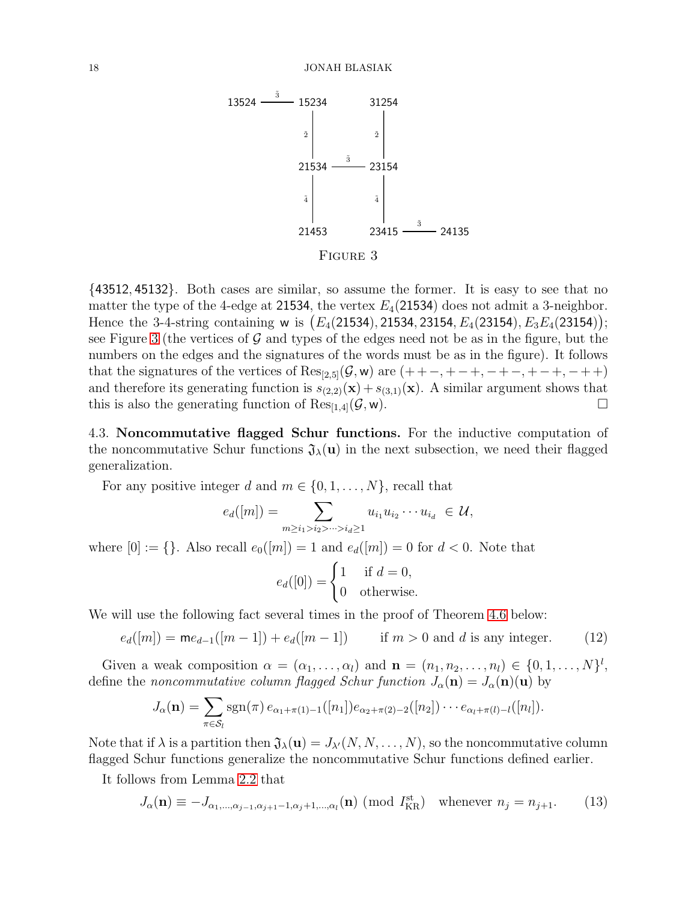13524 —$\tilde{3}$— 15234　　31254

21534 —$\tilde{3}$— 23154

21453　　23415 —$\tilde{3}$— 24135

Figure 3

{43512, 45132}. Both cases are similar, so assume the former. It is easy to see that no matter the type of the 4-edge at 21534, the vertex $E_4(21534)$ does not admit a 3-neighbor. Hence the 3-4-string containing w is $\big(E_4(21534), 21534, 23154, E_4(23154), E_3E_4(23154)\big)$; see Figure 3 (the vertices of $\mathcal{G}$ and types of the edges need not be as in the figure, but the numbers on the edges and the signatures of the words must be as in the figure). It follows that the signatures of the vertices of $\mathrm{Res}_{[2,5]}(\mathcal{G}, \mathsf{w})$ are $(++-, +-+, -+-, +-+, -++)$ and therefore its generating function is $s_{(2,2)}(\mathbf{x}) + s_{(3,1)}(\mathbf{x})$. A similar argument shows that this is also the generating function of $\mathrm{Res}_{[1,4]}(\mathcal{G}, \mathsf{w})$. □

4.3. **Noncommutative flagged Schur functions.** For the inductive computation of the noncommutative Schur functions $\mathfrak{J}_\lambda(\mathbf{u})$ in the next subsection, we need their flagged generalization.

For any positive integer $d$ and $m \in \{0, 1, \dots, N\}$, recall that

$$e_d([m]) = \sum_{m \ge i_1 > i_2 > \cdots > i_d \ge 1} u_{i_1} u_{i_2} \cdots u_{i_d} \in \mathcal{U},$$

where $[0] := \{\}$. Also recall $e_0([m]) = 1$ and $e_d([m]) = 0$ for $d < 0$. Note that

$$e_d([0]) = \begin{cases} 1 & \text{if } d = 0, \\ 0 & \text{otherwise.} \end{cases}$$

We will use the following fact several times in the proof of Theorem 4.6 below:

$$e_d([m]) = \mathsf{m} e_{d-1}([m-1]) + e_d([m-1]) \qquad \text{if } m > 0 \text{ and } d \text{ is any integer.} \tag{12}$$

Given a weak composition $\alpha = (\alpha_1, \dots, \alpha_l)$ and $\mathbf{n} = (n_1, n_2, \dots, n_l) \in \{0, 1, \dots, N\}^l$, define the *noncommutative column flagged Schur function* $J_\alpha(\mathbf{n}) = J_\alpha(\mathbf{n})(\mathbf{u})$ by

$$J_\alpha(\mathbf{n}) = \sum_{\pi \in \mathcal{S}_l} \mathrm{sgn}(\pi)\, e_{\alpha_1 + \pi(1) - 1}([n_1]) e_{\alpha_2 + \pi(2) - 2}([n_2]) \cdots e_{\alpha_l + \pi(l) - l}([n_l]).$$

Note that if $\lambda$ is a partition then $\mathfrak{J}_\lambda(\mathbf{u}) = J_{\lambda'}(N, N, \dots, N)$, so the noncommutative column flagged Schur functions generalize the noncommutative Schur functions defined earlier.

It follows from Lemma 2.2 that

$$J_\alpha(\mathbf{n}) \equiv -J_{\alpha_1, \dots, \alpha_{j-1}, \alpha_{j+1} - 1, \alpha_j + 1, \dots, \alpha_l}(\mathbf{n}) \ (\mathrm{mod}\ I_{\mathrm{KR}}^{\mathrm{st}}) \quad \text{whenever } n_j = n_{j+1}. \tag{13}$$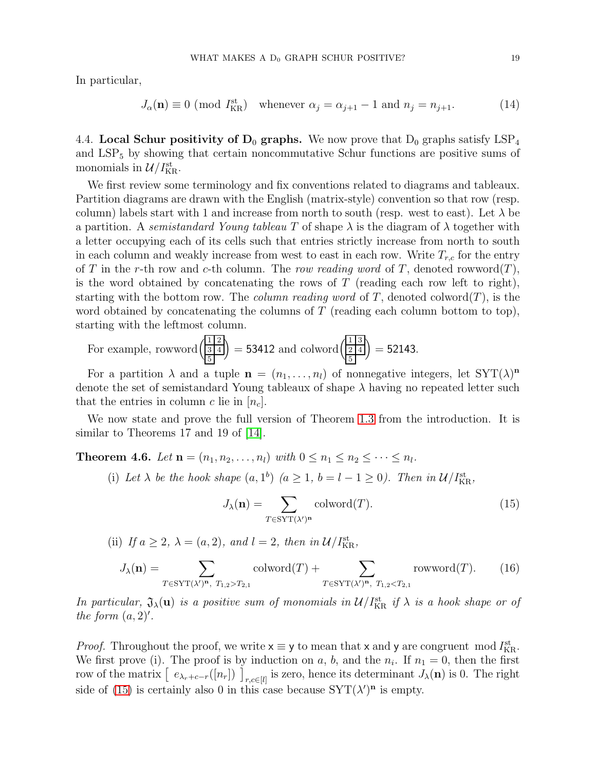In particular,

$$J_\alpha(\mathbf{n}) \equiv 0 \pmod{I_{\mathrm{KR}}^{\mathrm{st}}} \quad \text{whenever } \alpha_j = \alpha_{j+1} - 1 \text{ and } n_j = n_{j+1}. \tag{14}$$

### 4.4. Local Schur positivity of $\mathrm{D}_0$ graphs.

We now prove that $\mathrm{D}_0$ graphs satisfy $\mathrm{LSP}_4$ and $\mathrm{LSP}_5$ by showing that certain noncommutative Schur functions are positive sums of monomials in $\mathcal{U}/I_{\mathrm{KR}}^{\mathrm{st}}$.

We first review some terminology and fix conventions related to diagrams and tableaux. Partition diagrams are drawn with the English (matrix-style) convention so that row (resp. column) labels start with 1 and increase from north to south (resp. west to east). Let $\lambda$ be a partition. A *semistandard Young tableau* $T$ of shape $\lambda$ is the diagram of $\lambda$ together with a letter occupying each of its cells such that entries strictly increase from north to south in each column and weakly increase from west to east in each row. Write $T_{r,c}$ for the entry of $T$ in the $r$-th row and $c$-th column. The *row reading word* of $T$, denoted $\mathrm{rowword}(T)$, is the word obtained by concatenating the rows of $T$ (reading each row left to right), starting with the bottom row. The *column reading word* of $T$, denoted $\mathrm{colword}(T)$, is the word obtained by concatenating the columns of $T$ (reading each column bottom to top), starting with the leftmost column.

For example, $\mathrm{rowword}\left(\begin{smallmatrix} 1 & 2 \\ 3 & 4 \\ 5 & \end{smallmatrix}\right) = 53412$ and $\mathrm{colword}\left(\begin{smallmatrix} 1 & 3 \\ 2 & 4 \\ 5 & \end{smallmatrix}\right) = 52143$.

For a partition $\lambda$ and a tuple $\mathbf{n} = (n_1, \ldots, n_l)$ of nonnegative integers, let $\mathrm{SYT}(\lambda)^{\mathbf{n}}$ denote the set of semistandard Young tableaux of shape $\lambda$ having no repeated letter such that the entries in column $c$ lie in $[n_c]$.

We now state and prove the full version of Theorem 1.3 from the introduction. It is similar to Theorems 17 and 19 of [14].

**Theorem 4.6.** *Let $\mathbf{n} = (n_1, n_2, \ldots, n_l)$ with $0 \le n_1 \le n_2 \le \cdots \le n_l$.*

(i) *Let $\lambda$ be the hook shape $(a, 1^b)$ ($a \ge 1$, $b = l - 1 \ge 0$). Then in $\mathcal{U}/I_{\mathrm{KR}}^{\mathrm{st}}$,*

$$J_\lambda(\mathbf{n}) = \sum_{T \in \mathrm{SYT}(\lambda')^{\mathbf{n}}} \mathrm{colword}(T). \tag{15}$$

(ii) *If $a \ge 2$, $\lambda = (a, 2)$, and $l = 2$, then in $\mathcal{U}/I_{\mathrm{KR}}^{\mathrm{st}}$,*

$$J_\lambda(\mathbf{n}) = \sum_{T \in \mathrm{SYT}(\lambda')^{\mathbf{n}},\ T_{1,2} > T_{2,1}} \mathrm{colword}(T) + \sum_{T \in \mathrm{SYT}(\lambda')^{\mathbf{n}},\ T_{1,2} < T_{2,1}} \mathrm{rowword}(T). \tag{16}$$

*In particular, $\mathfrak{J}_\lambda(\mathbf{u})$ is a positive sum of monomials in $\mathcal{U}/I_{\mathrm{KR}}^{\mathrm{st}}$ if $\lambda$ is a hook shape or of the form $(a, 2)'$.*

*Proof.* Throughout the proof, we write $\mathsf{x} \equiv \mathsf{y}$ to mean that $\mathsf{x}$ and $\mathsf{y}$ are congruent $\bmod I_{\mathrm{KR}}^{\mathrm{st}}$. We first prove (i). The proof is by induction on $a$, $b$, and the $n_i$. If $n_1 = 0$, then the first row of the matrix $\left[\ e_{\lambda_r + c - r}([n_r])\ \right]_{r,c \in [l]}$ is zero, hence its determinant $J_\lambda(\mathbf{n})$ is 0. The right side of (15) is certainly also 0 in this case because $\mathrm{SYT}(\lambda')^{\mathbf{n}}$ is empty.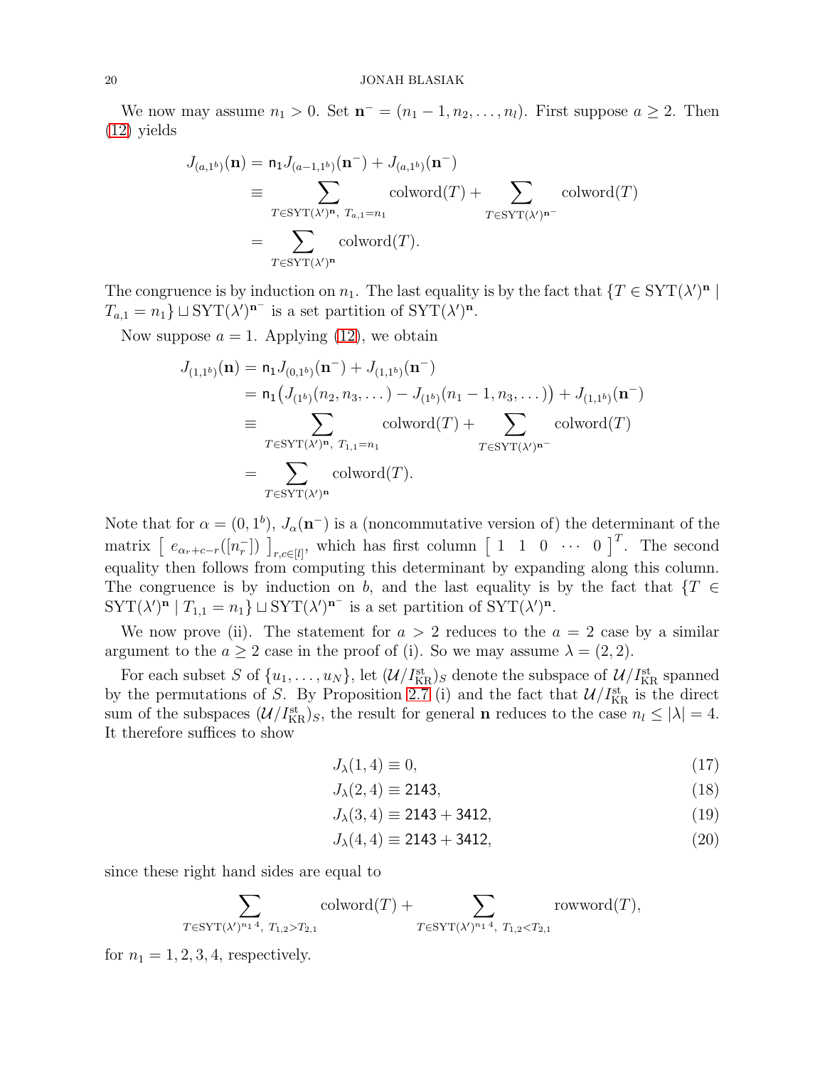We now may assume $n_1 > 0$. Set $\mathbf{n}^- = (n_1 - 1, n_2, \dots, n_l)$. First suppose $a \geq 2$. Then (12) yields

$$
\begin{aligned}
J_{(a,1^b)}(\mathbf{n}) &= \mathsf{n_1} J_{(a-1,1^b)}(\mathbf{n}^-) + J_{(a,1^b)}(\mathbf{n}^-) \\
&\equiv \sum_{T \in \mathrm{SYT}(\lambda')^{\mathbf{n}},\ T_{a,1} = n_1} \mathrm{colword}(T) + \sum_{T \in \mathrm{SYT}(\lambda')^{\mathbf{n}^-}} \mathrm{colword}(T) \\
&= \sum_{T \in \mathrm{SYT}(\lambda')^{\mathbf{n}}} \mathrm{colword}(T).
\end{aligned}
$$

The congruence is by induction on $n_1$. The last equality is by the fact that $\{T \in \mathrm{SYT}(\lambda')^{\mathbf{n}} \mid T_{a,1} = n_1\} \sqcup \mathrm{SYT}(\lambda')^{\mathbf{n}^-}$ is a set partition of $\mathrm{SYT}(\lambda')^{\mathbf{n}}$.

Now suppose $a = 1$. Applying (12), we obtain

$$
\begin{aligned}
J_{(1,1^b)}(\mathbf{n}) &= \mathsf{n_1} J_{(0,1^b)}(\mathbf{n}^-) + J_{(1,1^b)}(\mathbf{n}^-) \\
&= \mathsf{n_1}\big(J_{(1^b)}(n_2, n_3, \dots) - J_{(1^b)}(n_1 - 1, n_3, \dots)\big) + J_{(1,1^b)}(\mathbf{n}^-) \\
&\equiv \sum_{T \in \mathrm{SYT}(\lambda')^{\mathbf{n}},\ T_{1,1} = n_1} \mathrm{colword}(T) + \sum_{T \in \mathrm{SYT}(\lambda')^{\mathbf{n}^-}} \mathrm{colword}(T) \\
&= \sum_{T \in \mathrm{SYT}(\lambda')^{\mathbf{n}}} \mathrm{colword}(T).
\end{aligned}
$$

Note that for $\alpha = (0, 1^b)$, $J_\alpha(\mathbf{n}^-)$ is a (noncommutative version of) the determinant of the matrix $\left[\ e_{\alpha_r + c - r}([n_r^-])\ \right]_{r,c \in [l]}$, which has first column $\left[\ 1\ \ 1\ \ 0\ \ \cdots\ \ 0\ \right]^T$. The second equality then follows from computing this determinant by expanding along this column. The congruence is by induction on $b$, and the last equality is by the fact that $\{T \in \mathrm{SYT}(\lambda')^{\mathbf{n}} \mid T_{1,1} = n_1\} \sqcup \mathrm{SYT}(\lambda')^{\mathbf{n}^-}$ is a set partition of $\mathrm{SYT}(\lambda')^{\mathbf{n}}$.

We now prove (ii). The statement for $a > 2$ reduces to the $a = 2$ case by a similar argument to the $a \geq 2$ case in the proof of (i). So we may assume $\lambda = (2, 2)$.

For each subset $S$ of $\{u_1, \dots, u_N\}$, let $(\mathcal{U}/I_{\mathrm{KR}}^{\mathrm{st}})_S$ denote the subspace of $\mathcal{U}/I_{\mathrm{KR}}^{\mathrm{st}}$ spanned by the permutations of $S$. By Proposition 2.7 (i) and the fact that $\mathcal{U}/I_{\mathrm{KR}}^{\mathrm{st}}$ is the direct sum of the subspaces $(\mathcal{U}/I_{\mathrm{KR}}^{\mathrm{st}})_S$, the result for general $\mathbf{n}$ reduces to the case $n_l \leq |\lambda| = 4$. It therefore suffices to show

$$J_\lambda(1, 4) \equiv 0, \tag{17}$$

$$J_\lambda(2, 4) \equiv \mathsf{2143}, \tag{18}$$

$$J_\lambda(3, 4) \equiv \mathsf{2143} + \mathsf{3412}, \tag{19}$$

$$J_\lambda(4, 4) \equiv \mathsf{2143} + \mathsf{3412}, \tag{20}$$

since these right hand sides are equal to

$$\sum_{T \in \mathrm{SYT}(\lambda')^{n_1 4},\ T_{1,2} > T_{2,1}} \mathrm{colword}(T) + \sum_{T \in \mathrm{SYT}(\lambda')^{n_1 4},\ T_{1,2} < T_{2,1}} \mathrm{rowword}(T),$$

for $n_1 = 1, 2, 3, 4$, respectively.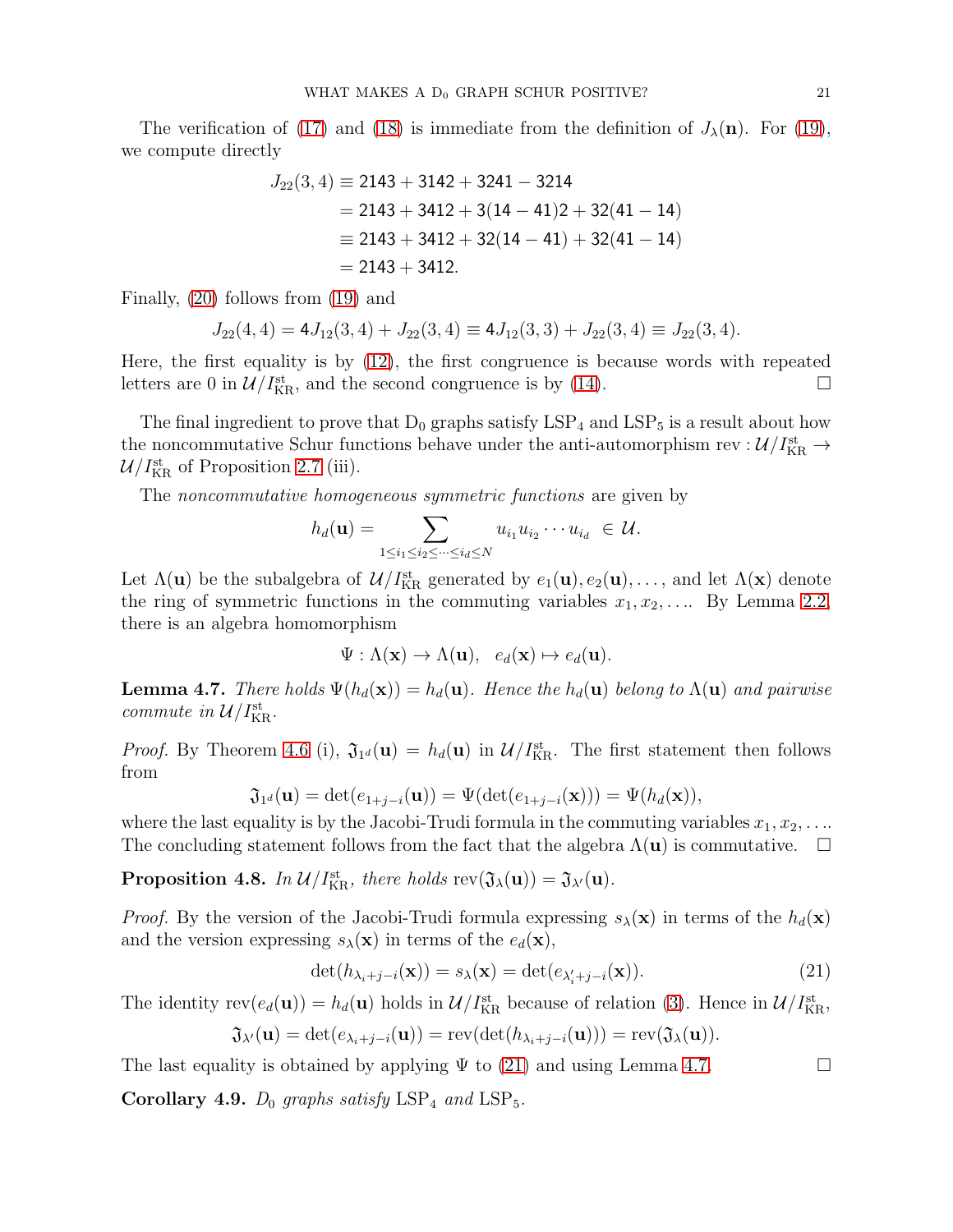The verification of (17) and (18) is immediate from the definition of $J_\lambda(\mathbf{n})$. For (19), we compute directly

$$
\begin{aligned}
J_{22}(3,4) &\equiv \mathsf{2143} + \mathsf{3142} + \mathsf{3241} - \mathsf{3214} \\
&= \mathsf{2143} + \mathsf{3412} + \mathsf{3}(\mathsf{14} - \mathsf{41})\mathsf{2} + \mathsf{32}(\mathsf{41} - \mathsf{14}) \\
&\equiv \mathsf{2143} + \mathsf{3412} + \mathsf{32}(\mathsf{14} - \mathsf{41}) + \mathsf{32}(\mathsf{41} - \mathsf{14}) \\
&= \mathsf{2143} + \mathsf{3412}.
\end{aligned}
$$

Finally, (20) follows from (19) and

$$
J_{22}(4,4) = \mathsf{4}J_{12}(3,4) + J_{22}(3,4) \equiv \mathsf{4}J_{12}(3,3) + J_{22}(3,4) \equiv J_{22}(3,4).
$$

Here, the first equality is by (12), the first congruence is because words with repeated letters are 0 in $\mathcal{U}/I^{\mathrm{st}}_{\mathrm{KR}}$, and the second congruence is by (14). $\square$

The final ingredient to prove that $\mathrm{D}_0$ graphs satisfy $\mathrm{LSP}_4$ and $\mathrm{LSP}_5$ is a result about how the noncommutative Schur functions behave under the anti-automorphism $\mathrm{rev} : \mathcal{U}/I^{\mathrm{st}}_{\mathrm{KR}} \to \mathcal{U}/I^{\mathrm{st}}_{\mathrm{KR}}$ of Proposition 2.7 (iii).

The *noncommutative homogeneous symmetric functions* are given by

$$
h_d(\mathbf{u}) = \sum_{1 \le i_1 \le i_2 \le \cdots \le i_d \le N} u_{i_1} u_{i_2} \cdots u_{i_d} \ \in \mathcal{U}.
$$

Let $\Lambda(\mathbf{u})$ be the subalgebra of $\mathcal{U}/I^{\mathrm{st}}_{\mathrm{KR}}$ generated by $e_1(\mathbf{u}), e_2(\mathbf{u}), \ldots$, and let $\Lambda(\mathbf{x})$ denote the ring of symmetric functions in the commuting variables $x_1, x_2, \ldots$. By Lemma 2.2, there is an algebra homomorphism

$$
\Psi : \Lambda(\mathbf{x}) \to \Lambda(\mathbf{u}), \quad e_d(\mathbf{x}) \mapsto e_d(\mathbf{u}).
$$

**Lemma 4.7.** *There holds $\Psi(h_d(\mathbf{x})) = h_d(\mathbf{u})$. Hence the $h_d(\mathbf{u})$ belong to $\Lambda(\mathbf{u})$ and pairwise commute in $\mathcal{U}/I^{\mathrm{st}}_{\mathrm{KR}}$.*

*Proof.* By Theorem 4.6 (i), $\mathfrak{J}_{1^d}(\mathbf{u}) = h_d(\mathbf{u})$ in $\mathcal{U}/I^{\mathrm{st}}_{\mathrm{KR}}$. The first statement then follows from

$$
\mathfrak{J}_{1^d}(\mathbf{u}) = \det(e_{1+j-i}(\mathbf{u})) = \Psi(\det(e_{1+j-i}(\mathbf{x}))) = \Psi(h_d(\mathbf{x})),
$$

where the last equality is by the Jacobi-Trudi formula in the commuting variables $x_1, x_2, \ldots$. The concluding statement follows from the fact that the algebra $\Lambda(\mathbf{u})$ is commutative. $\square$

**Proposition 4.8.** *In $\mathcal{U}/I^{\mathrm{st}}_{\mathrm{KR}}$, there holds $\mathrm{rev}(\mathfrak{J}_\lambda(\mathbf{u})) = \mathfrak{J}_{\lambda'}(\mathbf{u})$.*

*Proof.* By the version of the Jacobi-Trudi formula expressing $s_\lambda(\mathbf{x})$ in terms of the $h_d(\mathbf{x})$ and the version expressing $s_\lambda(\mathbf{x})$ in terms of the $e_d(\mathbf{x})$,

$$
\det(h_{\lambda_i+j-i}(\mathbf{x})) = s_\lambda(\mathbf{x}) = \det(e_{\lambda'_i+j-i}(\mathbf{x})). \tag{21}
$$

The identity $\mathrm{rev}(e_d(\mathbf{u})) = h_d(\mathbf{u})$ holds in $\mathcal{U}/I^{\mathrm{st}}_{\mathrm{KR}}$ because of relation (3). Hence in $\mathcal{U}/I^{\mathrm{st}}_{\mathrm{KR}}$,

$$
\mathfrak{J}_{\lambda'}(\mathbf{u}) = \det(e_{\lambda_i+j-i}(\mathbf{u})) = \mathrm{rev}(\det(h_{\lambda_i+j-i}(\mathbf{u}))) = \mathrm{rev}(\mathfrak{J}_\lambda(\mathbf{u})).
$$

The last equality is obtained by applying $\Psi$ to (21) and using Lemma 4.7. $\square$

**Corollary 4.9.** *$\mathrm{D}_0$ graphs satisfy $\mathrm{LSP}_4$ and $\mathrm{LSP}_5$.*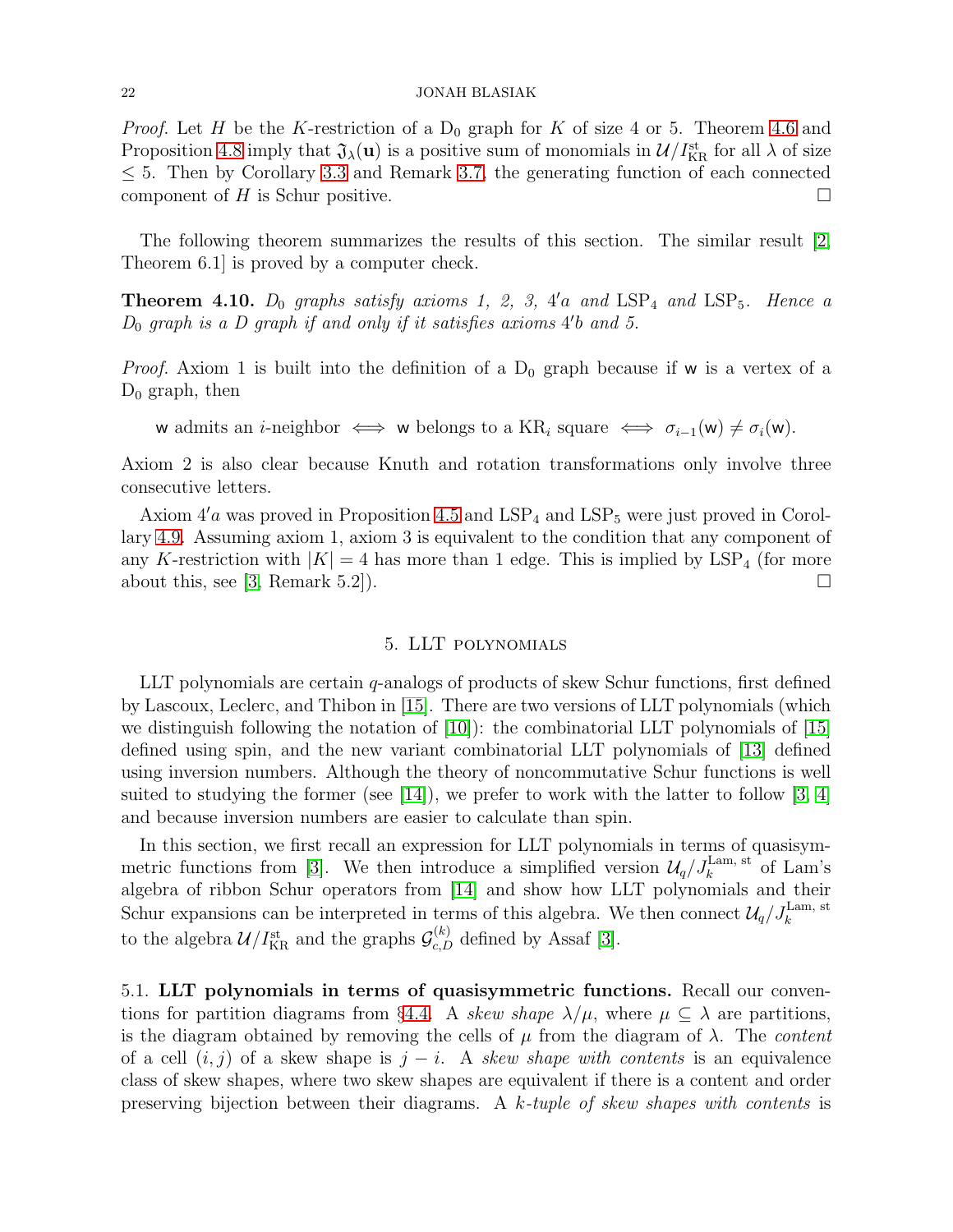*Proof.* Let $H$ be the $K$-restriction of a $\mathrm{D}_0$ graph for $K$ of size 4 or 5. Theorem 4.6 and Proposition 4.8 imply that $\mathfrak{J}_\lambda(\mathbf{u})$ is a positive sum of monomials in $\mathcal{U}/I_{\mathrm{KR}}^{\mathrm{st}}$ for all $\lambda$ of size $\leq 5$. Then by Corollary 3.3 and Remark 3.7, the generating function of each connected component of $H$ is Schur positive. □

The following theorem summarizes the results of this section. The similar result [2, Theorem 6.1] is proved by a computer check.

**Theorem 4.10.** *$D_0$ graphs satisfy axioms 1, 2, 3, $4'a$ and* $\mathrm{LSP}_4$ *and* $\mathrm{LSP}_5$*. Hence a $D_0$ graph is a $D$ graph if and only if it satisfies axioms $4'b$ and 5.*

*Proof.* Axiom 1 is built into the definition of a $\mathrm{D}_0$ graph because if $\mathsf{w}$ is a vertex of a $\mathrm{D}_0$ graph, then

$$\mathsf{w} \text{ admits an } i\text{-neighbor} \iff \mathsf{w} \text{ belongs to a } \mathrm{KR}_i \text{ square} \iff \sigma_{i-1}(\mathsf{w}) \neq \sigma_i(\mathsf{w}).$$

Axiom 2 is also clear because Knuth and rotation transformations only involve three consecutive letters.

Axiom $4'a$ was proved in Proposition 4.5 and $\mathrm{LSP}_4$ and $\mathrm{LSP}_5$ were just proved in Corollary 4.9. Assuming axiom 1, axiom 3 is equivalent to the condition that any component of any $K$-restriction with $|K| = 4$ has more than 1 edge. This is implied by $\mathrm{LSP}_4$ (for more about this, see [3, Remark 5.2]). □

## 5. LLT polynomials

LLT polynomials are certain $q$-analogs of products of skew Schur functions, first defined by Lascoux, Leclerc, and Thibon in [15]. There are two versions of LLT polynomials (which we distinguish following the notation of [10]): the combinatorial LLT polynomials of [15] defined using spin, and the new variant combinatorial LLT polynomials of [13] defined using inversion numbers. Although the theory of noncommutative Schur functions is well suited to studying the former (see [14]), we prefer to work with the latter to follow [3, 4] and because inversion numbers are easier to calculate than spin.

In this section, we first recall an expression for LLT polynomials in terms of quasisymmetric functions from [3]. We then introduce a simplified version $\mathcal{U}_q/J_k^{\mathrm{Lam,\,st}}$ of Lam's algebra of ribbon Schur operators from [14] and show how LLT polynomials and their Schur expansions can be interpreted in terms of this algebra. We then connect $\mathcal{U}_q/J_k^{\mathrm{Lam,\,st}}$ to the algebra $\mathcal{U}/I_{\mathrm{KR}}^{\mathrm{st}}$ and the graphs $\mathcal{G}_{c,D}^{(k)}$ defined by Assaf [3].

5.1. **LLT polynomials in terms of quasisymmetric functions.** Recall our conventions for partition diagrams from §4.4. A *skew shape* $\lambda/\mu$, where $\mu \subseteq \lambda$ are partitions, is the diagram obtained by removing the cells of $\mu$ from the diagram of $\lambda$. The *content* of a cell $(i, j)$ of a skew shape is $j - i$. A *skew shape with contents* is an equivalence class of skew shapes, where two skew shapes are equivalent if there is a content and order preserving bijection between their diagrams. A *$k$-tuple of skew shapes with contents* is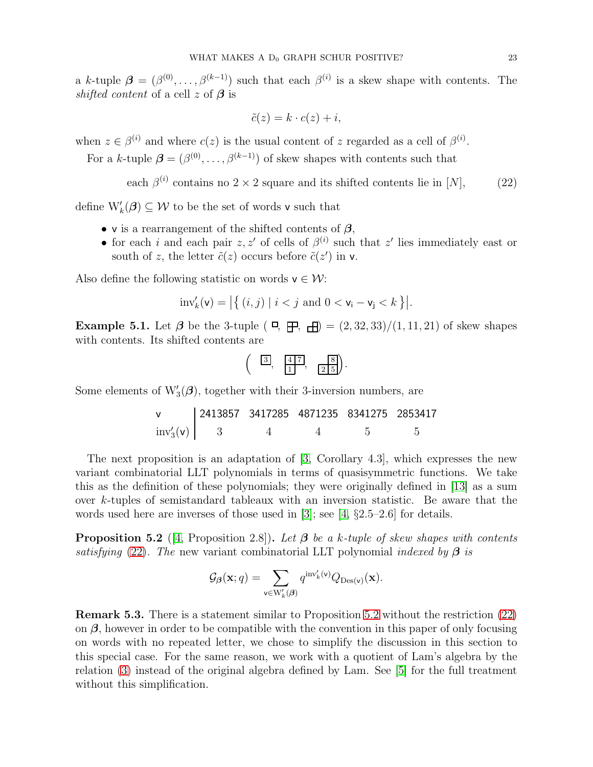a $k$-tuple $\boldsymbol{\beta} = (\beta^{(0)}, \ldots, \beta^{(k-1)})$ such that each $\beta^{(i)}$ is a skew shape with contents. The *shifted content* of a cell $z$ of $\boldsymbol{\beta}$ is

$$\tilde{c}(z) = k \cdot c(z) + i,$$

when $z \in \beta^{(i)}$ and where $c(z)$ is the usual content of $z$ regarded as a cell of $\beta^{(i)}$.

For a $k$-tuple $\boldsymbol{\beta} = (\beta^{(0)}, \ldots, \beta^{(k-1)})$ of skew shapes with contents such that

$$\text{each } \beta^{(i)} \text{ contains no } 2 \times 2 \text{ square and its shifted contents lie in } [N], \tag{22}$$

define $\mathrm{W}'_k(\boldsymbol{\beta}) \subseteq \mathcal{W}$ to be the set of words $\mathsf{v}$ such that

- $\mathsf{v}$ is a rearrangement of the shifted contents of $\boldsymbol{\beta}$,
- for each $i$ and each pair $z, z'$ of cells of $\beta^{(i)}$ such that $z'$ lies immediately east or south of $z$, the letter $\tilde{c}(z)$ occurs before $\tilde{c}(z')$ in $\mathsf{v}$.

Also define the following statistic on words $\mathsf{v} \in \mathcal{W}$:

$$\operatorname{inv}'_k(\mathsf{v}) = \big|\{\, (i,j) \mid i < j \text{ and } 0 < \mathsf{v}_\mathsf{i} - \mathsf{v}_\mathsf{j} < k \,\}\big|.$$

**Example 5.1.** Let $\boldsymbol{\beta}$ be the 3-tuple $(\ \cdot\ ,\ \cdot\ ,\ \cdot\ ) = (2, 32, 33)/(1, 11, 21)$ of skew shapes with contents. Its shifted contents are

$$\left( \ \boxed{3},\ \ \begin{array}{cc} \boxed{4} & \boxed{7} \\ \boxed{1} & \end{array},\ \ \begin{array}{cc} & \boxed{8} \\ \boxed{2} & \boxed{5} \end{array} \right).$$

Some elements of $\mathrm{W}'_3(\boldsymbol{\beta})$, together with their 3-inversion numbers, are

| $\mathsf{v}$ | 2413857 | 3417285 | 4871235 | 8341275 | 2853417 |
|---|---|---|---|---|---|
| $\operatorname{inv}'_3(\mathsf{v})$ | 3 | 4 | 4 | 5 | 5 |

The next proposition is an adaptation of [3, Corollary 4.3], which expresses the new variant combinatorial LLT polynomials in terms of quasisymmetric functions. We take this as the definition of these polynomials; they were originally defined in [13] as a sum over $k$-tuples of semistandard tableaux with an inversion statistic. Be aware that the words used here are inverses of those used in [3]; see [4, §2.5–2.6] for details.

**Proposition 5.2** ([4, Proposition 2.8])**.** *Let $\boldsymbol{\beta}$ be a $k$-tuple of skew shapes with contents satisfying* (22)*. The* new variant combinatorial LLT polynomial *indexed by $\boldsymbol{\beta}$ is*

$$\mathcal{G}_{\boldsymbol{\beta}}(\mathbf{x}; q) = \sum_{\mathsf{v} \in \mathrm{W}'_k(\boldsymbol{\beta})} q^{\operatorname{inv}'_k(\mathsf{v})} Q_{\mathrm{Des}(\mathsf{v})}(\mathbf{x}).$$

**Remark 5.3.** There is a statement similar to Proposition 5.2 without the restriction (22) on $\boldsymbol{\beta}$, however in order to be compatible with the convention in this paper of only focusing on words with no repeated letter, we chose to simplify the discussion in this section to this special case. For the same reason, we work with a quotient of Lam's algebra by the relation (3) instead of the original algebra defined by Lam. See [5] for the full treatment without this simplification.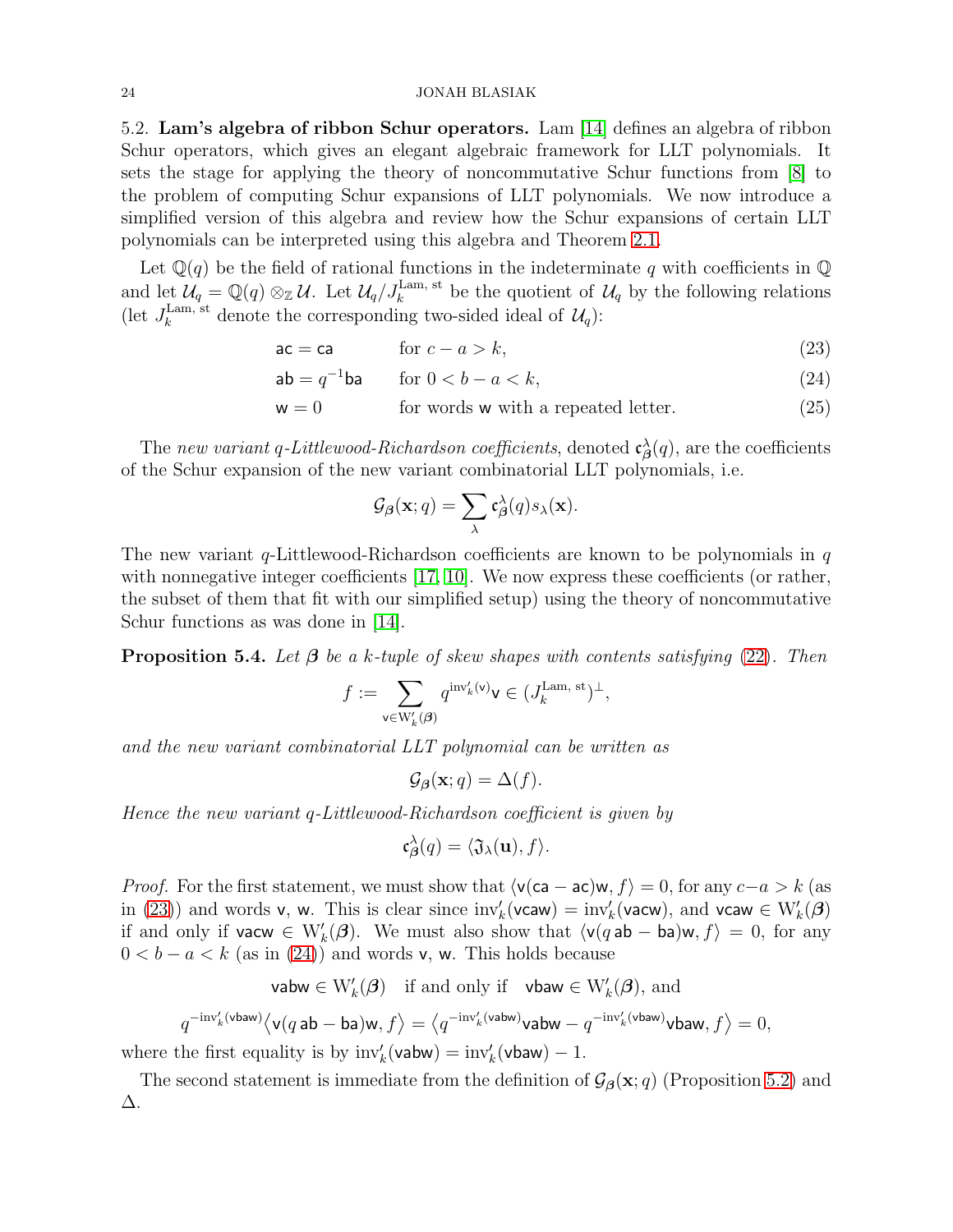### 5.2. Lam's algebra of ribbon Schur operators.

Lam [14] defines an algebra of ribbon Schur operators, which gives an elegant algebraic framework for LLT polynomials. It sets the stage for applying the theory of noncommutative Schur functions from [8] to the problem of computing Schur expansions of LLT polynomials. We now introduce a simplified version of this algebra and review how the Schur expansions of certain LLT polynomials can be interpreted using this algebra and Theorem 2.1.

Let $\mathbb{Q}(q)$ be the field of rational functions in the indeterminate $q$ with coefficients in $\mathbb{Q}$ and let $\mathcal{U}_q = \mathbb{Q}(q) \otimes_{\mathbb{Z}} \mathcal{U}$. Let $\mathcal{U}_q / J_k^{\text{Lam, st}}$ be the quotient of $\mathcal{U}_q$ by the following relations (let $J_k^{\text{Lam, st}}$ denote the corresponding two-sided ideal of $\mathcal{U}_q$):

$$\mathsf{ac} = \mathsf{ca} \qquad \text{for } c - a > k, \tag{23}$$

$$\mathsf{ab} = q^{-1}\mathsf{ba} \qquad \text{for } 0 < b - a < k, \tag{24}$$

$$\mathsf{w} = 0 \qquad \text{for words } \mathsf{w} \text{ with a repeated letter.} \tag{25}$$

The *new variant q-Littlewood-Richardson coefficients*, denoted $\mathfrak{c}_{\boldsymbol{\beta}}^{\lambda}(q)$, are the coefficients of the Schur expansion of the new variant combinatorial LLT polynomials, i.e.

$$\mathcal{G}_{\boldsymbol{\beta}}(\mathbf{x}; q) = \sum_{\lambda} \mathfrak{c}_{\boldsymbol{\beta}}^{\lambda}(q) s_{\lambda}(\mathbf{x}).$$

The new variant $q$-Littlewood-Richardson coefficients are known to be polynomials in $q$ with nonnegative integer coefficients [17, 10]. We now express these coefficients (or rather, the subset of them that fit with our simplified setup) using the theory of noncommutative Schur functions as was done in [14].

**Proposition 5.4.** *Let $\boldsymbol{\beta}$ be a $k$-tuple of skew shapes with contents satisfying (22). Then*

$$f := \sum_{\mathsf{v} \in \mathrm{W}'_k(\boldsymbol{\beta})} q^{\mathrm{inv}'_k(\mathsf{v})} \mathsf{v} \in (J_k^{\text{Lam, st}})^{\perp},$$

*and the new variant combinatorial LLT polynomial can be written as*

$$\mathcal{G}_{\boldsymbol{\beta}}(\mathbf{x}; q) = \Delta(f).$$

*Hence the new variant q-Littlewood-Richardson coefficient is given by*

$$\mathfrak{c}_{\boldsymbol{\beta}}^{\lambda}(q) = \langle \mathfrak{J}_{\lambda}(\mathbf{u}), f \rangle.$$

*Proof.* For the first statement, we must show that $\langle \mathsf{v}(\mathsf{ca} - \mathsf{ac})\mathsf{w}, f \rangle = 0$, for any $c - a > k$ (as in (23)) and words $\mathsf{v}$, $\mathsf{w}$. This is clear since $\mathrm{inv}'_k(\mathsf{vcaw}) = \mathrm{inv}'_k(\mathsf{vacw})$, and $\mathsf{vcaw} \in \mathrm{W}'_k(\boldsymbol{\beta})$ if and only if $\mathsf{vacw} \in \mathrm{W}'_k(\boldsymbol{\beta})$. We must also show that $\langle \mathsf{v}(q\,\mathsf{ab} - \mathsf{ba})\mathsf{w}, f \rangle = 0$, for any $0 < b - a < k$ (as in (24)) and words $\mathsf{v}$, $\mathsf{w}$. This holds because

$$\mathsf{vabw} \in \mathrm{W}'_k(\boldsymbol{\beta}) \quad \text{if and only if} \quad \mathsf{vbaw} \in \mathrm{W}'_k(\boldsymbol{\beta}), \text{ and}$$

$$q^{-\mathrm{inv}'_k(\mathsf{vbaw})} \big\langle \mathsf{v}(q\,\mathsf{ab} - \mathsf{ba})\mathsf{w}, f \big\rangle = \big\langle q^{-\mathrm{inv}'_k(\mathsf{vabw})} \mathsf{vabw} - q^{-\mathrm{inv}'_k(\mathsf{vbaw})} \mathsf{vbaw}, f \big\rangle = 0,$$

where the first equality is by $\mathrm{inv}'_k(\mathsf{vabw}) = \mathrm{inv}'_k(\mathsf{vbaw}) - 1$.

The second statement is immediate from the definition of $\mathcal{G}_{\boldsymbol{\beta}}(\mathbf{x}; q)$ (Proposition 5.2) and $\Delta$.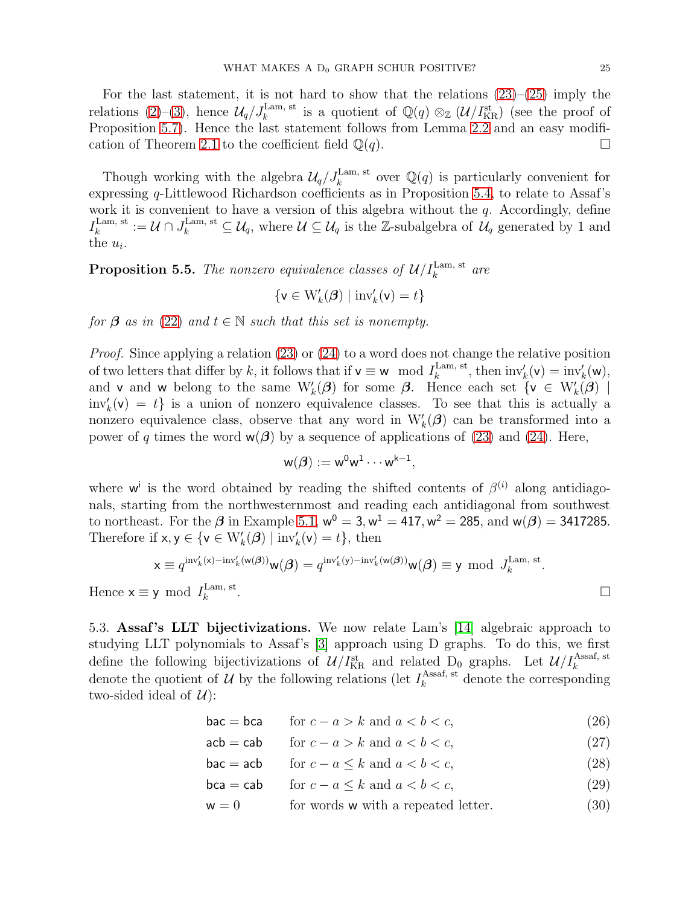For the last statement, it is not hard to show that the relations (23)–(25) imply the relations (2)–(3), hence $\mathcal{U}_q/J_k^{\text{Lam, st}}$ is a quotient of $\mathbb{Q}(q) \otimes_{\mathbb{Z}} (\mathcal{U}/I_{\text{KR}}^{\text{st}})$ (see the proof of Proposition 5.7). Hence the last statement follows from Lemma 2.2 and an easy modification of Theorem 2.1 to the coefficient field $\mathbb{Q}(q)$. $\square$

Though working with the algebra $\mathcal{U}_q/J_k^{\text{Lam, st}}$ over $\mathbb{Q}(q)$ is particularly convenient for expressing $q$-Littlewood Richardson coefficients as in Proposition 5.4, to relate to Assaf's work it is convenient to have a version of this algebra without the $q$. Accordingly, define $I_k^{\text{Lam, st}} := \mathcal{U} \cap J_k^{\text{Lam, st}} \subseteq \mathcal{U}_q$, where $\mathcal{U} \subseteq \mathcal{U}_q$ is the $\mathbb{Z}$-subalgebra of $\mathcal{U}_q$ generated by 1 and the $u_i$.

**Proposition 5.5.** *The nonzero equivalence classes of $\mathcal{U}/I_k^{\text{Lam, st}}$ are*

$$\{\mathsf{v} \in \mathrm{W}'_k(\boldsymbol{\beta}) \mid \mathrm{inv}'_k(\mathsf{v}) = t\}$$

*for $\boldsymbol{\beta}$ as in (22) and $t \in \mathbb{N}$ such that this set is nonempty.*

*Proof.* Since applying a relation (23) or (24) to a word does not change the relative position of two letters that differ by $k$, it follows that if $\mathsf{v} \equiv \mathsf{w} \mod I_k^{\text{Lam, st}}$, then $\mathrm{inv}'_k(\mathsf{v}) = \mathrm{inv}'_k(\mathsf{w})$, and $\mathsf{v}$ and $\mathsf{w}$ belong to the same $\mathrm{W}'_k(\boldsymbol{\beta})$ for some $\boldsymbol{\beta}$. Hence each set $\{\mathsf{v} \in \mathrm{W}'_k(\boldsymbol{\beta}) \mid \mathrm{inv}'_k(\mathsf{v}) = t\}$ is a union of nonzero equivalence classes. To see that this is actually a nonzero equivalence class, observe that any word in $\mathrm{W}'_k(\boldsymbol{\beta})$ can be transformed into a power of $q$ times the word $\mathsf{w}(\boldsymbol{\beta})$ by a sequence of applications of (23) and (24). Here,

$$\mathsf{w}(\boldsymbol{\beta}) := \mathsf{w}^0\mathsf{w}^1 \cdots \mathsf{w}^{\mathsf{k}-1},$$

where $\mathsf{w}^{\mathsf{i}}$ is the word obtained by reading the shifted contents of $\beta^{(i)}$ along antidiagonals, starting from the northwesternmost and reading each antidiagonal from southwest to northeast. For the $\boldsymbol{\beta}$ in Example 5.1, $\mathsf{w}^0 = 3, \mathsf{w}^1 = 417, \mathsf{w}^2 = 285$, and $\mathsf{w}(\boldsymbol{\beta}) = 3417285$. Therefore if $\mathsf{x}, \mathsf{y} \in \{\mathsf{v} \in \mathrm{W}'_k(\boldsymbol{\beta}) \mid \mathrm{inv}'_k(\mathsf{v}) = t\}$, then

$$\mathsf{x} \equiv q^{\mathrm{inv}'_k(\mathsf{x}) - \mathrm{inv}'_k(\mathsf{w}(\boldsymbol{\beta}))}\mathsf{w}(\boldsymbol{\beta}) = q^{\mathrm{inv}'_k(\mathsf{y}) - \mathrm{inv}'_k(\mathsf{w}(\boldsymbol{\beta}))}\mathsf{w}(\boldsymbol{\beta}) \equiv \mathsf{y} \mod J_k^{\text{Lam, st}}.$$

Hence $\mathsf{x} \equiv \mathsf{y} \mod I_k^{\text{Lam, st}}$. $\square$

5.3. **Assaf's LLT bijectivizations.** We now relate Lam's [14] algebraic approach to studying LLT polynomials to Assaf's [3] approach using D graphs. To do this, we first define the following bijectivizations of $\mathcal{U}/I_{\text{KR}}^{\text{st}}$ and related $\mathrm{D}_0$ graphs. Let $\mathcal{U}/I_k^{\text{Assaf, st}}$ denote the quotient of $\mathcal{U}$ by the following relations (let $I_k^{\text{Assaf, st}}$ denote the corresponding two-sided ideal of $\mathcal{U}$):

$$\mathsf{bac} = \mathsf{bca} \qquad \text{for } c - a > k \text{ and } a < b < c, \tag{26}$$

$$\mathsf{acb} = \mathsf{cab} \qquad \text{for } c - a > k \text{ and } a < b < c, \tag{27}$$

$$\mathsf{bac} = \mathsf{acb} \qquad \text{for } c - a \leq k \text{ and } a < b < c, \tag{28}$$

$$\mathsf{bca} = \mathsf{cab} \qquad \text{for } c - a \leq k \text{ and } a < b < c, \tag{29}$$

$$\mathsf{w} = 0 \qquad \text{for words } \mathsf{w} \text{ with a repeated letter.} \tag{30}$$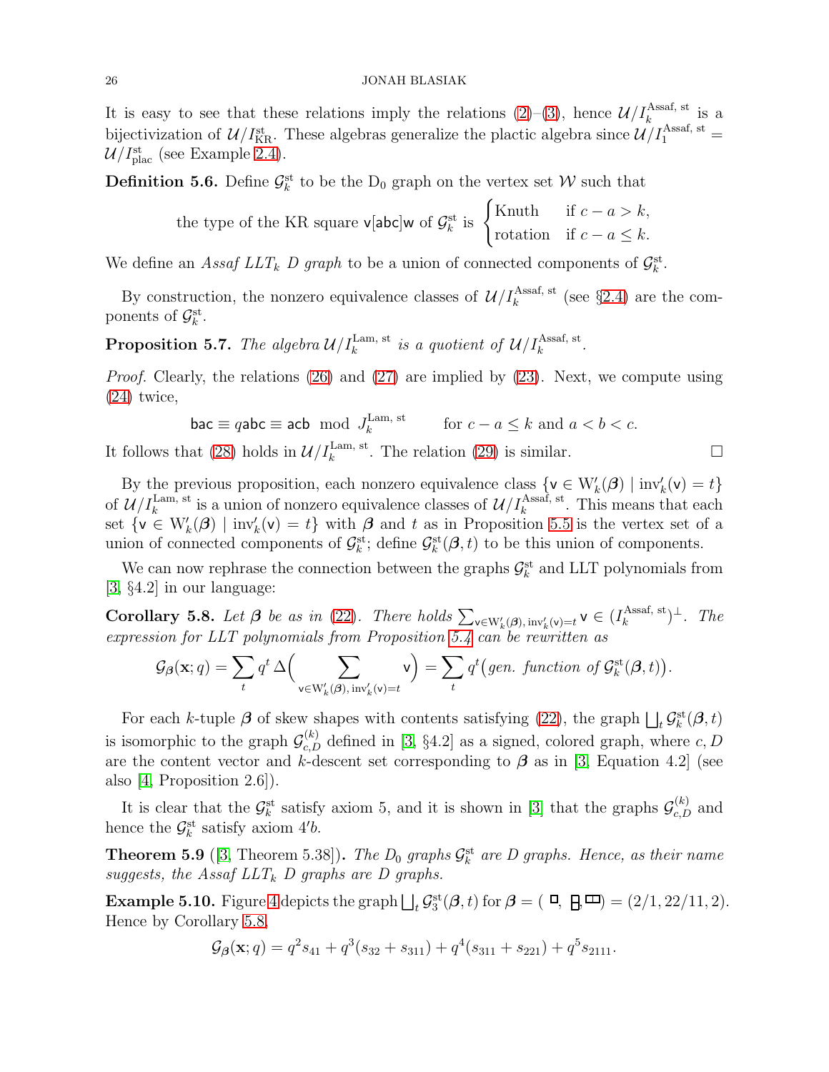It is easy to see that these relations imply the relations (2)–(3), hence $\mathcal{U}/I_k^{\text{Assaf, st}}$ is a bijectivization of $\mathcal{U}/I_{\text{KR}}^{\text{st}}$. These algebras generalize the plactic algebra since $\mathcal{U}/I_1^{\text{Assaf, st}} = \mathcal{U}/I_{\text{plac}}^{\text{st}}$ (see Example 2.4).

**Definition 5.6.** Define $\mathcal{G}_k^{\text{st}}$ to be the $\text{D}_0$ graph on the vertex set $\mathcal{W}$ such that

$$\text{the type of the KR square } \mathsf{v[abc]w} \text{ of } \mathcal{G}_k^{\text{st}} \text{ is } \begin{cases} \text{Knuth} & \text{if } c - a > k, \\ \text{rotation} & \text{if } c - a \leq k. \end{cases}$$

We define an *Assaf LLT$_k$ D graph* to be a union of connected components of $\mathcal{G}_k^{\text{st}}$.

By construction, the nonzero equivalence classes of $\mathcal{U}/I_k^{\text{Assaf, st}}$ (see §2.4) are the components of $\mathcal{G}_k^{\text{st}}$.

**Proposition 5.7.** *The algebra $\mathcal{U}/I_k^{\text{Lam, st}}$ is a quotient of $\mathcal{U}/I_k^{\text{Assaf, st}}$.*

*Proof.* Clearly, the relations (26) and (27) are implied by (23). Next, we compute using (24) twice,

$$\mathsf{bac} \equiv q\mathsf{abc} \equiv \mathsf{acb} \mod J_k^{\text{Lam, st}} \qquad \text{for } c - a \leq k \text{ and } a < b < c.$$

It follows that (28) holds in $\mathcal{U}/I_k^{\text{Lam, st}}$. The relation (29) is similar. □

By the previous proposition, each nonzero equivalence class $\{\mathsf{v} \in \text{W}'_k(\boldsymbol{\beta}) \mid \text{inv}'_k(\mathsf{v}) = t\}$ of $\mathcal{U}/I_k^{\text{Lam, st}}$ is a union of nonzero equivalence classes of $\mathcal{U}/I_k^{\text{Assaf, st}}$. This means that each set $\{\mathsf{v} \in \text{W}'_k(\boldsymbol{\beta}) \mid \text{inv}'_k(\mathsf{v}) = t\}$ with $\boldsymbol{\beta}$ and $t$ as in Proposition 5.5 is the vertex set of a union of connected components of $\mathcal{G}_k^{\text{st}}$; define $\mathcal{G}_k^{\text{st}}(\boldsymbol{\beta}, t)$ to be this union of components.

We can now rephrase the connection between the graphs $\mathcal{G}_k^{\text{st}}$ and LLT polynomials from [3, §4.2] in our language:

**Corollary 5.8.** *Let $\boldsymbol{\beta}$ be as in (22). There holds $\sum_{\mathsf{v} \in \text{W}'_k(\boldsymbol{\beta}), \text{inv}'_k(\mathsf{v}) = t} \mathsf{v} \in (I_k^{\text{Assaf, st}})^\perp$. The expression for LLT polynomials from Proposition 5.4 can be rewritten as*

$$\mathcal{G}_{\boldsymbol{\beta}}(\mathbf{x}; q) = \sum_t q^t \, \Delta\Big( \sum_{\mathsf{v} \in \text{W}'_k(\boldsymbol{\beta}), \, \text{inv}'_k(\mathsf{v}) = t} \mathsf{v} \Big) = \sum_t q^t \big( \textit{gen. function of } \mathcal{G}_k^{\text{st}}(\boldsymbol{\beta}, t) \big).$$

For each $k$-tuple $\boldsymbol{\beta}$ of skew shapes with contents satisfying (22), the graph $\bigsqcup_t \mathcal{G}_k^{\text{st}}(\boldsymbol{\beta}, t)$ is isomorphic to the graph $\mathcal{G}_{c,D}^{(k)}$ defined in [3, §4.2] as a signed, colored graph, where $c, D$ are the content vector and $k$-descent set corresponding to $\boldsymbol{\beta}$ as in [3, Equation 4.2] (see also [4, Proposition 2.6]).

It is clear that the $\mathcal{G}_k^{\text{st}}$ satisfy axiom 5, and it is shown in [3] that the graphs $\mathcal{G}_{c,D}^{(k)}$ and hence the $\mathcal{G}_k^{\text{st}}$ satisfy axiom $4'b$.

**Theorem 5.9** ([3, Theorem 5.38])**.** *The $D_0$ graphs $\mathcal{G}_k^{\text{st}}$ are D graphs. Hence, as their name suggests, the Assaf LLT$_k$ D graphs are D graphs.*

**Example 5.10.** Figure 4 depicts the graph $\bigsqcup_t \mathcal{G}_3^{\text{st}}(\boldsymbol{\beta}, t)$ for $\boldsymbol{\beta} = (2/1, 22/11, 2)$. Hence by Corollary 5.8,

$$\mathcal{G}_{\boldsymbol{\beta}}(\mathbf{x}; q) = q^2 s_{41} + q^3(s_{32} + s_{311}) + q^4(s_{311} + s_{221}) + q^5 s_{2111}.$$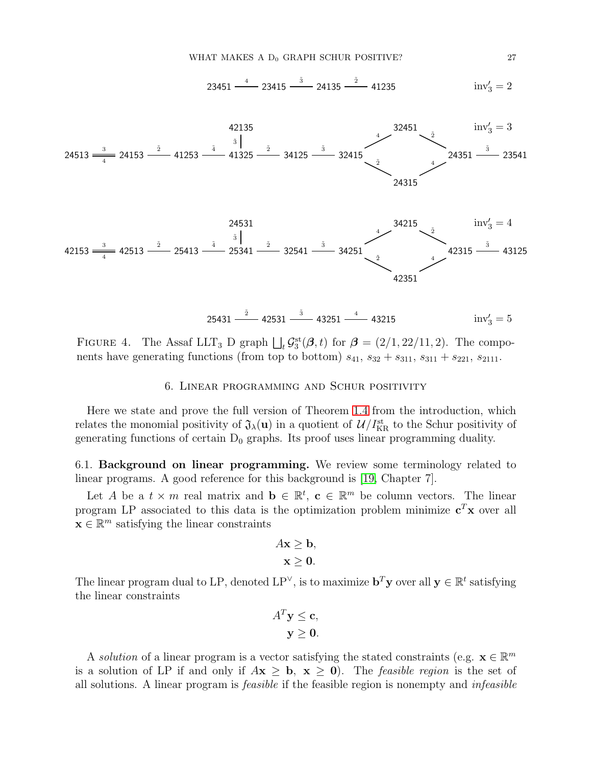23451 —4— 23415 —$\tilde{3}$— 24135 —$\tilde{2}$— 41235 $\quad$ $\mathrm{inv}'_3 = 2$

24513 =3,4= 24153 —$\tilde{2}$— 41253 —$\tilde{4}$— 41325 —$\tilde{2}$— 34125 —$\tilde{3}$— 32415; 42135 —$\tilde{3}$— 41325; 32415 —4— 32451 —$\tilde{2}$— 24351; 32415 —$\tilde{2}$— 24315 —4— 24351; 24351 —$\tilde{3}$— 23541 $\quad$ $\mathrm{inv}'_3 = 3$

42153 =3,4= 42513 —$\tilde{2}$— 25413 —$\tilde{4}$— 25341 —$\tilde{2}$— 32541 —$\tilde{3}$— 34251; 24531 —$\tilde{3}$— 25341; 34251 —4— 34215 —$\tilde{2}$— 42315; 34251 —$\tilde{2}$— 42351 —4— 42315; 42315 —$\tilde{3}$— 43125 $\quad$ $\mathrm{inv}'_3 = 4$

25431 —$\tilde{2}$— 42531 —$\tilde{3}$— 43251 —4— 43215 $\quad$ $\mathrm{inv}'_3 = 5$

FIGURE 4. The Assaf LLT$_3$ D graph $\bigsqcup_t \mathcal{G}_3^{\mathrm{st}}(\boldsymbol{\beta}, t)$ for $\boldsymbol{\beta} = (2/1, 22/11, 2)$. The components have generating functions (from top to bottom) $s_{41}$, $s_{32} + s_{311}$, $s_{311} + s_{221}$, $s_{2111}$.

## 6. Linear programming and Schur positivity

Here we state and prove the full version of Theorem 1.4 from the introduction, which relates the monomial positivity of $\mathfrak{J}_\lambda(\mathbf{u})$ in a quotient of $\mathcal{U}/I_{\mathrm{KR}}^{\mathrm{st}}$ to the Schur positivity of generating functions of certain D$_0$ graphs. Its proof uses linear programming duality.

**6.1. Background on linear programming.** We review some terminology related to linear programs. A good reference for this background is [19, Chapter 7].

Let $A$ be a $t \times m$ real matrix and $\mathbf{b} \in \mathbb{R}^t$, $\mathbf{c} \in \mathbb{R}^m$ be column vectors. The linear program LP associated to this data is the optimization problem minimize $\mathbf{c}^T\mathbf{x}$ over all $\mathbf{x} \in \mathbb{R}^m$ satisfying the linear constraints

$$A\mathbf{x} \geq \mathbf{b},$$
$$\mathbf{x} \geq \mathbf{0}.$$

The linear program dual to LP, denoted LP$^\vee$, is to maximize $\mathbf{b}^T\mathbf{y}$ over all $\mathbf{y} \in \mathbb{R}^t$ satisfying the linear constraints

$$A^T\mathbf{y} \leq \mathbf{c},$$
$$\mathbf{y} \geq \mathbf{0}.$$

A *solution* of a linear program is a vector satisfying the stated constraints (e.g. $\mathbf{x} \in \mathbb{R}^m$ is a solution of LP if and only if $A\mathbf{x} \geq \mathbf{b}$, $\mathbf{x} \geq \mathbf{0}$). The *feasible region* is the set of all solutions. A linear program is *feasible* if the feasible region is nonempty and *infeasible*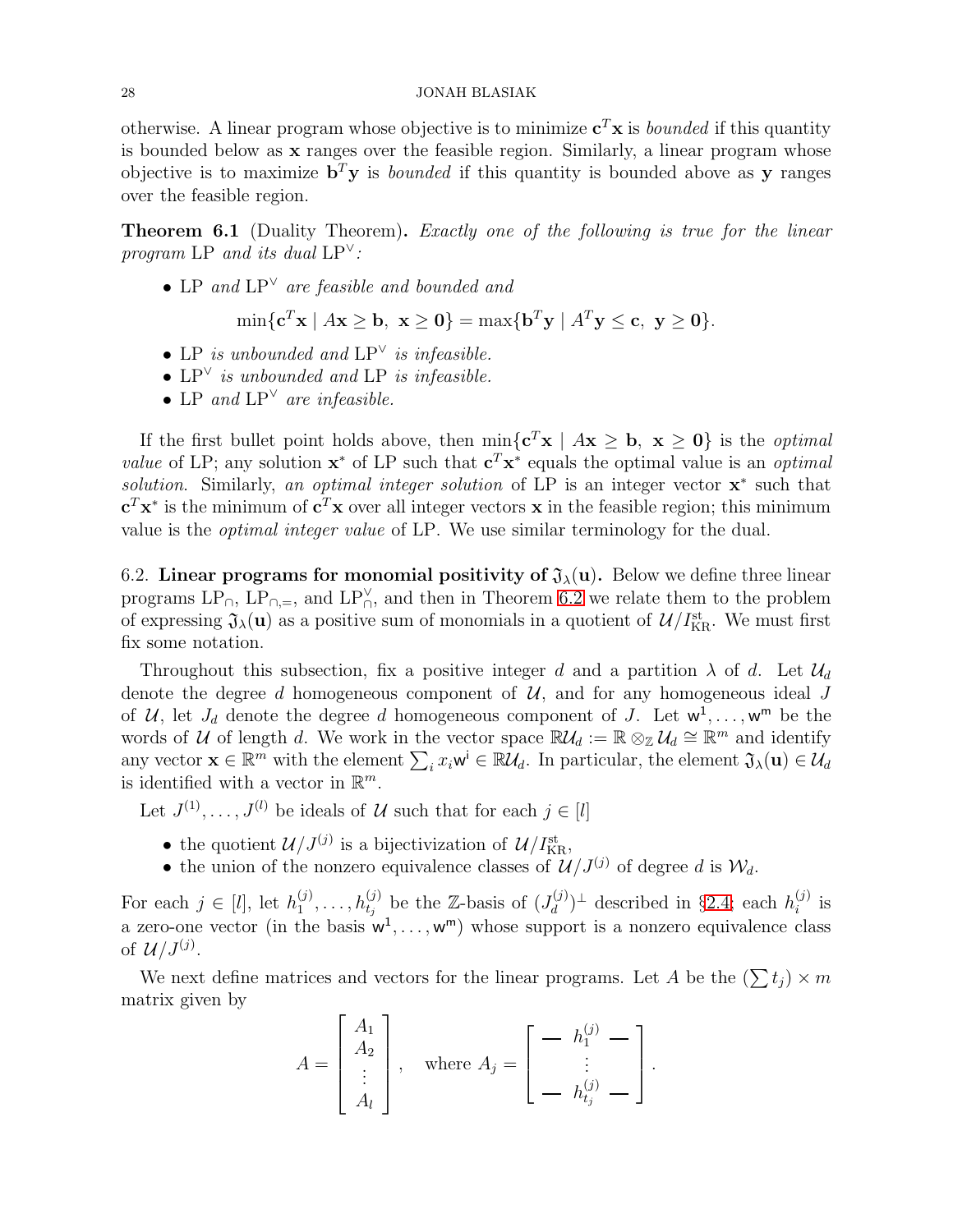otherwise. A linear program whose objective is to minimize $\mathbf{c}^T\mathbf{x}$ is *bounded* if this quantity is bounded below as $\mathbf{x}$ ranges over the feasible region. Similarly, a linear program whose objective is to maximize $\mathbf{b}^T\mathbf{y}$ is *bounded* if this quantity is bounded above as $\mathbf{y}$ ranges over the feasible region.

**Theorem 6.1** (Duality Theorem)**.** *Exactly one of the following is true for the linear program* LP *and its dual* $\text{LP}^\vee$*:*

- LP *and* $\text{LP}^\vee$ *are feasible and bounded and*
$$\min\{\mathbf{c}^T\mathbf{x} \mid A\mathbf{x} \geq \mathbf{b},\ \mathbf{x} \geq \mathbf{0}\} = \max\{\mathbf{b}^T\mathbf{y} \mid A^T\mathbf{y} \leq \mathbf{c},\ \mathbf{y} \geq \mathbf{0}\}.$$
- LP *is unbounded and* $\text{LP}^\vee$ *is infeasible.*
- $\text{LP}^\vee$ *is unbounded and* LP *is infeasible.*
- LP *and* $\text{LP}^\vee$ *are infeasible.*

If the first bullet point holds above, then $\min\{\mathbf{c}^T\mathbf{x} \mid A\mathbf{x} \geq \mathbf{b},\ \mathbf{x} \geq \mathbf{0}\}$ is the *optimal value* of LP; any solution $\mathbf{x}^*$ of LP such that $\mathbf{c}^T\mathbf{x}^*$ equals the optimal value is an *optimal solution*. Similarly, *an optimal integer solution* of LP is an integer vector $\mathbf{x}^*$ such that $\mathbf{c}^T\mathbf{x}^*$ is the minimum of $\mathbf{c}^T\mathbf{x}$ over all integer vectors $\mathbf{x}$ in the feasible region; this minimum value is the *optimal integer value* of LP. We use similar terminology for the dual.

6.2. **Linear programs for monomial positivity of $\mathfrak{J}_\lambda(\mathbf{u})$.** Below we define three linear programs $\text{LP}_\cap$, $\text{LP}_{\cap,=}$, and $\text{LP}_\cap^\vee$, and then in Theorem 6.2 we relate them to the problem of expressing $\mathfrak{J}_\lambda(\mathbf{u})$ as a positive sum of monomials in a quotient of $\mathcal{U}/I_{\text{KR}}^{\text{st}}$. We must first fix some notation.

Throughout this subsection, fix a positive integer $d$ and a partition $\lambda$ of $d$. Let $\mathcal{U}_d$ denote the degree $d$ homogeneous component of $\mathcal{U}$, and for any homogeneous ideal $J$ of $\mathcal{U}$, let $J_d$ denote the degree $d$ homogeneous component of $J$. Let $\mathsf{w}^1, \dots, \mathsf{w}^m$ be the words of $\mathcal{U}$ of length $d$. We work in the vector space $\mathbb{R}\mathcal{U}_d := \mathbb{R} \otimes_{\mathbb{Z}} \mathcal{U}_d \cong \mathbb{R}^m$ and identify any vector $\mathbf{x} \in \mathbb{R}^m$ with the element $\sum_i x_i \mathsf{w}^i \in \mathbb{R}\mathcal{U}_d$. In particular, the element $\mathfrak{J}_\lambda(\mathbf{u}) \in \mathcal{U}_d$ is identified with a vector in $\mathbb{R}^m$.

Let $J^{(1)}, \dots, J^{(l)}$ be ideals of $\mathcal{U}$ such that for each $j \in [l]$

- the quotient $\mathcal{U}/J^{(j)}$ is a bijectivization of $\mathcal{U}/I_{\text{KR}}^{\text{st}}$,
- the union of the nonzero equivalence classes of $\mathcal{U}/J^{(j)}$ of degree $d$ is $\mathcal{W}_d$.

For each $j \in [l]$, let $h_1^{(j)}, \dots, h_{t_j}^{(j)}$ be the $\mathbb{Z}$-basis of $(J_d^{(j)})^\perp$ described in §2.4; each $h_i^{(j)}$ is a zero-one vector (in the basis $\mathsf{w}^1, \dots, \mathsf{w}^m$) whose support is a nonzero equivalence class of $\mathcal{U}/J^{(j)}$.

We next define matrices and vectors for the linear programs. Let $A$ be the $(\sum t_j) \times m$ matrix given by
$$A = \begin{bmatrix} A_1 \\ A_2 \\ \vdots \\ A_l \end{bmatrix}, \quad \text{where } A_j = \begin{bmatrix} - & h_1^{(j)} & - \\ & \vdots & \\ - & h_{t_j}^{(j)} & - \end{bmatrix}.$$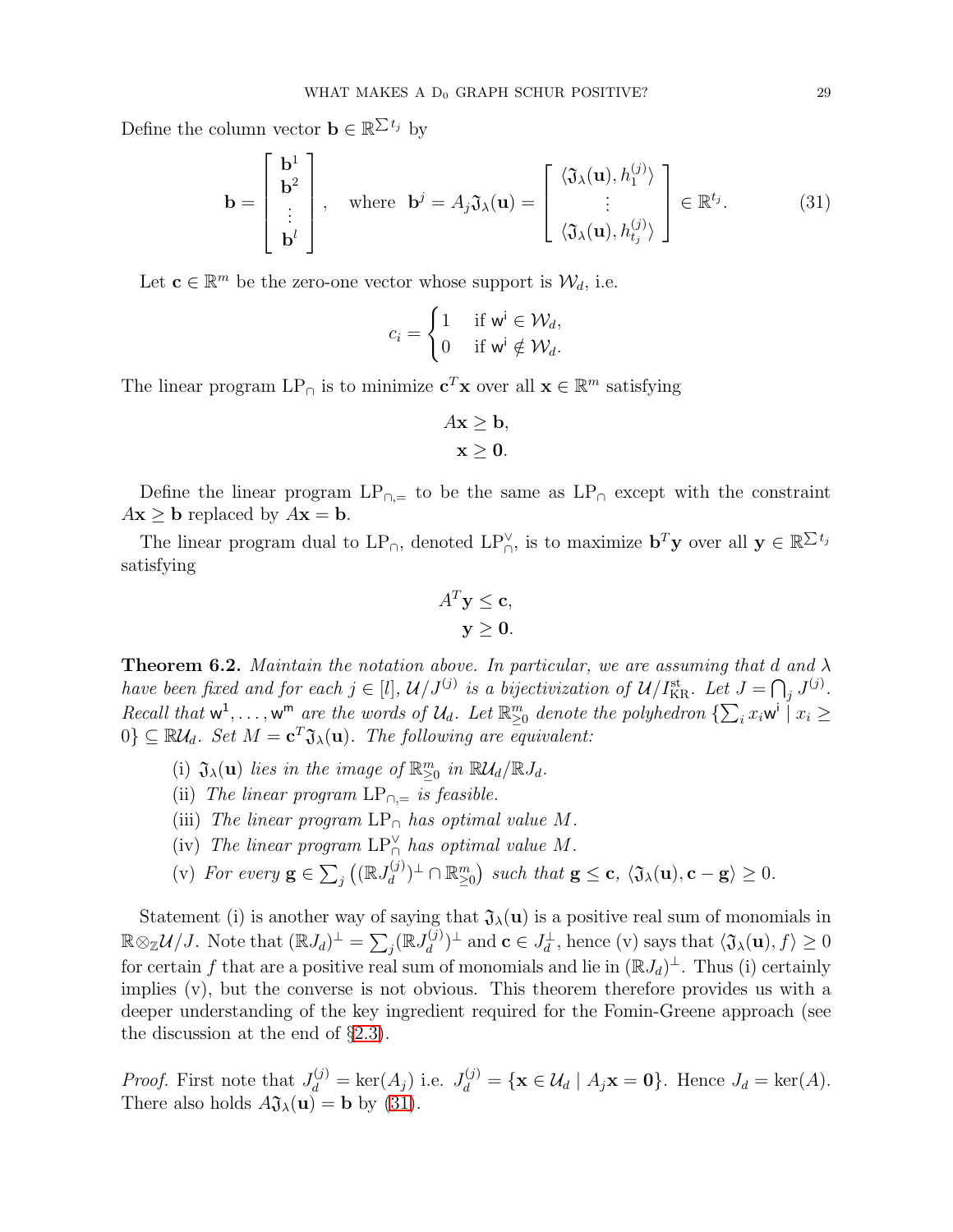Define the column vector $\mathbf{b} \in \mathbb{R}^{\sum t_j}$ by

$$\mathbf{b} = \begin{bmatrix} \mathbf{b}^1 \\ \mathbf{b}^2 \\ \vdots \\ \mathbf{b}^l \end{bmatrix}, \quad \text{where } \mathbf{b}^j = A_j \mathfrak{J}_\lambda(\mathbf{u}) = \begin{bmatrix} \langle \mathfrak{J}_\lambda(\mathbf{u}), h_1^{(j)} \rangle \\ \vdots \\ \langle \mathfrak{J}_\lambda(\mathbf{u}), h_{t_j}^{(j)} \rangle \end{bmatrix} \in \mathbb{R}^{t_j}. \tag{31}$$

Let $\mathbf{c} \in \mathbb{R}^m$ be the zero-one vector whose support is $\mathcal{W}_d$, i.e.

$$c_i = \begin{cases} 1 & \text{if } \mathsf{w}^\mathsf{i} \in \mathcal{W}_d, \\ 0 & \text{if } \mathsf{w}^\mathsf{i} \notin \mathcal{W}_d. \end{cases}$$

The linear program $\mathrm{LP}_\cap$ is to minimize $\mathbf{c}^T\mathbf{x}$ over all $\mathbf{x} \in \mathbb{R}^m$ satisfying

$$A\mathbf{x} \geq \mathbf{b},$$
$$\mathbf{x} \geq \mathbf{0}.$$

Define the linear program $\mathrm{LP}_{\cap,=}$ to be the same as $\mathrm{LP}_\cap$ except with the constraint $A\mathbf{x} \geq \mathbf{b}$ replaced by $A\mathbf{x} = \mathbf{b}$.

The linear program dual to $\mathrm{LP}_\cap$, denoted $\mathrm{LP}_\cap^\vee$, is to maximize $\mathbf{b}^T\mathbf{y}$ over all $\mathbf{y} \in \mathbb{R}^{\sum t_j}$ satisfying

$$A^T\mathbf{y} \leq \mathbf{c},$$
$$\mathbf{y} \geq \mathbf{0}.$$

**Theorem 6.2.** *Maintain the notation above. In particular, we are assuming that $d$ and $\lambda$ have been fixed and for each $j \in [l]$, $\mathcal{U}/J^{(j)}$ is a bijectivization of $\mathcal{U}/I_{\mathrm{KR}}^{\mathrm{st}}$. Let $J = \bigcap_j J^{(j)}$. Recall that $\mathsf{w}^1, \ldots, \mathsf{w}^\mathsf{m}$ are the words of $\mathcal{U}_d$. Let $\mathbb{R}^m_{\geq 0}$ denote the polyhedron $\{\sum_i x_i \mathsf{w}^\mathsf{i} \mid x_i \geq 0\} \subseteq \mathbb{R}\mathcal{U}_d$. Set $M = \mathbf{c}^T\mathfrak{J}_\lambda(\mathbf{u})$. The following are equivalent:*

- (i) *$\mathfrak{J}_\lambda(\mathbf{u})$ lies in the image of $\mathbb{R}^m_{\geq 0}$ in $\mathbb{R}\mathcal{U}_d/\mathbb{R}J_d$.*
- (ii) *The linear program $\mathrm{LP}_{\cap,=}$ is feasible.*
- (iii) *The linear program $\mathrm{LP}_\cap$ has optimal value $M$.*
- (iv) *The linear program $\mathrm{LP}_\cap^\vee$ has optimal value $M$.*
- (v) *For every $\mathbf{g} \in \sum_j \big((\mathbb{R}J_d^{(j)})^\perp \cap \mathbb{R}^m_{\geq 0}\big)$ such that $\mathbf{g} \leq \mathbf{c}$, $\langle \mathfrak{J}_\lambda(\mathbf{u}), \mathbf{c} - \mathbf{g} \rangle \geq 0$.*

Statement (i) is another way of saying that $\mathfrak{J}_\lambda(\mathbf{u})$ is a positive real sum of monomials in $\mathbb{R} \otimes_\mathbb{Z} \mathcal{U}/J$. Note that $(\mathbb{R}J_d)^\perp = \sum_j (\mathbb{R}J_d^{(j)})^\perp$ and $\mathbf{c} \in J_d^\perp$, hence (v) says that $\langle \mathfrak{J}_\lambda(\mathbf{u}), f \rangle \geq 0$ for certain $f$ that are a positive real sum of monomials and lie in $(\mathbb{R}J_d)^\perp$. Thus (i) certainly implies (v), but the converse is not obvious. This theorem therefore provides us with a deeper understanding of the key ingredient required for the Fomin-Greene approach (see the discussion at the end of §2.3).

*Proof.* First note that $J_d^{(j)} = \ker(A_j)$ i.e. $J_d^{(j)} = \{\mathbf{x} \in \mathcal{U}_d \mid A_j\mathbf{x} = \mathbf{0}\}$. Hence $J_d = \ker(A)$. There also holds $A\mathfrak{J}_\lambda(\mathbf{u}) = \mathbf{b}$ by (31).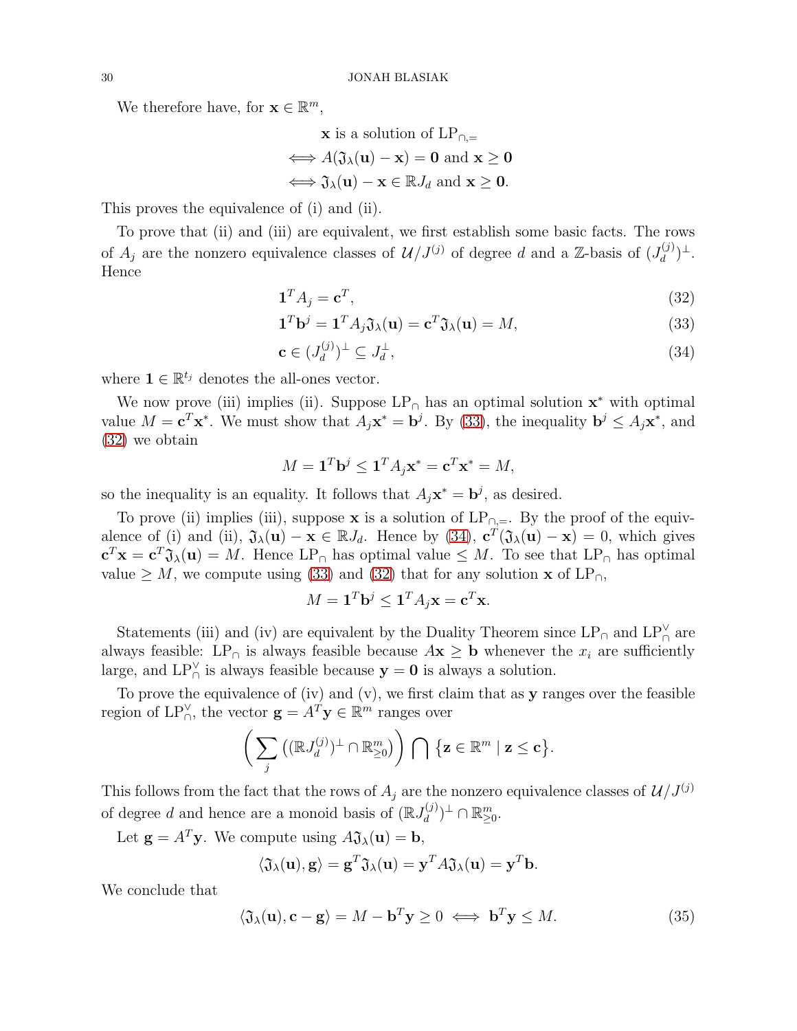We therefore have, for $\mathbf{x} \in \mathbb{R}^m$,

$$
\begin{aligned}
&\mathbf{x} \text{ is a solution of } \mathrm{LP}_{\cap,=} \\
\iff& A(\mathfrak{J}_\lambda(\mathbf{u}) - \mathbf{x}) = \mathbf{0} \text{ and } \mathbf{x} \geq \mathbf{0} \\
\iff& \mathfrak{J}_\lambda(\mathbf{u}) - \mathbf{x} \in \mathbb{R}J_d \text{ and } \mathbf{x} \geq \mathbf{0}.
\end{aligned}
$$

This proves the equivalence of (i) and (ii).

To prove that (ii) and (iii) are equivalent, we first establish some basic facts. The rows of $A_j$ are the nonzero equivalence classes of $\mathcal{U}/J^{(j)}$ of degree $d$ and a $\mathbb{Z}$-basis of $(J_d^{(j)})^\perp$. Hence

$$
\mathbf{1}^T A_j = \mathbf{c}^T, \tag{32}
$$

$$
\mathbf{1}^T \mathbf{b}^j = \mathbf{1}^T A_j \mathfrak{J}_\lambda(\mathbf{u}) = \mathbf{c}^T \mathfrak{J}_\lambda(\mathbf{u}) = M, \tag{33}
$$

$$
\mathbf{c} \in (J_d^{(j)})^\perp \subseteq J_d^\perp, \tag{34}
$$

where $\mathbf{1} \in \mathbb{R}^{t_j}$ denotes the all-ones vector.

We now prove (iii) implies (ii). Suppose $\mathrm{LP}_\cap$ has an optimal solution $\mathbf{x}^*$ with optimal value $M = \mathbf{c}^T \mathbf{x}^*$. We must show that $A_j \mathbf{x}^* = \mathbf{b}^j$. By (33), the inequality $\mathbf{b}^j \leq A_j \mathbf{x}^*$, and (32) we obtain

$$
M = \mathbf{1}^T \mathbf{b}^j \leq \mathbf{1}^T A_j \mathbf{x}^* = \mathbf{c}^T \mathbf{x}^* = M,
$$

so the inequality is an equality. It follows that $A_j \mathbf{x}^* = \mathbf{b}^j$, as desired.

To prove (ii) implies (iii), suppose $\mathbf{x}$ is a solution of $\mathrm{LP}_{\cap,=}$. By the proof of the equivalence of (i) and (ii), $\mathfrak{J}_\lambda(\mathbf{u}) - \mathbf{x} \in \mathbb{R}J_d$. Hence by (34), $\mathbf{c}^T(\mathfrak{J}_\lambda(\mathbf{u}) - \mathbf{x}) = 0$, which gives $\mathbf{c}^T \mathbf{x} = \mathbf{c}^T \mathfrak{J}_\lambda(\mathbf{u}) = M$. Hence $\mathrm{LP}_\cap$ has optimal value $\leq M$. To see that $\mathrm{LP}_\cap$ has optimal value $\geq M$, we compute using (33) and (32) that for any solution $\mathbf{x}$ of $\mathrm{LP}_\cap$,

$$
M = \mathbf{1}^T \mathbf{b}^j \leq \mathbf{1}^T A_j \mathbf{x} = \mathbf{c}^T \mathbf{x}.
$$

Statements (iii) and (iv) are equivalent by the Duality Theorem since $\mathrm{LP}_\cap$ and $\mathrm{LP}_\cap^\vee$ are always feasible: $\mathrm{LP}_\cap$ is always feasible because $A\mathbf{x} \geq \mathbf{b}$ whenever the $x_i$ are sufficiently large, and $\mathrm{LP}_\cap^\vee$ is always feasible because $\mathbf{y} = \mathbf{0}$ is always a solution.

To prove the equivalence of (iv) and (v), we first claim that as $\mathbf{y}$ ranges over the feasible region of $\mathrm{LP}_\cap^\vee$, the vector $\mathbf{g} = A^T \mathbf{y} \in \mathbb{R}^m$ ranges over

$$
\bigg( \sum_j \big( (\mathbb{R}J_d^{(j)})^\perp \cap \mathbb{R}^m_{\geq 0} \big) \bigg) \bigcap \big\{ \mathbf{z} \in \mathbb{R}^m \mid \mathbf{z} \leq \mathbf{c} \big\}.
$$

This follows from the fact that the rows of $A_j$ are the nonzero equivalence classes of $\mathcal{U}/J^{(j)}$ of degree $d$ and hence are a monoid basis of $(\mathbb{R}J_d^{(j)})^\perp \cap \mathbb{R}^m_{\geq 0}$.

Let $\mathbf{g} = A^T \mathbf{y}$. We compute using $A\mathfrak{J}_\lambda(\mathbf{u}) = \mathbf{b}$,

$$
\langle \mathfrak{J}_\lambda(\mathbf{u}), \mathbf{g} \rangle = \mathbf{g}^T \mathfrak{J}_\lambda(\mathbf{u}) = \mathbf{y}^T A \mathfrak{J}_\lambda(\mathbf{u}) = \mathbf{y}^T \mathbf{b}.
$$

We conclude that

$$
\langle \mathfrak{J}_\lambda(\mathbf{u}), \mathbf{c} - \mathbf{g} \rangle = M - \mathbf{b}^T \mathbf{y} \geq 0 \iff \mathbf{b}^T \mathbf{y} \leq M. \tag{35}
$$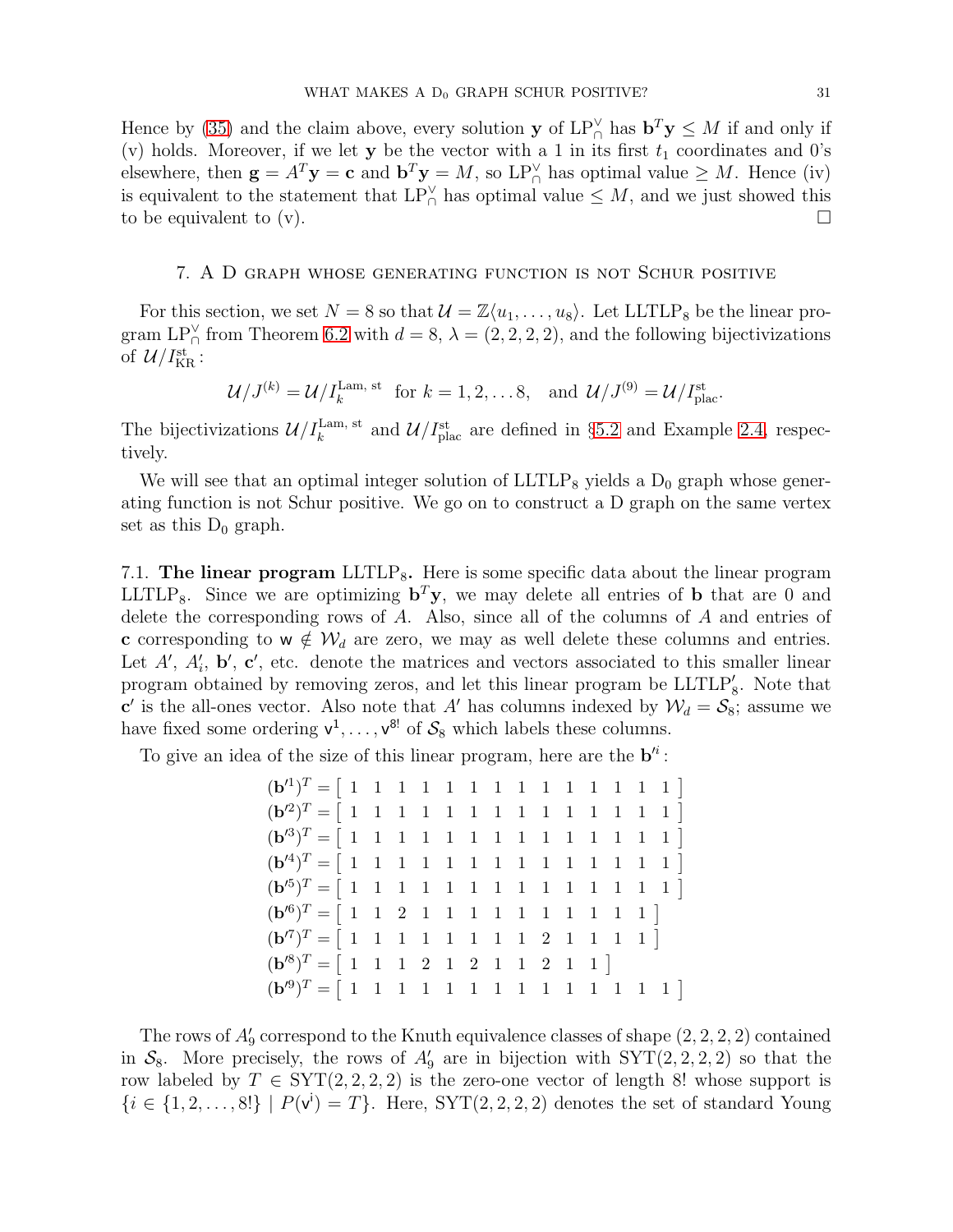Hence by (35) and the claim above, every solution $\mathbf{y}$ of $\mathrm{LP}_{\cap}^{\vee}$ has $\mathbf{b}^T\mathbf{y} \leq M$ if and only if (v) holds. Moreover, if we let $\mathbf{y}$ be the vector with a 1 in its first $t_1$ coordinates and 0's elsewhere, then $\mathbf{g} = A^T\mathbf{y} = \mathbf{c}$ and $\mathbf{b}^T\mathbf{y} = M$, so $\mathrm{LP}_{\cap}^{\vee}$ has optimal value $\geq M$. Hence (iv) is equivalent to the statement that $\mathrm{LP}_{\cap}^{\vee}$ has optimal value $\leq M$, and we just showed this to be equivalent to (v). □

## 7. A D graph whose generating function is not Schur positive

For this section, we set $N = 8$ so that $\mathcal{U} = \mathbb{Z}\langle u_1, \ldots, u_8\rangle$. Let $\mathrm{LLTLP}_8$ be the linear program $\mathrm{LP}_{\cap}^{\vee}$ from Theorem 6.2 with $d = 8$, $\lambda = (2, 2, 2, 2)$, and the following bijectivizations of $\mathcal{U}/I_{\mathrm{KR}}^{\mathrm{st}}$:

$$\mathcal{U}/J^{(k)} = \mathcal{U}/I_k^{\mathrm{Lam,\,st}} \;\text{ for } k = 1, 2, \ldots 8, \quad \text{and } \mathcal{U}/J^{(9)} = \mathcal{U}/I_{\mathrm{plac}}^{\mathrm{st}}.$$

The bijectivizations $\mathcal{U}/I_k^{\mathrm{Lam,\,st}}$ and $\mathcal{U}/I_{\mathrm{plac}}^{\mathrm{st}}$ are defined in §5.2 and Example 2.4, respectively.

We will see that an optimal integer solution of $\mathrm{LLTLP}_8$ yields a $\mathrm{D}_0$ graph whose generating function is not Schur positive. We go on to construct a D graph on the same vertex set as this $\mathrm{D}_0$ graph.

7.1. **The linear program** $\mathrm{LLTLP}_8$**.** Here is some specific data about the linear program $\mathrm{LLTLP}_8$. Since we are optimizing $\mathbf{b}^T\mathbf{y}$, we may delete all entries of $\mathbf{b}$ that are 0 and delete the corresponding rows of $A$. Also, since all of the columns of $A$ and entries of $\mathbf{c}$ corresponding to $\mathsf{w} \notin \mathcal{W}_d$ are zero, we may as well delete these columns and entries. Let $A'$, $A'_i$, $\mathbf{b}'$, $\mathbf{c}'$, etc. denote the matrices and vectors associated to this smaller linear program obtained by removing zeros, and let this linear program be $\mathrm{LLTLP}'_8$. Note that $\mathbf{c}'$ is the all-ones vector. Also note that $A'$ has columns indexed by $\mathcal{W}_d = \mathcal{S}_8$; assume we have fixed some ordering $\mathsf{v}^1, \ldots, \mathsf{v}^{8!}$ of $\mathcal{S}_8$ which labels these columns.

To give an idea of the size of this linear program, here are the $\mathbf{b}'^i$:

$$
\begin{aligned}
(\mathbf{b}'^1)^T &= \begin{bmatrix} 1 & 1 & 1 & 1 & 1 & 1 & 1 & 1 & 1 & 1 & 1 & 1 & 1 & 1 \end{bmatrix}\\
(\mathbf{b}'^2)^T &= \begin{bmatrix} 1 & 1 & 1 & 1 & 1 & 1 & 1 & 1 & 1 & 1 & 1 & 1 & 1 & 1 \end{bmatrix}\\
(\mathbf{b}'^3)^T &= \begin{bmatrix} 1 & 1 & 1 & 1 & 1 & 1 & 1 & 1 & 1 & 1 & 1 & 1 & 1 & 1 \end{bmatrix}\\
(\mathbf{b}'^4)^T &= \begin{bmatrix} 1 & 1 & 1 & 1 & 1 & 1 & 1 & 1 & 1 & 1 & 1 & 1 & 1 & 1 \end{bmatrix}\\
(\mathbf{b}'^5)^T &= \begin{bmatrix} 1 & 1 & 1 & 1 & 1 & 1 & 1 & 1 & 1 & 1 & 1 & 1 & 1 & 1 \end{bmatrix}\\
(\mathbf{b}'^6)^T &= \begin{bmatrix} 1 & 1 & 2 & 1 & 1 & 1 & 1 & 1 & 1 & 1 & 1 & 1 & 1 \end{bmatrix}\\
(\mathbf{b}'^7)^T &= \begin{bmatrix} 1 & 1 & 1 & 1 & 1 & 1 & 1 & 1 & 2 & 1 & 1 & 1 & 1 \end{bmatrix}\\
(\mathbf{b}'^8)^T &= \begin{bmatrix} 1 & 1 & 1 & 2 & 1 & 2 & 1 & 1 & 2 & 1 & 1 \end{bmatrix}\\
(\mathbf{b}'^9)^T &= \begin{bmatrix} 1 & 1 & 1 & 1 & 1 & 1 & 1 & 1 & 1 & 1 & 1 & 1 & 1 & 1 \end{bmatrix}
\end{aligned}
$$

The rows of $A'_9$ correspond to the Knuth equivalence classes of shape $(2, 2, 2, 2)$ contained in $\mathcal{S}_8$. More precisely, the rows of $A'_9$ are in bijection with $\mathrm{SYT}(2, 2, 2, 2)$ so that the row labeled by $T \in \mathrm{SYT}(2, 2, 2, 2)$ is the zero-one vector of length $8!$ whose support is $\{i \in \{1, 2, \ldots, 8!\} \mid P(\mathsf{v}^i) = T\}$. Here, $\mathrm{SYT}(2, 2, 2, 2)$ denotes the set of standard Young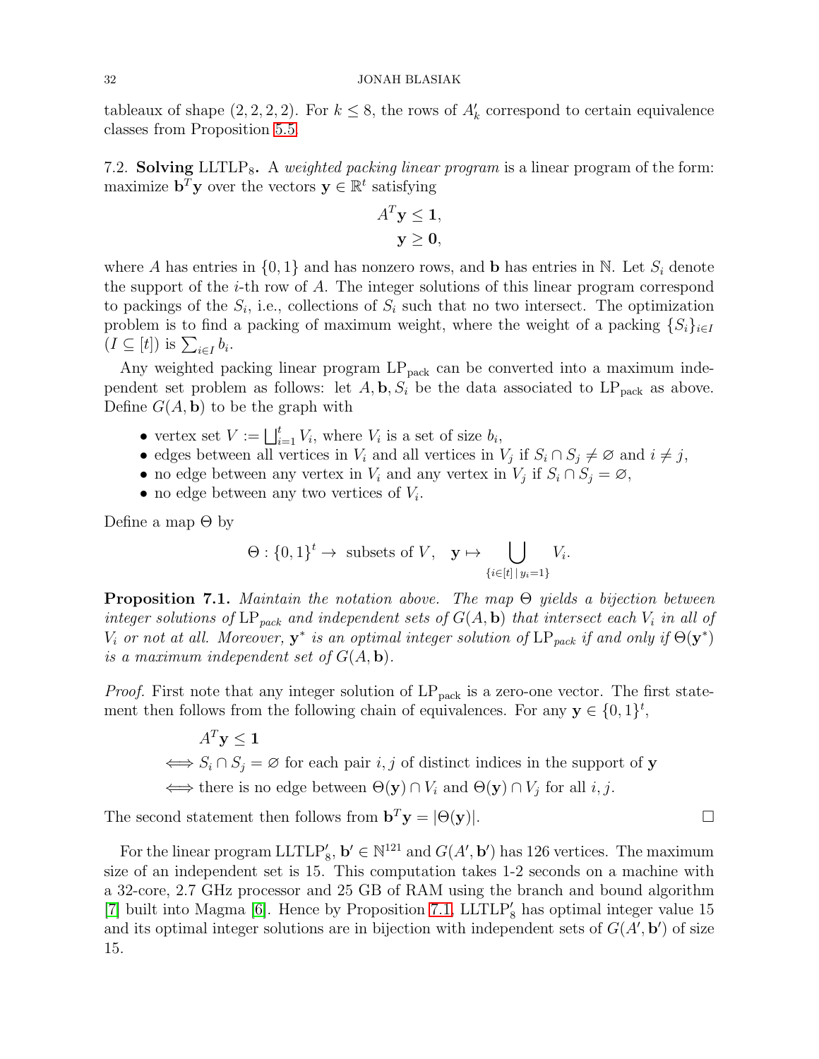tableaux of shape $(2, 2, 2, 2)$. For $k \leq 8$, the rows of $A'_k$ correspond to certain equivalence classes from Proposition 5.5.

### 7.2. Solving $\text{LLTLP}_8$.

A *weighted packing linear program* is a linear program of the form: maximize $\mathbf{b}^T\mathbf{y}$ over the vectors $\mathbf{y} \in \mathbb{R}^t$ satisfying

$$
\begin{aligned}
A^T\mathbf{y} &\leq \mathbf{1}, \\
\mathbf{y} &\geq \mathbf{0},
\end{aligned}
$$

where $A$ has entries in $\{0, 1\}$ and has nonzero rows, and $\mathbf{b}$ has entries in $\mathbb{N}$. Let $S_i$ denote the support of the $i$-th row of $A$. The integer solutions of this linear program correspond to packings of the $S_i$, i.e., collections of $S_i$ such that no two intersect. The optimization problem is to find a packing of maximum weight, where the weight of a packing $\{S_i\}_{i \in I}$ ($I \subseteq [t]$) is $\sum_{i \in I} b_i$.

Any weighted packing linear program $\text{LP}_{\text{pack}}$ can be converted into a maximum independent set problem as follows: let $A, \mathbf{b}, S_i$ be the data associated to $\text{LP}_{\text{pack}}$ as above. Define $G(A, \mathbf{b})$ to be the graph with

- vertex set $V := \bigsqcup_{i=1}^t V_i$, where $V_i$ is a set of size $b_i$,
- edges between all vertices in $V_i$ and all vertices in $V_j$ if $S_i \cap S_j \neq \varnothing$ and $i \neq j$,
- no edge between any vertex in $V_i$ and any vertex in $V_j$ if $S_i \cap S_j = \varnothing$,
- no edge between any two vertices of $V_i$.

Define a map $\Theta$ by

$$
\Theta : \{0, 1\}^t \to \text{ subsets of } V, \quad \mathbf{y} \mapsto \bigcup_{\{i \in [t] \,|\, y_i = 1\}} V_i.
$$

**Proposition 7.1.** *Maintain the notation above. The map $\Theta$ yields a bijection between integer solutions of $\text{LP}_{pack}$ and independent sets of $G(A, \mathbf{b})$ that intersect each $V_i$ in all of $V_i$ or not at all. Moreover, $\mathbf{y}^*$ is an optimal integer solution of $\text{LP}_{pack}$ if and only if $\Theta(\mathbf{y}^*)$ is a maximum independent set of $G(A, \mathbf{b})$.*

*Proof.* First note that any integer solution of $\text{LP}_{\text{pack}}$ is a zero-one vector. The first statement then follows from the following chain of equivalences. For any $\mathbf{y} \in \{0, 1\}^t$,

$$
\begin{aligned}
& A^T\mathbf{y} \leq \mathbf{1} \\
\iff & S_i \cap S_j = \varnothing \text{ for each pair } i, j \text{ of distinct indices in the support of } \mathbf{y} \\
\iff & \text{there is no edge between } \Theta(\mathbf{y}) \cap V_i \text{ and } \Theta(\mathbf{y}) \cap V_j \text{ for all } i, j.
\end{aligned}
$$

The second statement then follows from $\mathbf{b}^T\mathbf{y} = |\Theta(\mathbf{y})|$. □

For the linear program $\text{LLTLP}'_8$, $\mathbf{b}' \in \mathbb{N}^{121}$ and $G(A', \mathbf{b}')$ has 126 vertices. The maximum size of an independent set is 15. This computation takes 1-2 seconds on a machine with a 32-core, 2.7 GHz processor and 25 GB of RAM using the branch and bound algorithm [7] built into Magma [6]. Hence by Proposition 7.1, $\text{LLTLP}'_8$ has optimal integer value 15 and its optimal integer solutions are in bijection with independent sets of $G(A', \mathbf{b}')$ of size 15.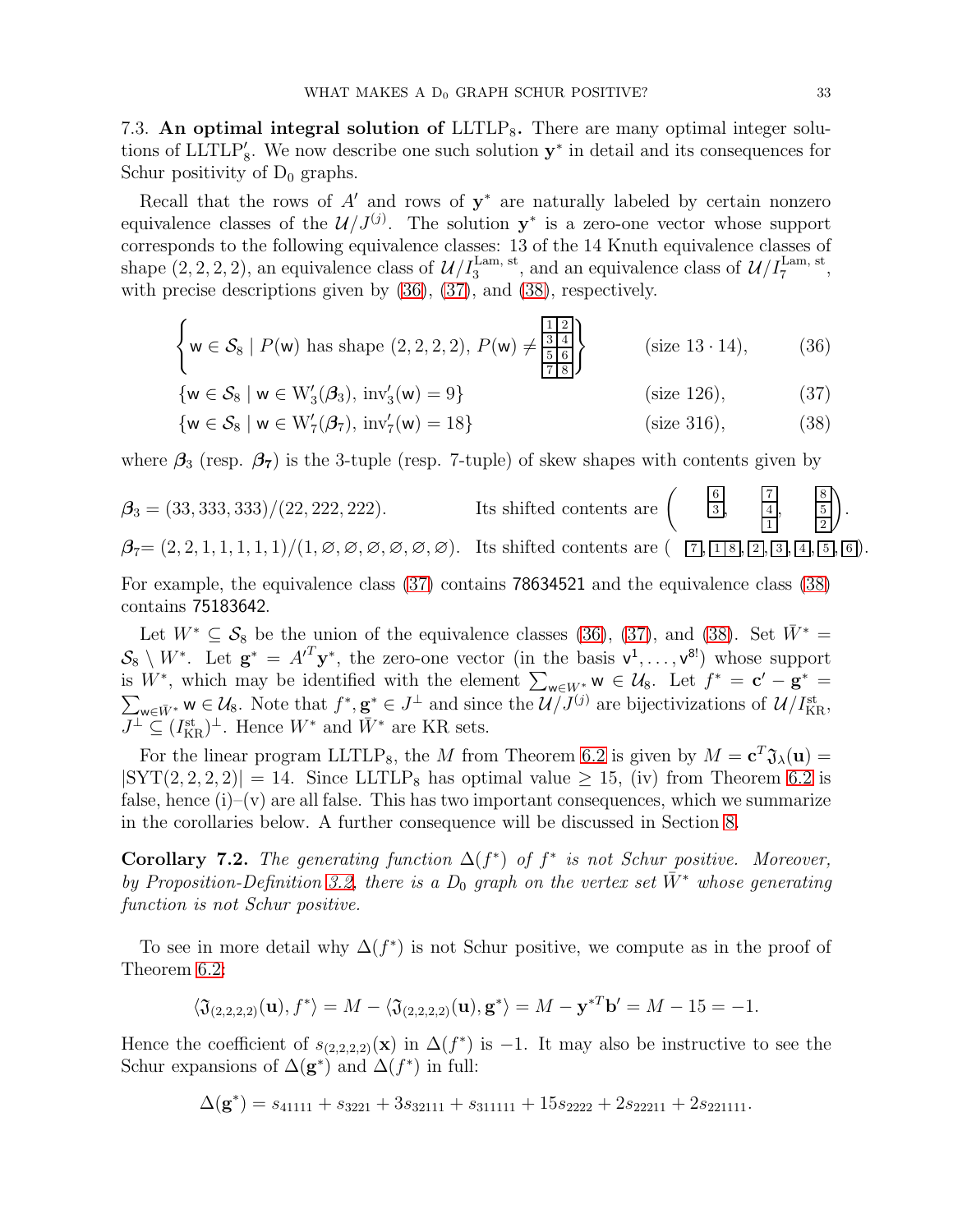7.3. **An optimal integral solution of** $\mathrm{LLTLP}_8$**.** There are many optimal integer solutions of $\mathrm{LLTLP}'_8$. We now describe one such solution $\mathbf{y}^*$ in detail and its consequences for Schur positivity of $\mathrm{D}_0$ graphs.

Recall that the rows of $A'$ and rows of $\mathbf{y}^*$ are naturally labeled by certain nonzero equivalence classes of the $\mathcal{U}/J^{(j)}$. The solution $\mathbf{y}^*$ is a zero-one vector whose support corresponds to the following equivalence classes: 13 of the 14 Knuth equivalence classes of shape $(2,2,2,2)$, an equivalence class of $\mathcal{U}/I_3^{\text{Lam, st}}$, and an equivalence class of $\mathcal{U}/I_7^{\text{Lam, st}}$, with precise descriptions given by (36), (37), and (38), respectively.

$$\left\{ \mathsf{w} \in \mathcal{S}_8 \mid P(\mathsf{w}) \text{ has shape } (2,2,2,2),\ P(\mathsf{w}) \neq \begin{smallmatrix} 1 & 2 \\ 3 & 4 \\ 5 & 6 \\ 7 & 8 \end{smallmatrix} \right\} \qquad \text{(size } 13\cdot 14), \tag{36}$$

$$\{\mathsf{w} \in \mathcal{S}_8 \mid \mathsf{w} \in \mathrm{W}'_3(\boldsymbol{\beta}_3),\ \mathrm{inv}'_3(\mathsf{w}) = 9\} \qquad \text{(size 126)}, \tag{37}$$

$$\{\mathsf{w} \in \mathcal{S}_8 \mid \mathsf{w} \in \mathrm{W}'_7(\boldsymbol{\beta}_7),\ \mathrm{inv}'_7(\mathsf{w}) = 18\} \qquad \text{(size 316)}, \tag{38}$$

where $\boldsymbol{\beta}_3$ (resp. $\boldsymbol{\beta}_7$) is the 3-tuple (resp. 7-tuple) of skew shapes with contents given by

$\boldsymbol{\beta}_3 = (33, 333, 333)/(22, 222, 222)$. Its shifted contents are $\left( \begin{smallmatrix} 6 \\ 3 \end{smallmatrix},\ \begin{smallmatrix} 7 \\ 4 \\ 1 \end{smallmatrix},\ \begin{smallmatrix} 8 \\ 5 \\ 2 \end{smallmatrix} \right)$.

$\boldsymbol{\beta}_7 = (2,2,1,1,1,1,1)/(1,\varnothing,\varnothing,\varnothing,\varnothing,\varnothing,\varnothing)$. Its shifted contents are $(\,7, 1\,8, 2, 3, 4, 5, 6\,)$.

For example, the equivalence class (37) contains 78634521 and the equivalence class (38) contains 75183642.

Let $W^* \subseteq \mathcal{S}_8$ be the union of the equivalence classes (36), (37), and (38). Set $\bar{W}^* = \mathcal{S}_8 \setminus W^*$. Let $\mathbf{g}^* = A'^T\mathbf{y}^*$, the zero-one vector (in the basis $\mathsf{v}^1, \ldots, \mathsf{v}^{8!}$) whose support is $W^*$, which may be identified with the element $\sum_{\mathsf{w}\in W^*} \mathsf{w} \in \mathcal{U}_8$. Let $f^* = \mathbf{c}' - \mathbf{g}^* = \sum_{\mathsf{w}\in \bar{W}^*} \mathsf{w} \in \mathcal{U}_8$. Note that $f^*, \mathbf{g}^* \in J^\perp$ and since the $\mathcal{U}/J^{(j)}$ are bijectivizations of $\mathcal{U}/I_{\mathrm{KR}}^{\mathrm{st}}$, $J^\perp \subseteq (I_{\mathrm{KR}}^{\mathrm{st}})^\perp$. Hence $W^*$ and $\bar{W}^*$ are KR sets.

For the linear program $\mathrm{LLTLP}_8$, the $M$ from Theorem 6.2 is given by $M = \mathbf{c}^T\mathfrak{J}_\lambda(\mathbf{u}) = |\mathrm{SYT}(2,2,2,2)| = 14$. Since $\mathrm{LLTLP}_8$ has optimal value $\geq 15$, (iv) from Theorem 6.2 is false, hence (i)–(v) are all false. This has two important consequences, which we summarize in the corollaries below. A further consequence will be discussed in Section 8.

**Corollary 7.2.** *The generating function $\Delta(f^*)$ of $f^*$ is not Schur positive. Moreover, by Proposition-Definition 3.2, there is a $D_0$ graph on the vertex set $\bar{W}^*$ whose generating function is not Schur positive.*

To see in more detail why $\Delta(f^*)$ is not Schur positive, we compute as in the proof of Theorem 6.2:

$$\langle \mathfrak{J}_{(2,2,2,2)}(\mathbf{u}), f^* \rangle = M - \langle \mathfrak{J}_{(2,2,2,2)}(\mathbf{u}), \mathbf{g}^* \rangle = M - \mathbf{y}^{*T}\mathbf{b}' = M - 15 = -1.$$

Hence the coefficient of $s_{(2,2,2,2)}(\mathbf{x})$ in $\Delta(f^*)$ is $-1$. It may also be instructive to see the Schur expansions of $\Delta(\mathbf{g}^*)$ and $\Delta(f^*)$ in full:

$$\Delta(\mathbf{g}^*) = s_{41111} + s_{3221} + 3s_{32111} + s_{311111} + 15s_{2222} + 2s_{22211} + 2s_{221111}.$$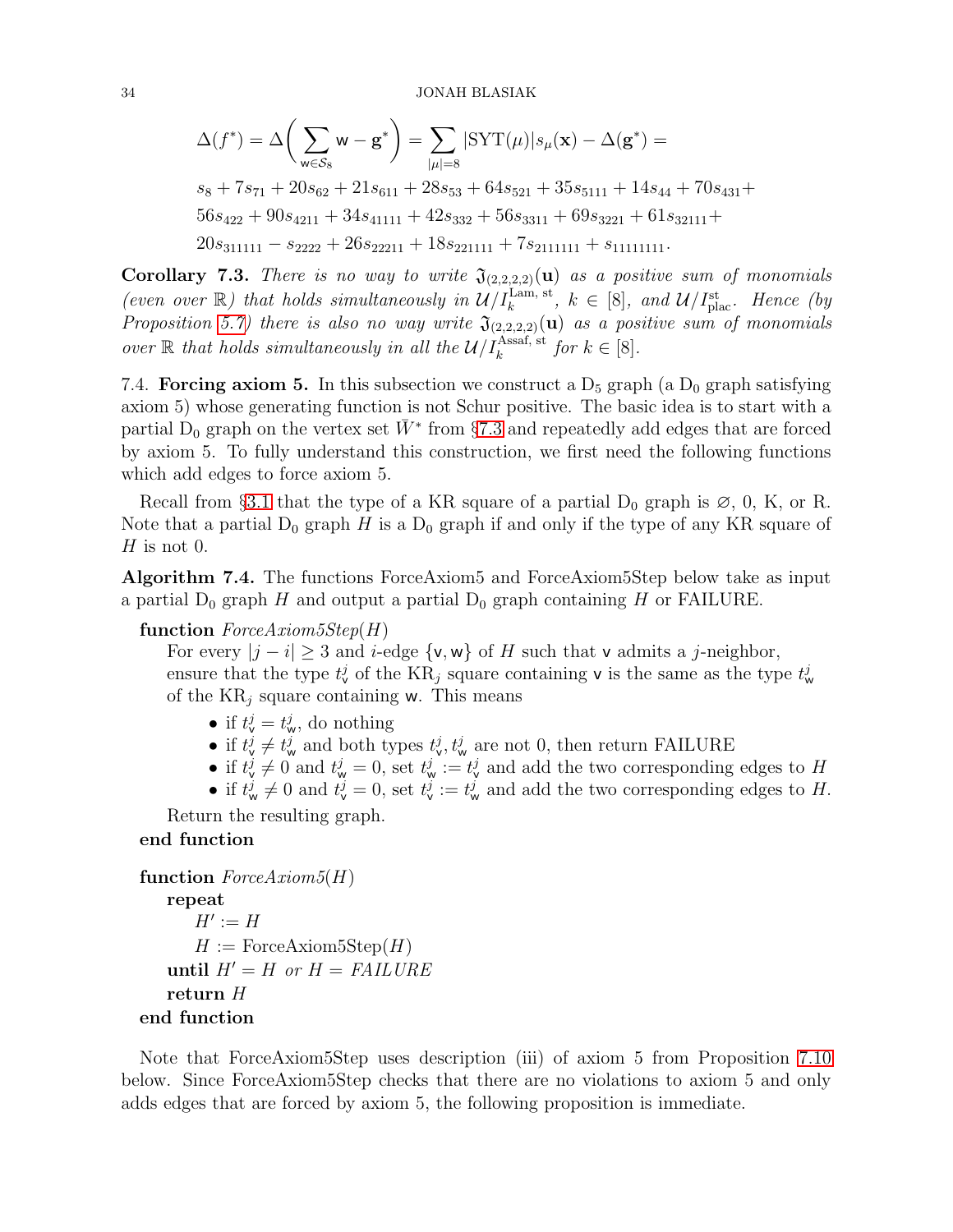$$\Delta(f^*) = \Delta\bigg( \sum_{\mathsf{w} \in \mathcal{S}_8} \mathsf{w} - \mathbf{g}^* \bigg) = \sum_{|\mu|=8} |\mathrm{SYT}(\mu)| s_\mu(\mathbf{x}) - \Delta(\mathbf{g}^*) =$$
$$s_8 + 7s_{71} + 20s_{62} + 21s_{611} + 28s_{53} + 64s_{521} + 35s_{5111} + 14s_{44} + 70s_{431} +$$
$$56s_{422} + 90s_{4211} + 34s_{41111} + 42s_{332} + 56s_{3311} + 69s_{3221} + 61s_{32111} +$$
$$20s_{311111} - s_{2222} + 26s_{22211} + 18s_{221111} + 7s_{2111111} + s_{11111111}.$$

**Corollary 7.3.** *There is no way to write $\mathfrak{J}_{(2,2,2,2)}(\mathbf{u})$ as a positive sum of monomials (even over $\mathbb{R}$) that holds simultaneously in $\mathcal{U}/I_k^{\text{Lam, st}}$, $k \in [8]$, and $\mathcal{U}/I_{\text{plac}}^{\text{st}}$. Hence (by Proposition 5.7) there is also no way write $\mathfrak{J}_{(2,2,2,2)}(\mathbf{u})$ as a positive sum of monomials over $\mathbb{R}$ that holds simultaneously in all the $\mathcal{U}/I_k^{\text{Assaf, st}}$ for $k \in [8]$.*

7.4. **Forcing axiom 5.** In this subsection we construct a $\mathrm{D}_5$ graph (a $\mathrm{D}_0$ graph satisfying axiom 5) whose generating function is not Schur positive. The basic idea is to start with a partial $\mathrm{D}_0$ graph on the vertex set $\bar{W}^*$ from §7.3 and repeatedly add edges that are forced by axiom 5. To fully understand this construction, we first need the following functions which add edges to force axiom 5.

Recall from §3.1 that the type of a KR square of a partial $\mathrm{D}_0$ graph is $\varnothing$, 0, K, or R. Note that a partial $\mathrm{D}_0$ graph $H$ is a $\mathrm{D}_0$ graph if and only if the type of any KR square of $H$ is not 0.

**Algorithm 7.4.** The functions ForceAxiom5 and ForceAxiom5Step below take as input a partial $\mathrm{D}_0$ graph $H$ and output a partial $\mathrm{D}_0$ graph containing $H$ or FAILURE.

**function** *ForceAxiom5Step*($H$)
For every $|j - i| \geq 3$ and $i$-edge $\{\mathsf{v}, \mathsf{w}\}$ of $H$ such that $\mathsf{v}$ admits a $j$-neighbor, ensure that the type $t_{\mathsf{v}}^j$ of the $\mathrm{KR}_j$ square containing $\mathsf{v}$ is the same as the type $t_{\mathsf{w}}^j$ of the $\mathrm{KR}_j$ square containing $\mathsf{w}$. This means

- if $t_{\mathsf{v}}^j = t_{\mathsf{w}}^j$, do nothing
- if $t_{\mathsf{v}}^j \neq t_{\mathsf{w}}^j$ and both types $t_{\mathsf{v}}^j, t_{\mathsf{w}}^j$ are not 0, then return FAILURE
- if $t_{\mathsf{v}}^j \neq 0$ and $t_{\mathsf{w}}^j = 0$, set $t_{\mathsf{w}}^j := t_{\mathsf{v}}^j$ and add the two corresponding edges to $H$
- if $t_{\mathsf{w}}^j \neq 0$ and $t_{\mathsf{v}}^j = 0$, set $t_{\mathsf{v}}^j := t_{\mathsf{w}}^j$ and add the two corresponding edges to $H$.

Return the resulting graph.
**end function**

**function** *ForceAxiom5*($H$)
**repeat**
$H' := H$
$H :=$ ForceAxiom5Step($H$)
**until** $H' = H$ *or* $H$ = *FAILURE*
**return** $H$
**end function**

Note that ForceAxiom5Step uses description (iii) of axiom 5 from Proposition 7.10 below. Since ForceAxiom5Step checks that there are no violations to axiom 5 and only adds edges that are forced by axiom 5, the following proposition is immediate.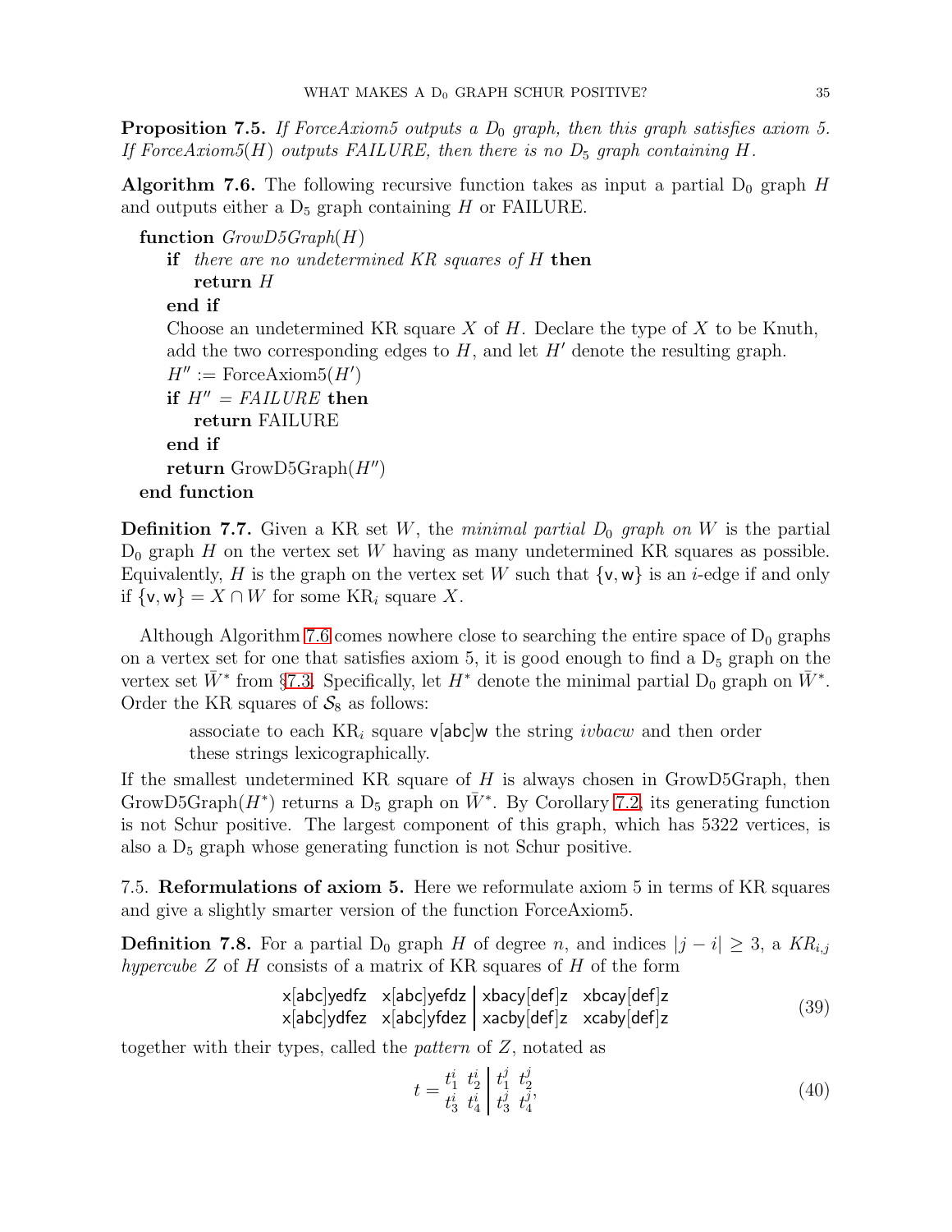**Proposition 7.5.** *If ForceAxiom5 outputs a* $\mathrm{D}_0$ *graph, then this graph satisfies axiom 5. If ForceAxiom5(*$H$*) outputs FAILURE, then there is no* $\mathrm{D}_5$ *graph containing* $H$*.*

**Algorithm 7.6.** The following recursive function takes as input a partial $\mathrm{D}_0$ graph $H$ and outputs either a $\mathrm{D}_5$ graph containing $H$ or FAILURE.

```
function GrowD5Graph(H)
    if there are no undetermined KR squares of H then
        return H
    end if
    Choose an undetermined KR square X of H. Declare the type of X to be Knuth,
    add the two corresponding edges to H, and let H' denote the resulting graph.
    H'' := ForceAxiom5(H')
    if H'' = FAILURE then
        return FAILURE
    end if
    return GrowD5Graph(H'')
end function
```

**Definition 7.7.** Given a KR set $W$, the *minimal partial* $\mathrm{D}_0$ *graph on* $W$ is the partial $\mathrm{D}_0$ graph $H$ on the vertex set $W$ having as many undetermined KR squares as possible. Equivalently, $H$ is the graph on the vertex set $W$ such that $\{\mathsf{v}, \mathsf{w}\}$ is an $i$-edge if and only if $\{\mathsf{v}, \mathsf{w}\} = X \cap W$ for some $\mathrm{KR}_i$ square $X$.

Although Algorithm 7.6 comes nowhere close to searching the entire space of $\mathrm{D}_0$ graphs on a vertex set for one that satisfies axiom 5, it is good enough to find a $\mathrm{D}_5$ graph on the vertex set $\bar{W}^*$ from §7.3. Specifically, let $H^*$ denote the minimal partial $\mathrm{D}_0$ graph on $\bar{W}^*$. Order the KR squares of $\mathcal{S}_8$ as follows:

> associate to each $\mathrm{KR}_i$ square $\mathsf{v[abc]w}$ the string $ivbacw$ and then order these strings lexicographically.

If the smallest undetermined KR square of $H$ is always chosen in GrowD5Graph, then GrowD5Graph($H^*$) returns a $\mathrm{D}_5$ graph on $\bar{W}^*$. By Corollary 7.2, its generating function is not Schur positive. The largest component of this graph, which has 5322 vertices, is also a $\mathrm{D}_5$ graph whose generating function is not Schur positive.

7.5. **Reformulations of axiom 5.** Here we reformulate axiom 5 in terms of KR squares and give a slightly smarter version of the function ForceAxiom5.

**Definition 7.8.** For a partial $\mathrm{D}_0$ graph $H$ of degree $n$, and indices $|j - i| \geq 3$, a $KR_{i,j}$ *hypercube* $Z$ of $H$ consists of a matrix of KR squares of $H$ of the form

$$\begin{array}{cc|cc} \mathsf{x[abc]yedfz} & \mathsf{x[abc]yefdz} & \mathsf{xbacy[def]z} & \mathsf{xbcay[def]z} \\ \mathsf{x[abc]ydfez} & \mathsf{x[abc]yfdez} & \mathsf{xacby[def]z} & \mathsf{xcaby[def]z} \end{array} \tag{39}$$

together with their types, called the *pattern* of $Z$, notated as

$$t = \begin{array}{cc|cc} t_1^i & t_2^i & t_1^j & t_2^j \\ t_3^i & t_4^i & t_3^j & t_4^j \end{array}, \tag{40}$$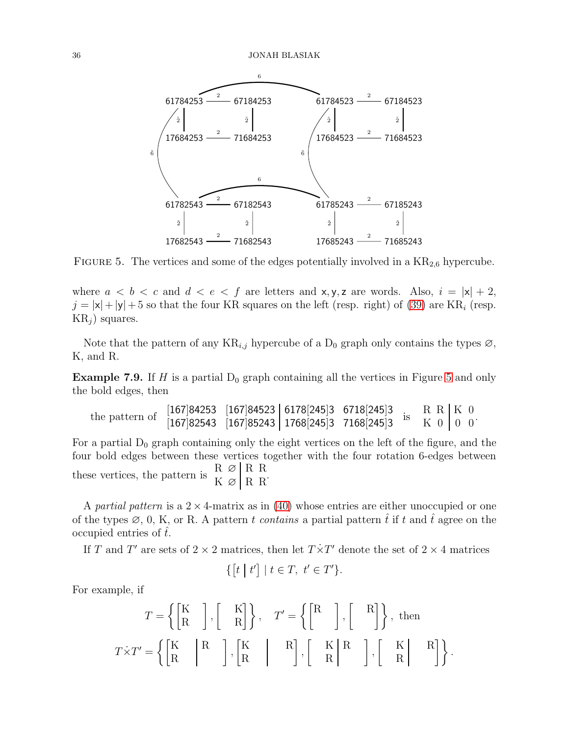FIGURE 5. The vertices and some of the edges potentially involved in a $\mathrm{KR}_{2,6}$ hypercube.

where $a < b < c$ and $d < e < f$ are letters and $\mathsf{x}, \mathsf{y}, \mathsf{z}$ are words. Also, $i = |\mathsf{x}| + 2$, $j = |\mathsf{x}| + |\mathsf{y}| + 5$ so that the four KR squares on the left (resp. right) of (39) are $\mathrm{KR}_i$ (resp. $\mathrm{KR}_j$) squares.

Note that the pattern of any $\mathrm{KR}_{i,j}$ hypercube of a $\mathrm{D}_0$ graph only contains the types $\varnothing$, K, and R.

**Example 7.9.** If $H$ is a partial $\mathrm{D}_0$ graph containing all the vertices in Figure 5 and only the bold edges, then

$$\text{the pattern of } \left.\begin{matrix} \mathsf{[167]84253} & \mathsf{[167]84523} \\ \mathsf{[167]82543} & \mathsf{[167]85243} \end{matrix}\right| \begin{matrix} \mathsf{6178[245]3} & \mathsf{6718[245]3} \\ \mathsf{1768[245]3} & \mathsf{7168[245]3} \end{matrix} \text{ is } \left.\begin{matrix} \mathrm{R} & \mathrm{R} \\ \mathrm{K} & 0 \end{matrix}\right| \begin{matrix} \mathrm{K} & 0 \\ 0 & 0 \end{matrix}.$$

For a partial $\mathrm{D}_0$ graph containing only the eight vertices on the left of the figure, and the four bold edges between these vertices together with the four rotation 6-edges between these vertices, the pattern is $\left.\begin{matrix} \mathrm{R} & \varnothing \\ \mathrm{K} & \varnothing \end{matrix}\right| \begin{matrix} \mathrm{R} & \mathrm{R} \\ \mathrm{R} & \mathrm{R} \end{matrix}$.

A *partial pattern* is a $2 \times 4$-matrix as in (40) whose entries are either unoccupied or one of the types $\varnothing$, 0, K, or R. A pattern $t$ *contains* a partial pattern $\hat{t}$ if $t$ and $\hat{t}$ agree on the occupied entries of $\hat{t}$.

If $T$ and $T'$ are sets of $2 \times 2$ matrices, then let $T \dot{\times} T'$ denote the set of $2 \times 4$ matrices

$$\{ \left[ t \,\middle|\, t' \right] \mid t \in T,\ t' \in T' \}.$$

For example, if

$$T = \left\{ \begin{bmatrix} \mathrm{K} & \\ \mathrm{R} & \end{bmatrix}, \begin{bmatrix} & \mathrm{K} \\ & \mathrm{R} \end{bmatrix} \right\}, \quad T' = \left\{ \begin{bmatrix} \mathrm{R} & \\ & \end{bmatrix}, \begin{bmatrix} & \mathrm{R} \\ & \end{bmatrix} \right\}, \text{ then}$$

$$T \dot{\times} T' = \left\{ \left[\begin{matrix} \mathrm{K} & \\ \mathrm{R} & \end{matrix} \middle| \begin{matrix} \mathrm{R} & \\ & \end{matrix}\right], \left[\begin{matrix} \mathrm{K} & \\ \mathrm{R} & \end{matrix} \middle| \begin{matrix} & \mathrm{R} \\ & \end{matrix}\right], \left[\begin{matrix} & \mathrm{K} \\ & \mathrm{R} \end{matrix} \middle| \begin{matrix} \mathrm{R} & \\ & \end{matrix}\right], \left[\begin{matrix} & \mathrm{K} \\ & \mathrm{R} \end{matrix} \middle| \begin{matrix} & \mathrm{R} \\ & \end{matrix}\right] \right\}.$$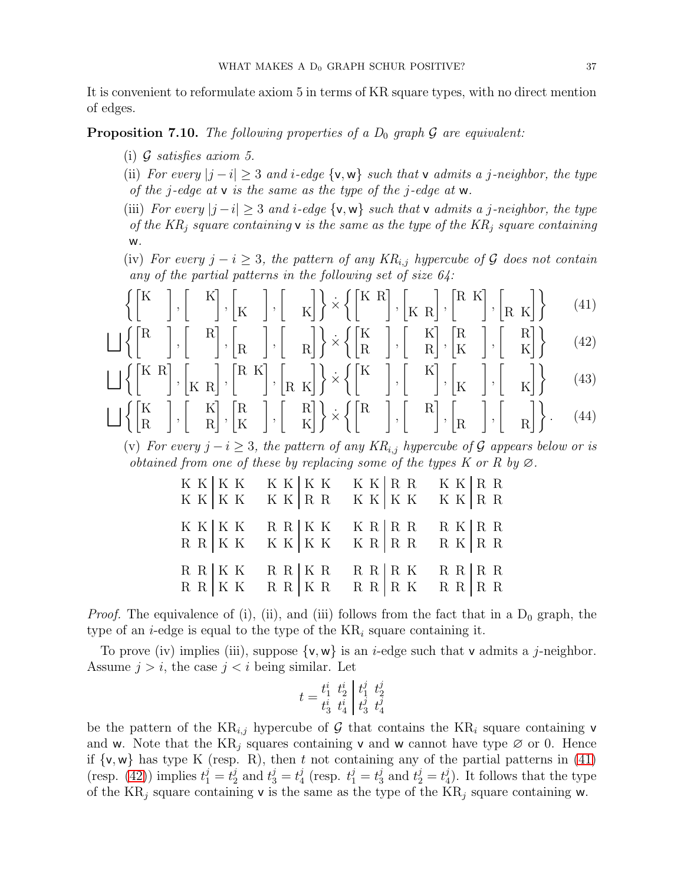It is convenient to reformulate axiom 5 in terms of KR square types, with no direct mention of edges.

**Proposition 7.10.** *The following properties of a $D_0$ graph $\mathcal{G}$ are equivalent:*

(i) *$\mathcal{G}$ satisfies axiom 5.*

(ii) *For every $|j-i| \geq 3$ and $i$-edge $\{\mathsf{v}, \mathsf{w}\}$ such that $\mathsf{v}$ admits a $j$-neighbor, the type of the $j$-edge at $\mathsf{v}$ is the same as the type of the $j$-edge at $\mathsf{w}$.*

(iii) *For every $|j-i| \geq 3$ and $i$-edge $\{\mathsf{v}, \mathsf{w}\}$ such that $\mathsf{v}$ admits a $j$-neighbor, the type of the KR$_j$ square containing $\mathsf{v}$ is the same as the type of the KR$_j$ square containing $\mathsf{w}$.*

(iv) *For every $j - i \geq 3$, the pattern of any KR$_{i,j}$ hypercube of $\mathcal{G}$ does not contain any of the partial patterns in the following set of size 64:*

$$\left\{\begin{bmatrix}\mathrm{K} & \\ & \end{bmatrix}, \begin{bmatrix} & \mathrm{K} \\ & \end{bmatrix}, \begin{bmatrix} & \\ \mathrm{K} & \end{bmatrix}, \begin{bmatrix} & \\ & \mathrm{K}\end{bmatrix}\right\} \dot{\times} \left\{\begin{bmatrix}\mathrm{K} & \mathrm{R} \\ & \end{bmatrix}, \begin{bmatrix} & \\ \mathrm{K} & \mathrm{R}\end{bmatrix}, \begin{bmatrix}\mathrm{R} & \mathrm{K} \\ & \end{bmatrix}, \begin{bmatrix} & \\ \mathrm{R} & \mathrm{K}\end{bmatrix}\right\} \tag{41}$$

$$\bigsqcup \left\{\begin{bmatrix}\mathrm{R} & \\ & \end{bmatrix}, \begin{bmatrix} & \mathrm{R} \\ & \end{bmatrix}, \begin{bmatrix} & \\ \mathrm{R} & \end{bmatrix}, \begin{bmatrix} & \\ & \mathrm{R}\end{bmatrix}\right\} \dot{\times} \left\{\begin{bmatrix}\mathrm{K} & \\ \mathrm{R} & \end{bmatrix}, \begin{bmatrix} & \mathrm{K} \\ & \mathrm{R}\end{bmatrix}, \begin{bmatrix}\mathrm{R} & \\ \mathrm{K} & \end{bmatrix}, \begin{bmatrix} & \mathrm{R} \\ & \mathrm{K}\end{bmatrix}\right\} \tag{42}$$

$$\bigsqcup \left\{\begin{bmatrix}\mathrm{K} & \mathrm{R} \\ & \end{bmatrix}, \begin{bmatrix} & \\ \mathrm{K} & \mathrm{R}\end{bmatrix}, \begin{bmatrix}\mathrm{R} & \mathrm{K} \\ & \end{bmatrix}, \begin{bmatrix} & \\ \mathrm{R} & \mathrm{K}\end{bmatrix}\right\} \dot{\times} \left\{\begin{bmatrix}\mathrm{K} & \\ & \end{bmatrix}, \begin{bmatrix} & \mathrm{K} \\ & \end{bmatrix}, \begin{bmatrix} & \\ \mathrm{K} & \end{bmatrix}, \begin{bmatrix} & \\ & \mathrm{K}\end{bmatrix}\right\} \tag{43}$$

$$\bigsqcup \left\{\begin{bmatrix}\mathrm{K} & \\ \mathrm{R} & \end{bmatrix}, \begin{bmatrix} & \mathrm{K} \\ & \mathrm{R}\end{bmatrix}, \begin{bmatrix}\mathrm{R} & \\ \mathrm{K} & \end{bmatrix}, \begin{bmatrix} & \mathrm{R} \\ & \mathrm{K}\end{bmatrix}\right\} \dot{\times} \left\{\begin{bmatrix}\mathrm{R} & \\ & \end{bmatrix}, \begin{bmatrix} & \mathrm{R} \\ & \end{bmatrix}, \begin{bmatrix} & \\ \mathrm{R} & \end{bmatrix}, \begin{bmatrix} & \\ & \mathrm{R}\end{bmatrix}\right\}. \tag{44}$$

(v) *For every $j - i \geq 3$, the pattern of any KR$_{i,j}$ hypercube of $\mathcal{G}$ appears below or is obtained from one of these by replacing some of the types K or R by $\varnothing$.*

$$\begin{array}{cc|cc} \mathrm{K} & \mathrm{K} & \mathrm{K} & \mathrm{K} \\ \mathrm{K} & \mathrm{K} & \mathrm{K} & \mathrm{K} \end{array} \quad \begin{array}{cc|cc} \mathrm{K} & \mathrm{K} & \mathrm{K} & \mathrm{K} \\ \mathrm{K} & \mathrm{K} & \mathrm{R} & \mathrm{R} \end{array} \quad \begin{array}{cc|cc} \mathrm{K} & \mathrm{K} & \mathrm{R} & \mathrm{R} \\ \mathrm{K} & \mathrm{K} & \mathrm{K} & \mathrm{K} \end{array} \quad \begin{array}{cc|cc} \mathrm{K} & \mathrm{K} & \mathrm{R} & \mathrm{R} \\ \mathrm{K} & \mathrm{K} & \mathrm{R} & \mathrm{R} \end{array}$$

$$\begin{array}{cc|cc} \mathrm{K} & \mathrm{K} & \mathrm{K} & \mathrm{K} \\ \mathrm{R} & \mathrm{R} & \mathrm{K} & \mathrm{K} \end{array} \quad \begin{array}{cc|cc} \mathrm{R} & \mathrm{R} & \mathrm{K} & \mathrm{K} \\ \mathrm{K} & \mathrm{K} & \mathrm{K} & \mathrm{K} \end{array} \quad \begin{array}{cc|cc} \mathrm{K} & \mathrm{R} & \mathrm{R} & \mathrm{R} \\ \mathrm{K} & \mathrm{R} & \mathrm{R} & \mathrm{R} \end{array} \quad \begin{array}{cc|cc} \mathrm{R} & \mathrm{K} & \mathrm{R} & \mathrm{R} \\ \mathrm{R} & \mathrm{K} & \mathrm{R} & \mathrm{R} \end{array}$$

$$\begin{array}{cc|cc} \mathrm{R} & \mathrm{R} & \mathrm{K} & \mathrm{K} \\ \mathrm{R} & \mathrm{R} & \mathrm{K} & \mathrm{K} \end{array} \quad \begin{array}{cc|cc} \mathrm{R} & \mathrm{R} & \mathrm{K} & \mathrm{R} \\ \mathrm{R} & \mathrm{R} & \mathrm{K} & \mathrm{R} \end{array} \quad \begin{array}{cc|cc} \mathrm{R} & \mathrm{R} & \mathrm{R} & \mathrm{K} \\ \mathrm{R} & \mathrm{R} & \mathrm{R} & \mathrm{K} \end{array} \quad \begin{array}{cc|cc} \mathrm{R} & \mathrm{R} & \mathrm{R} & \mathrm{R} \\ \mathrm{R} & \mathrm{R} & \mathrm{R} & \mathrm{R} \end{array}$$

*Proof.* The equivalence of (i), (ii), and (iii) follows from the fact that in a D$_0$ graph, the type of an $i$-edge is equal to the type of the KR$_i$ square containing it.

To prove (iv) implies (iii), suppose $\{\mathsf{v}, \mathsf{w}\}$ is an $i$-edge such that $\mathsf{v}$ admits a $j$-neighbor. Assume $j > i$, the case $j < i$ being similar. Let

$$t = \begin{array}{cc|cc} t_1^i & t_2^i & t_1^j & t_2^j \\ t_3^i & t_4^i & t_3^j & t_4^j \end{array}$$

be the pattern of the KR$_{i,j}$ hypercube of $\mathcal{G}$ that contains the KR$_i$ square containing $\mathsf{v}$ and $\mathsf{w}$. Note that the KR$_j$ squares containing $\mathsf{v}$ and $\mathsf{w}$ cannot have type $\varnothing$ or 0. Hence if $\{\mathsf{v}, \mathsf{w}\}$ has type K (resp. R), then $t$ not containing any of the partial patterns in (41) (resp. (42)) implies $t_1^j = t_2^j$ and $t_3^j = t_4^j$ (resp. $t_1^j = t_3^j$ and $t_2^j = t_4^j$). It follows that the type of the KR$_j$ square containing $\mathsf{v}$ is the same as the type of the KR$_j$ square containing $\mathsf{w}$.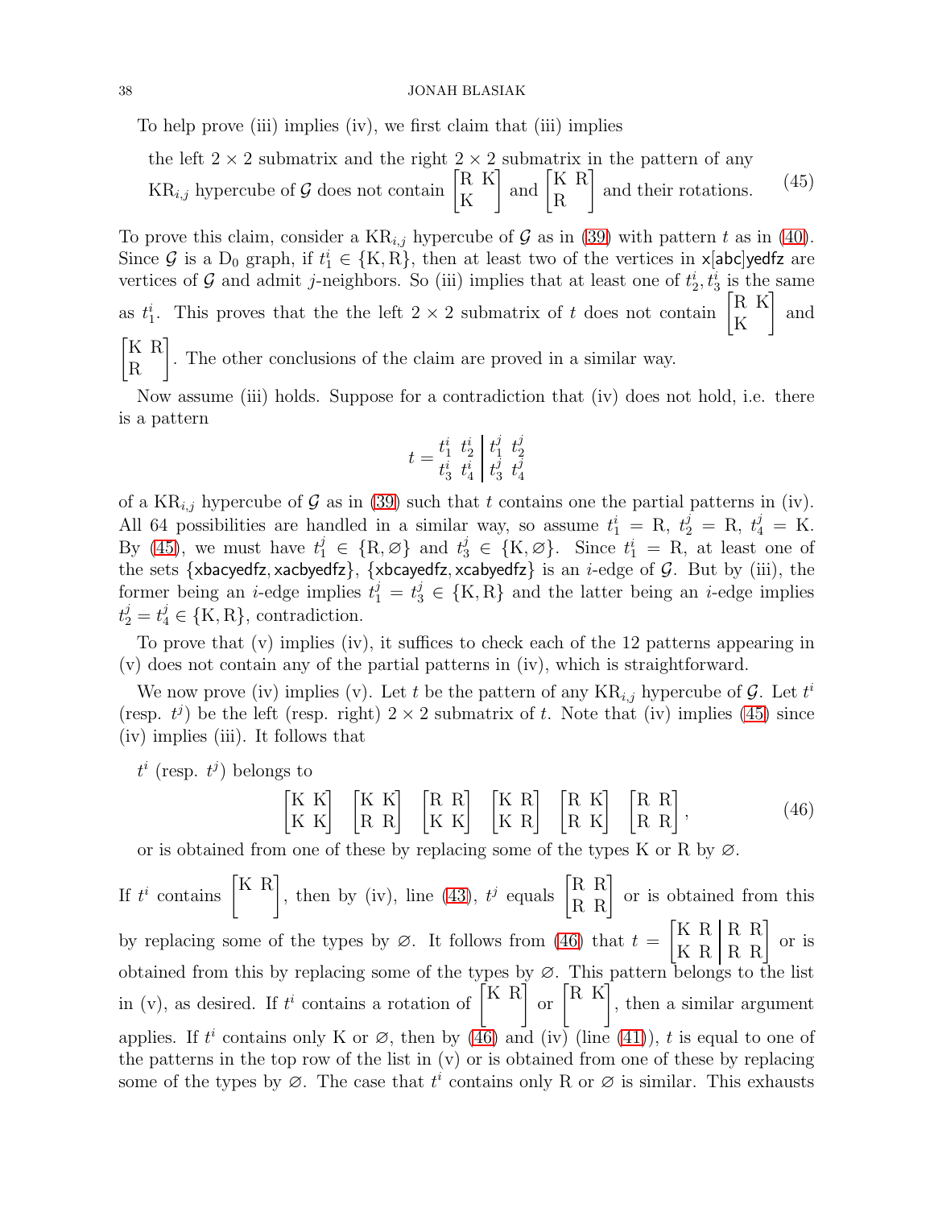To help prove (iii) implies (iv), we first claim that (iii) implies

$$\text{the left } 2\times 2 \text{ submatrix and the right } 2\times 2 \text{ submatrix in the pattern of any } \mathrm{KR}_{i,j} \text{ hypercube of } \mathcal{G} \text{ does not contain } \begin{bmatrix} \mathrm{R} & \mathrm{K} \\ \mathrm{K} & \end{bmatrix} \text{ and } \begin{bmatrix} \mathrm{K} & \mathrm{R} \\ \mathrm{R} & \end{bmatrix} \text{ and their rotations.} \tag{45}$$

To prove this claim, consider a $\mathrm{KR}_{i,j}$ hypercube of $\mathcal{G}$ as in (39) with pattern $t$ as in (40). Since $\mathcal{G}$ is a $\mathrm{D}_0$ graph, if $t^i_1 \in \{\mathrm{K},\mathrm{R}\}$, then at least two of the vertices in $\mathsf{x[abc]yedfz}$ are vertices of $\mathcal{G}$ and admit $j$-neighbors. So (iii) implies that at least one of $t^i_2, t^i_3$ is the same as $t^i_1$. This proves that the the left $2\times 2$ submatrix of $t$ does not contain $\begin{bmatrix} \mathrm{R} & \mathrm{K} \\ \mathrm{K} & \end{bmatrix}$ and $\begin{bmatrix} \mathrm{K} & \mathrm{R} \\ \mathrm{R} & \end{bmatrix}$. The other conclusions of the claim are proved in a similar way.

Now assume (iii) holds. Suppose for a contradiction that (iv) does not hold, i.e. there is a pattern

$$t = \begin{array}{cc|cc} t^i_1 & t^i_2 & t^j_1 & t^j_2 \\ t^i_3 & t^i_4 & t^j_3 & t^j_4 \end{array}$$

of a $\mathrm{KR}_{i,j}$ hypercube of $\mathcal{G}$ as in (39) such that $t$ contains one the partial patterns in (iv). All 64 possibilities are handled in a similar way, so assume $t^i_1 = \mathrm{R}$, $t^j_2 = \mathrm{R}$, $t^j_4 = \mathrm{K}$. By (45), we must have $t^j_1 \in \{\mathrm{R}, \varnothing\}$ and $t^j_3 \in \{\mathrm{K}, \varnothing\}$. Since $t^i_1 = \mathrm{R}$, at least one of the sets $\{\mathsf{xbacyedfz}, \mathsf{xacbyedfz}\}$, $\{\mathsf{xbcayedfz}, \mathsf{xcabyedfz}\}$ is an $i$-edge of $\mathcal{G}$. But by (iii), the former being an $i$-edge implies $t^j_1 = t^j_3 \in \{\mathrm{K},\mathrm{R}\}$ and the latter being an $i$-edge implies $t^j_2 = t^j_4 \in \{\mathrm{K},\mathrm{R}\}$, contradiction.

To prove that (v) implies (iv), it suffices to check each of the 12 patterns appearing in (v) does not contain any of the partial patterns in (iv), which is straightforward.

We now prove (iv) implies (v). Let $t$ be the pattern of any $\mathrm{KR}_{i,j}$ hypercube of $\mathcal{G}$. Let $t^i$ (resp. $t^j$) be the left (resp. right) $2\times 2$ submatrix of $t$. Note that (iv) implies (45) since (iv) implies (iii). It follows that

$$t^i \text{ (resp. } t^j\text{) belongs to } \begin{bmatrix} \mathrm{K} & \mathrm{K} \\ \mathrm{K} & \mathrm{K} \end{bmatrix} \begin{bmatrix} \mathrm{K} & \mathrm{K} \\ \mathrm{R} & \mathrm{R} \end{bmatrix} \begin{bmatrix} \mathrm{R} & \mathrm{R} \\ \mathrm{K} & \mathrm{K} \end{bmatrix} \begin{bmatrix} \mathrm{K} & \mathrm{R} \\ \mathrm{K} & \mathrm{R} \end{bmatrix} \begin{bmatrix} \mathrm{R} & \mathrm{K} \\ \mathrm{R} & \mathrm{K} \end{bmatrix} \begin{bmatrix} \mathrm{R} & \mathrm{R} \\ \mathrm{R} & \mathrm{R} \end{bmatrix}, \tag{46}$$

or is obtained from one of these by replacing some of the types K or R by $\varnothing$.

If $t^i$ contains $\begin{bmatrix} \mathrm{K} & \mathrm{R} \\ & \end{bmatrix}$, then by (iv), line (43), $t^j$ equals $\begin{bmatrix} \mathrm{R} & \mathrm{R} \\ \mathrm{R} & \mathrm{R} \end{bmatrix}$ or is obtained from this by replacing some of the types by $\varnothing$. It follows from (46) that $t = \left[\begin{array}{cc|cc} \mathrm{K} & \mathrm{R} & \mathrm{R} & \mathrm{R} \\ \mathrm{K} & \mathrm{R} & \mathrm{R} & \mathrm{R} \end{array}\right]$ or is obtained from this by replacing some of the types by $\varnothing$. This pattern belongs to the list in (v), as desired. If $t^i$ contains a rotation of $\begin{bmatrix} \mathrm{K} & \mathrm{R} \\ & \end{bmatrix}$ or $\begin{bmatrix} \mathrm{R} & \mathrm{K} \\ & \end{bmatrix}$, then a similar argument applies. If $t^i$ contains only K or $\varnothing$, then by (46) and (iv) (line (41)), $t$ is equal to one of the patterns in the top row of the list in (v) or is obtained from one of these by replacing some of the types by $\varnothing$. The case that $t^i$ contains only R or $\varnothing$ is similar. This exhausts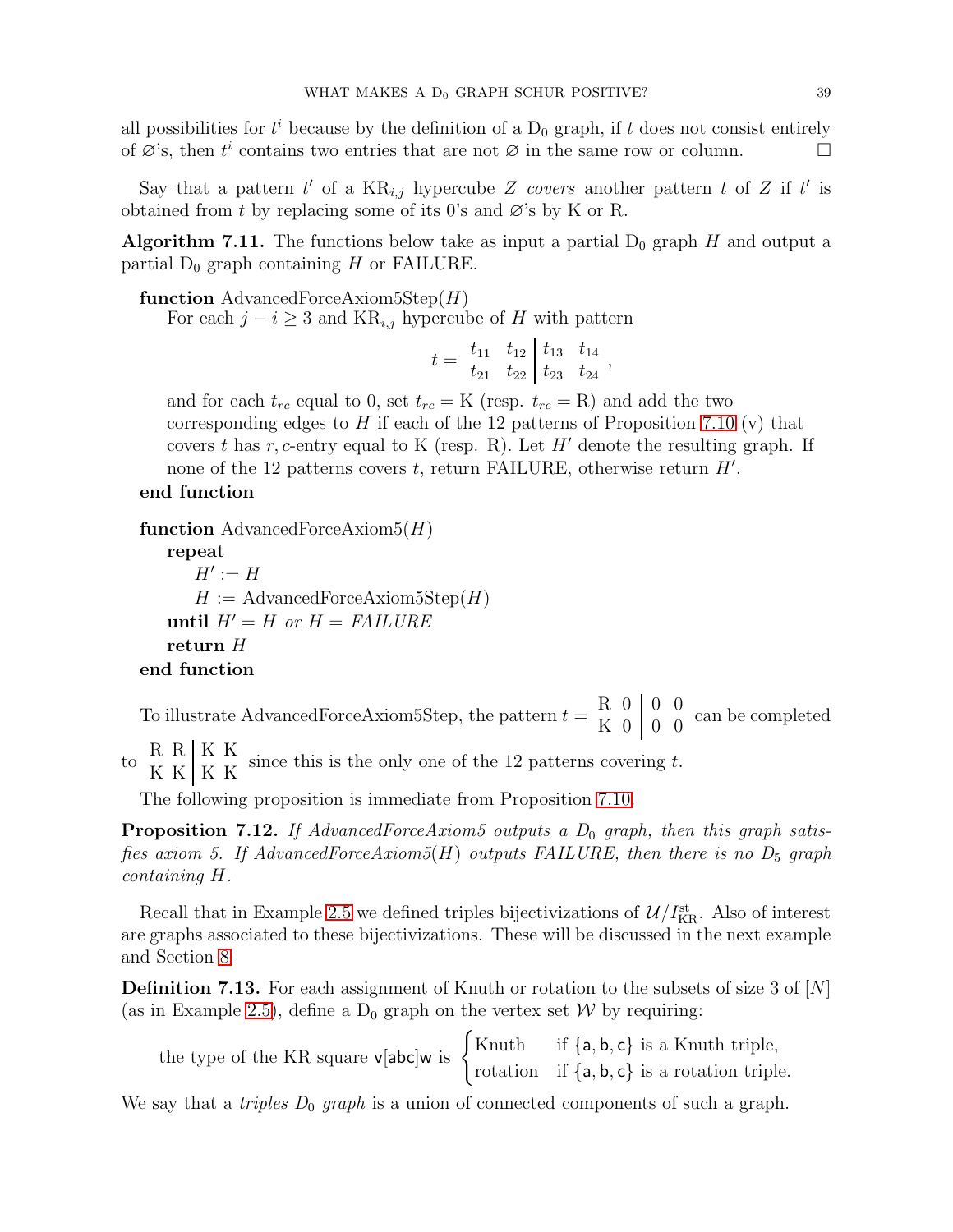all possibilities for $t^i$ because by the definition of a $\mathrm{D}_0$ graph, if $t$ does not consist entirely of $\varnothing$'s, then $t^i$ contains two entries that are not $\varnothing$ in the same row or column. $\square$

Say that a pattern $t'$ of a $\mathrm{KR}_{i,j}$ hypercube $Z$ *covers* another pattern $t$ of $Z$ if $t'$ is obtained from $t$ by replacing some of its 0's and $\varnothing$'s by K or R.

**Algorithm 7.11.** The functions below take as input a partial $\mathrm{D}_0$ graph $H$ and output a partial $\mathrm{D}_0$ graph containing $H$ or FAILURE.

**function** AdvancedForceAxiom5Step($H$)
For each $j - i \geq 3$ and $\mathrm{KR}_{i,j}$ hypercube of $H$ with pattern

$$t = \begin{array}{cc|cc} t_{11} & t_{12} & t_{13} & t_{14} \\ t_{21} & t_{22} & t_{23} & t_{24} \end{array},$$

and for each $t_{rc}$ equal to 0, set $t_{rc} = \mathrm{K}$ (resp. $t_{rc} = \mathrm{R}$) and add the two corresponding edges to $H$ if each of the 12 patterns of Proposition 7.10 (v) that covers $t$ has $r,c$-entry equal to K (resp. R). Let $H'$ denote the resulting graph. If none of the 12 patterns covers $t$, return FAILURE, otherwise return $H'$.
**end function**

**function** AdvancedForceAxiom5($H$)
**repeat**
$H' := H$
$H :=$ AdvancedForceAxiom5Step($H$)
**until** $H' = H$ *or* $H =$ *FAILURE*
**return** $H$
**end function**

To illustrate AdvancedForceAxiom5Step, the pattern $t = \begin{array}{cc|cc} \mathrm{R} & 0 & 0 & 0 \\ \mathrm{K} & 0 & 0 & 0 \end{array}$ can be completed to $\begin{array}{cc|cc} \mathrm{R} & \mathrm{R} & \mathrm{K} & \mathrm{K} \\ \mathrm{K} & \mathrm{K} & \mathrm{K} & \mathrm{K} \end{array}$ since this is the only one of the 12 patterns covering $t$.

The following proposition is immediate from Proposition 7.10.

**Proposition 7.12.** *If AdvancedForceAxiom5 outputs a $D_0$ graph, then this graph satisfies axiom 5. If AdvancedForceAxiom5($H$) outputs FAILURE, then there is no $D_5$ graph containing $H$.*

Recall that in Example 2.5 we defined triples bijectivizations of $\mathcal{U}/I_{\mathrm{KR}}^{\mathrm{st}}$. Also of interest are graphs associated to these bijectivizations. These will be discussed in the next example and Section 8.

**Definition 7.13.** For each assignment of Knuth or rotation to the subsets of size 3 of $[N]$ (as in Example 2.5), define a $\mathrm{D}_0$ graph on the vertex set $\mathcal{W}$ by requiring:

$$\text{the type of the KR square } \mathsf{v}[\mathsf{abc}]\mathsf{w} \text{ is } \begin{cases} \text{Knuth} & \text{if } \{\mathsf{a},\mathsf{b},\mathsf{c}\} \text{ is a Knuth triple,} \\ \text{rotation} & \text{if } \{\mathsf{a},\mathsf{b},\mathsf{c}\} \text{ is a rotation triple.} \end{cases}$$

We say that a *triples $D_0$ graph* is a union of connected components of such a graph.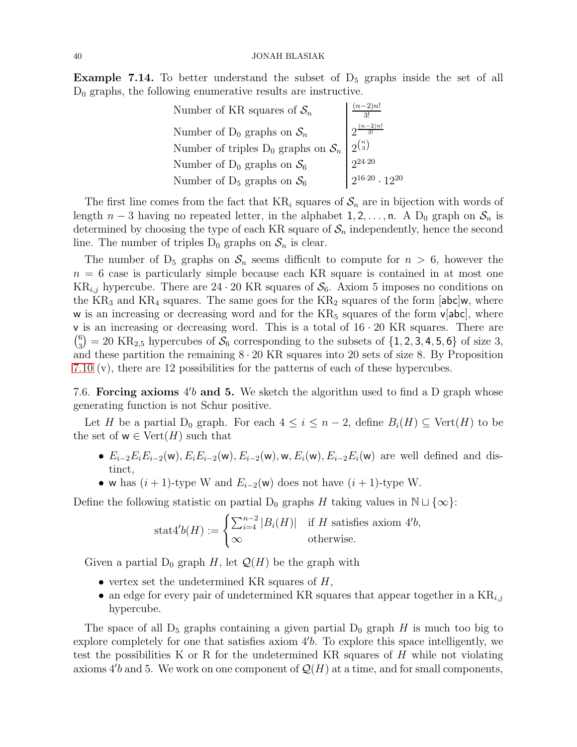**Example 7.14.** To better understand the subset of $D_5$ graphs inside the set of all $D_0$ graphs, the following enumerative results are instructive.

| | |
|---|---|
| Number of KR squares of $\mathcal{S}_n$ | $\frac{(n-2)n!}{3!}$ |
| Number of $D_0$ graphs on $\mathcal{S}_n$ | $2^{\frac{(n-2)n!}{3!}}$ |
| Number of triples $D_0$ graphs on $\mathcal{S}_n$ | $2^{\binom{n}{3}}$ |
| Number of $D_0$ graphs on $\mathcal{S}_6$ | $2^{24\cdot 20}$ |
| Number of $D_5$ graphs on $\mathcal{S}_6$ | $2^{16\cdot 20} \cdot 12^{20}$ |

The first line comes from the fact that $\mathrm{KR}_i$ squares of $\mathcal{S}_n$ are in bijection with words of length $n-3$ having no repeated letter, in the alphabet $1, 2, \ldots, n$. A $D_0$ graph on $\mathcal{S}_n$ is determined by choosing the type of each KR square of $\mathcal{S}_n$ independently, hence the second line. The number of triples $D_0$ graphs on $\mathcal{S}_n$ is clear.

The number of $D_5$ graphs on $\mathcal{S}_n$ seems difficult to compute for $n > 6$, however the $n = 6$ case is particularly simple because each KR square is contained in at most one $\mathrm{KR}_{i,j}$ hypercube. There are $24 \cdot 20$ KR squares of $\mathcal{S}_6$. Axiom 5 imposes no conditions on the $\mathrm{KR}_3$ and $\mathrm{KR}_4$ squares. The same goes for the $\mathrm{KR}_2$ squares of the form $[\mathsf{abc}]\mathsf{w}$, where $\mathsf{w}$ is an increasing or decreasing word and for the $\mathrm{KR}_5$ squares of the form $\mathsf{v}[\mathsf{abc}]$, where $\mathsf{v}$ is an increasing or decreasing word. This is a total of $16 \cdot 20$ KR squares. There are $\binom{6}{3} = 20$ $\mathrm{KR}_{2,5}$ hypercubes of $\mathcal{S}_6$ corresponding to the subsets of $\{1, 2, 3, 4, 5, 6\}$ of size 3, and these partition the remaining $8 \cdot 20$ KR squares into 20 sets of size 8. By Proposition 7.10 (v), there are 12 possibilities for the patterns of each of these hypercubes.

## 7.6. Forcing axioms $4'b$ and 5.

We sketch the algorithm used to find a D graph whose generating function is not Schur positive.

Let $H$ be a partial $D_0$ graph. For each $4 \le i \le n-2$, define $B_i(H) \subseteq \mathrm{Vert}(H)$ to be the set of $\mathsf{w} \in \mathrm{Vert}(H)$ such that

- $E_{i-2}E_iE_{i-2}(\mathsf{w}), E_iE_{i-2}(\mathsf{w}), E_{i-2}(\mathsf{w}), \mathsf{w}, E_i(\mathsf{w}), E_{i-2}E_i(\mathsf{w})$ are well defined and distinct,
- $\mathsf{w}$ has $(i+1)$-type W and $E_{i-2}(\mathsf{w})$ does not have $(i+1)$-type W.

Define the following statistic on partial $D_0$ graphs $H$ taking values in $\mathbb{N} \sqcup \{\infty\}$:

$$\mathrm{stat}4'b(H) := \begin{cases} \sum_{i=4}^{n-2} |B_i(H)| & \text{if } H \text{ satisfies axiom } 4'b, \\ \infty & \text{otherwise.} \end{cases}$$

Given a partial $D_0$ graph $H$, let $\mathcal{Q}(H)$ be the graph with

- vertex set the undetermined KR squares of $H$,
- an edge for every pair of undetermined KR squares that appear together in a $\mathrm{KR}_{i,j}$ hypercube.

The space of all $D_5$ graphs containing a given partial $D_0$ graph $H$ is much too big to explore completely for one that satisfies axiom $4'b$. To explore this space intelligently, we test the possibilities K or R for the undetermined KR squares of $H$ while not violating axioms $4'b$ and 5. We work on one component of $\mathcal{Q}(H)$ at a time, and for small components,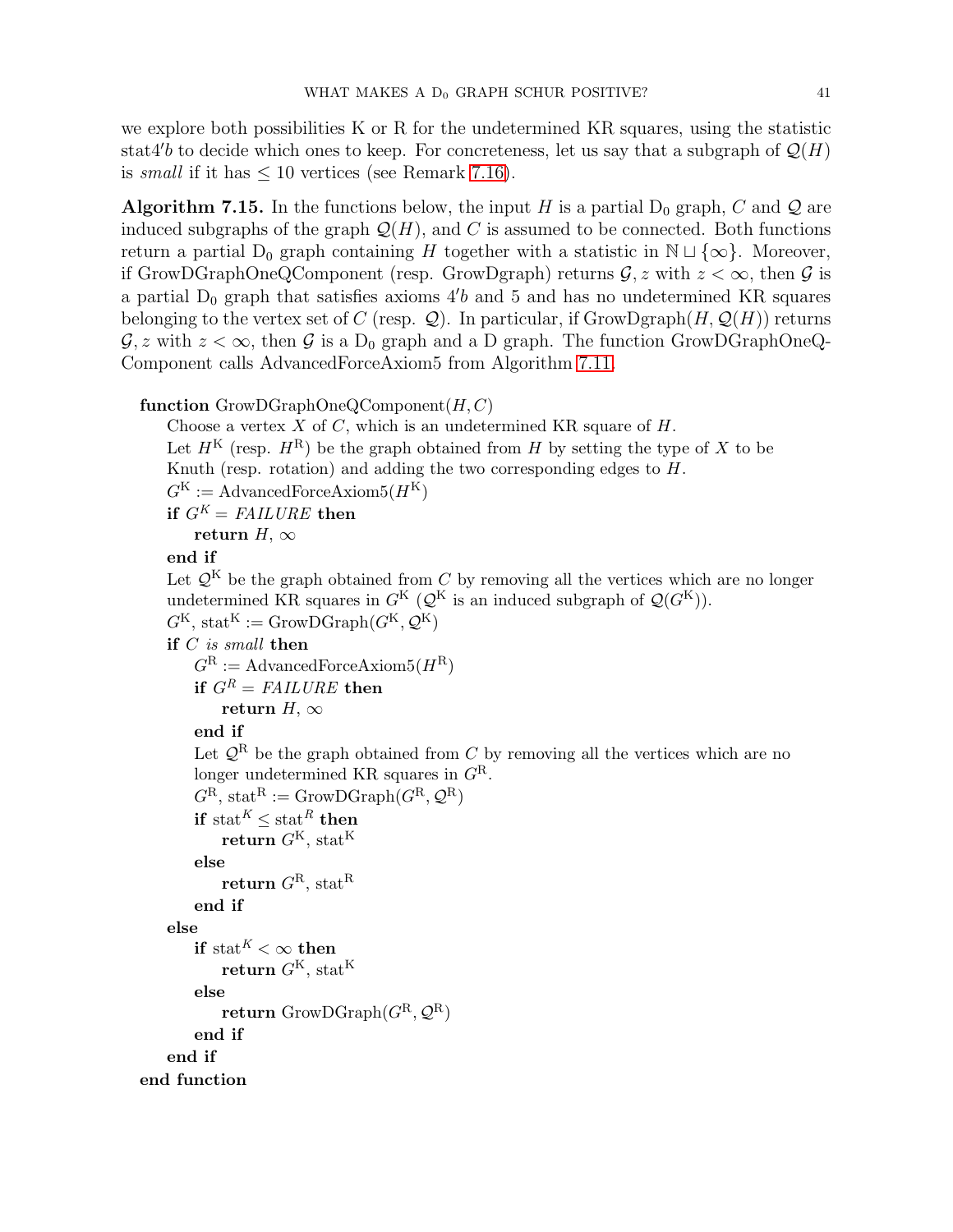we explore both possibilities K or R for the undetermined KR squares, using the statistic stat$4'b$ to decide which ones to keep. For concreteness, let us say that a subgraph of $\mathcal{Q}(H)$ is *small* if it has $\leq 10$ vertices (see Remark 7.16).

**Algorithm 7.15.** In the functions below, the input $H$ is a partial $\mathrm{D}_0$ graph, $C$ and $\mathcal{Q}$ are induced subgraphs of the graph $\mathcal{Q}(H)$, and $C$ is assumed to be connected. Both functions return a partial $\mathrm{D}_0$ graph containing $H$ together with a statistic in $\mathbb{N} \sqcup \{\infty\}$. Moreover, if GrowDGraphOneQComponent (resp. GrowDgraph) returns $\mathcal{G}, z$ with $z < \infty$, then $\mathcal{G}$ is a partial $\mathrm{D}_0$ graph that satisfies axioms $4'b$ and 5 and has no undetermined KR squares belonging to the vertex set of $C$ (resp. $\mathcal{Q}$). In particular, if GrowDgraph$(H, \mathcal{Q}(H))$ returns $\mathcal{G}, z$ with $z < \infty$, then $\mathcal{G}$ is a $\mathrm{D}_0$ graph and a D graph. The function GrowDGraphOneQComponent calls AdvancedForceAxiom5 from Algorithm 7.11.

```
function GrowDGraphOneQComponent(H, C)
    Choose a vertex X of C, which is an undetermined KR square of H.
    Let H^K (resp. H^R) be the graph obtained from H by setting the type of X to be
    Knuth (resp. rotation) and adding the two corresponding edges to H.
    G^K := AdvancedForceAxiom5(H^K)
    if G^K = FAILURE then
        return H, ∞
    end if
    Let Q^K be the graph obtained from C by removing all the vertices which are no longer
    undetermined KR squares in G^K (Q^K is an induced subgraph of Q(G^K)).
    G^K, stat^K := GrowDGraph(G^K, Q^K)
    if C is small then
        G^R := AdvancedForceAxiom5(H^R)
        if G^R = FAILURE then
            return H, ∞
        end if
        Let Q^R be the graph obtained from C by removing all the vertices which are no
        longer undetermined KR squares in G^R.
        G^R, stat^R := GrowDGraph(G^R, Q^R)
        if stat^K ≤ stat^R then
            return G^K, stat^K
        else
            return G^R, stat^R
        end if
    else
        if stat^K < ∞ then
            return G^K, stat^K
        else
            return GrowDGraph(G^R, Q^R)
        end if
    end if
end function
```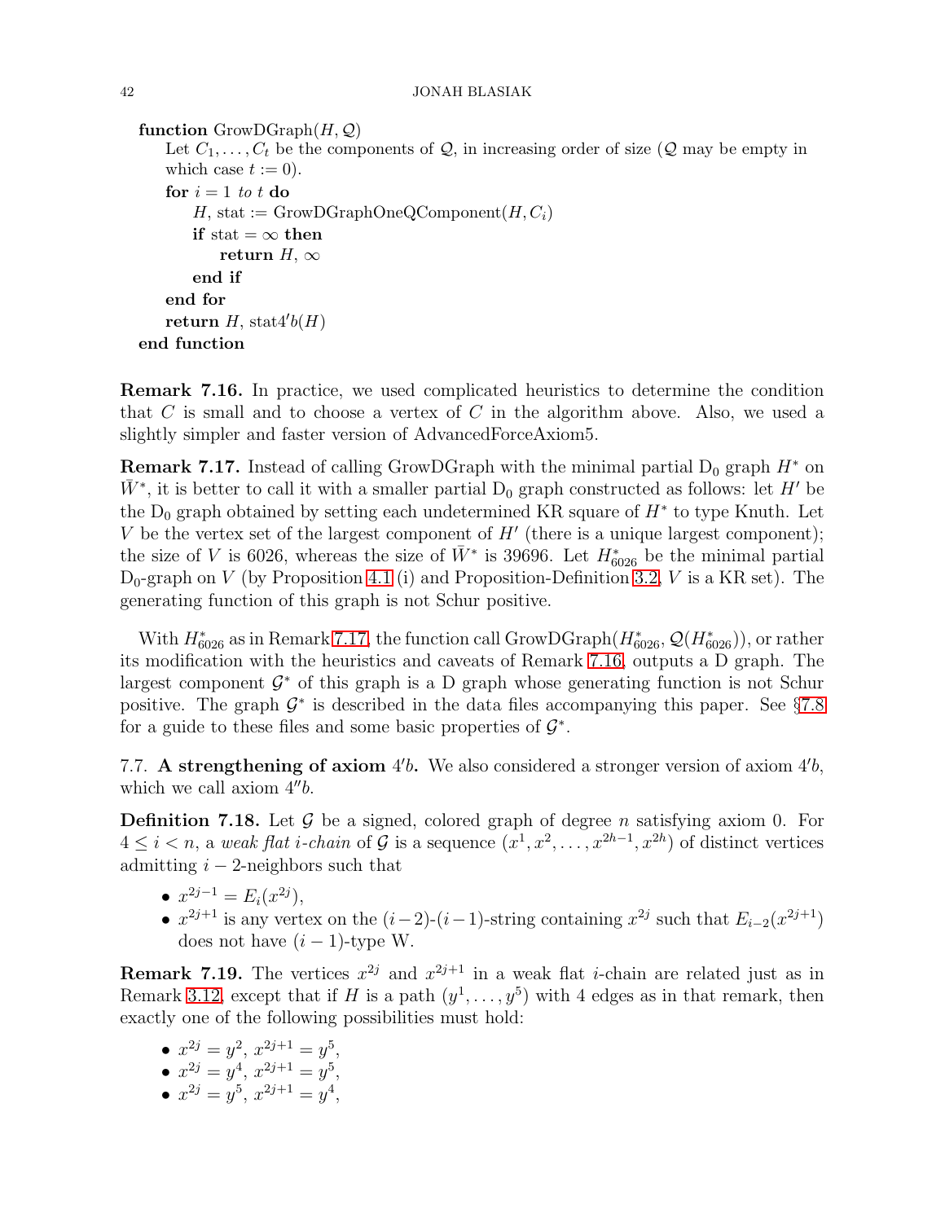```
function GrowDGraph(H, Q)
    Let C_1, ..., C_t be the components of Q, in increasing order of size (Q may be empty in
    which case t := 0).
    for i = 1 to t do
        H, stat := GrowDGraphOneQComponent(H, C_i)
        if stat = ∞ then
            return H, ∞
        end if
    end for
    return H, stat4'b(H)
end function
```

**Remark 7.16.** In practice, we used complicated heuristics to determine the condition that $C$ is small and to choose a vertex of $C$ in the algorithm above. Also, we used a slightly simpler and faster version of AdvancedForceAxiom5.

**Remark 7.17.** Instead of calling GrowDGraph with the minimal partial $\mathrm{D}_0$ graph $H^*$ on $\bar{W}^*$, it is better to call it with a smaller partial $\mathrm{D}_0$ graph constructed as follows: let $H'$ be the $\mathrm{D}_0$ graph obtained by setting each undetermined KR square of $H^*$ to type Knuth. Let $V$ be the vertex set of the largest component of $H'$ (there is a unique largest component); the size of $V$ is 6026, whereas the size of $\bar{W}^*$ is 39696. Let $H^*_{6026}$ be the minimal partial $\mathrm{D}_0$-graph on $V$ (by Proposition 4.1 (i) and Proposition-Definition 3.2, $V$ is a KR set). The generating function of this graph is not Schur positive.

With $H^*_{6026}$ as in Remark 7.17, the function call GrowDGraph($H^*_{6026}$, $\mathcal{Q}(H^*_{6026})$), or rather its modification with the heuristics and caveats of Remark 7.16, outputs a D graph. The largest component $\mathcal{G}^*$ of this graph is a D graph whose generating function is not Schur positive. The graph $\mathcal{G}^*$ is described in the data files accompanying this paper. See §7.8 for a guide to these files and some basic properties of $\mathcal{G}^*$.

## 7.7. A strengthening of axiom $4'b$.

We also considered a stronger version of axiom $4'b$, which we call axiom $4''b$.

**Definition 7.18.** Let $\mathcal{G}$ be a signed, colored graph of degree $n$ satisfying axiom 0. For $4 \leq i < n$, a *weak flat $i$-chain* of $\mathcal{G}$ is a sequence $(x^1, x^2, \ldots, x^{2h-1}, x^{2h})$ of distinct vertices admitting $i-2$-neighbors such that

- $x^{2j-1} = E_i(x^{2j})$,
- $x^{2j+1}$ is any vertex on the $(i-2)$-$(i-1)$-string containing $x^{2j}$ such that $E_{i-2}(x^{2j+1})$ does not have $(i-1)$-type W.

**Remark 7.19.** The vertices $x^{2j}$ and $x^{2j+1}$ in a weak flat $i$-chain are related just as in Remark 3.12, except that if $H$ is a path $(y^1, \ldots, y^5)$ with 4 edges as in that remark, then exactly one of the following possibilities must hold:

- $x^{2j} = y^2$, $x^{2j+1} = y^5$,
- $x^{2j} = y^4$, $x^{2j+1} = y^5$,
- $x^{2j} = y^5$, $x^{2j+1} = y^4$,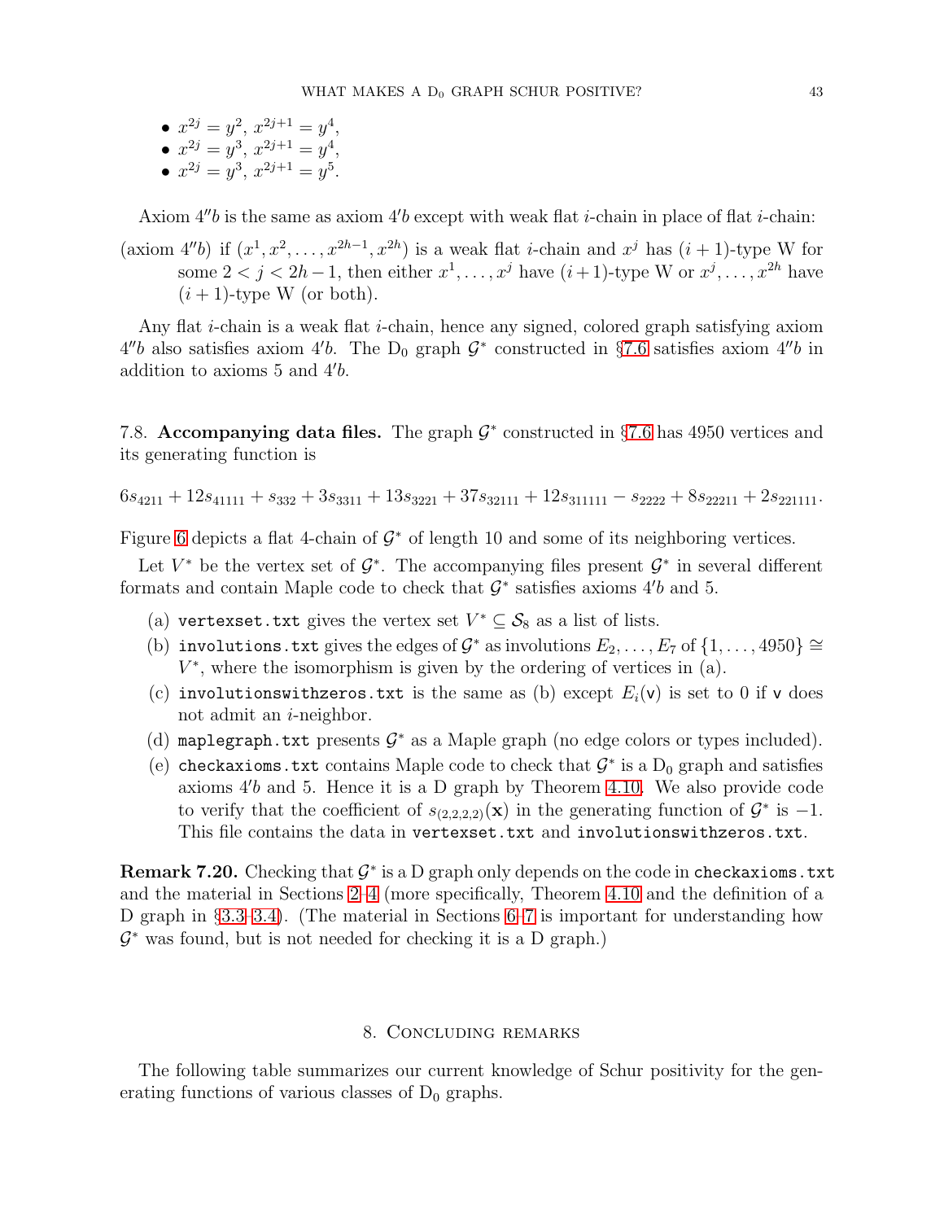- $x^{2j} = y^2$, $x^{2j+1} = y^4$,
- $x^{2j} = y^3$, $x^{2j+1} = y^4$,
- $x^{2j} = y^3$, $x^{2j+1} = y^5$.

Axiom $4''b$ is the same as axiom $4'b$ except with weak flat $i$-chain in place of flat $i$-chain:

(axiom $4''b$) if $(x^1, x^2, \ldots, x^{2h-1}, x^{2h})$ is a weak flat $i$-chain and $x^j$ has $(i+1)$-type W for some $2 < j < 2h-1$, then either $x^1, \ldots, x^j$ have $(i+1)$-type W or $x^j, \ldots, x^{2h}$ have $(i+1)$-type W (or both).

Any flat $i$-chain is a weak flat $i$-chain, hence any signed, colored graph satisfying axiom $4''b$ also satisfies axiom $4'b$. The $\mathrm{D}_0$ graph $\mathcal{G}^*$ constructed in §7.6 satisfies axiom $4''b$ in addition to axioms 5 and $4'b$.

7.8. **Accompanying data files.** The graph $\mathcal{G}^*$ constructed in §7.6 has 4950 vertices and its generating function is

$$6s_{4211} + 12s_{41111} + s_{332} + 3s_{3311} + 13s_{3221} + 37s_{32111} + 12s_{311111} - s_{2222} + 8s_{22211} + 2s_{221111}.$$

Figure 6 depicts a flat 4-chain of $\mathcal{G}^*$ of length 10 and some of its neighboring vertices.

Let $V^*$ be the vertex set of $\mathcal{G}^*$. The accompanying files present $\mathcal{G}^*$ in several different formats and contain Maple code to check that $\mathcal{G}^*$ satisfies axioms $4'b$ and 5.

(a) `vertexset.txt` gives the vertex set $V^* \subseteq \mathcal{S}_8$ as a list of lists.

(b) `involutions.txt` gives the edges of $\mathcal{G}^*$ as involutions $E_2, \ldots, E_7$ of $\{1, \ldots, 4950\} \cong V^*$, where the isomorphism is given by the ordering of vertices in (a).

(c) `involutionswithzeros.txt` is the same as (b) except $E_i(\mathsf{v})$ is set to 0 if $\mathsf{v}$ does not admit an $i$-neighbor.

(d) `maplegraph.txt` presents $\mathcal{G}^*$ as a Maple graph (no edge colors or types included).

(e) `checkaxioms.txt` contains Maple code to check that $\mathcal{G}^*$ is a $\mathrm{D}_0$ graph and satisfies axioms $4'b$ and 5. Hence it is a D graph by Theorem 4.10. We also provide code to verify that the coefficient of $s_{(2,2,2,2)}(\mathbf{x})$ in the generating function of $\mathcal{G}^*$ is $-1$. This file contains the data in `vertexset.txt` and `involutionswithzeros.txt`.

**Remark 7.20.** Checking that $\mathcal{G}^*$ is a D graph only depends on the code in `checkaxioms.txt` and the material in Sections 2–4 (more specifically, Theorem 4.10 and the definition of a D graph in §3.3–3.4). (The material in Sections 6–7 is important for understanding how $\mathcal{G}^*$ was found, but is not needed for checking it is a D graph.)

## 8. Concluding remarks

The following table summarizes our current knowledge of Schur positivity for the generating functions of various classes of $\mathrm{D}_0$ graphs.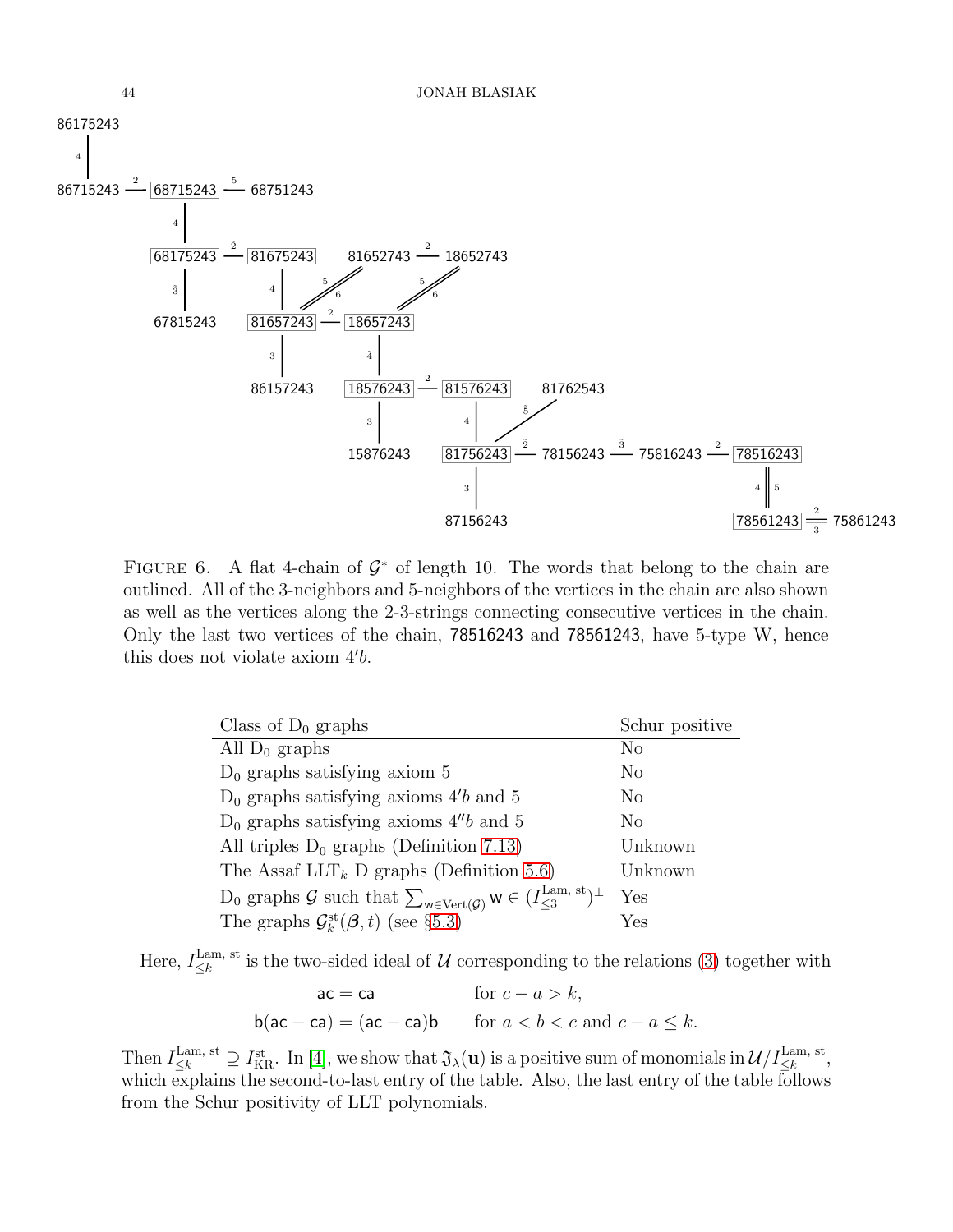FIGURE 6. A flat 4-chain of $\mathcal{G}^*$ of length 10. The words that belong to the chain are outlined. All of the 3-neighbors and 5-neighbors of the vertices in the chain are also shown as well as the vertices along the 2-3-strings connecting consecutive vertices in the chain. Only the last two vertices of the chain, 78516243 and 78561243, have 5-type W, hence this does not violate axiom $4'b$.

| Class of $\mathrm{D}_0$ graphs | Schur positive |
|---|---|
| All $\mathrm{D}_0$ graphs | No |
| $\mathrm{D}_0$ graphs satisfying axiom 5 | No |
| $\mathrm{D}_0$ graphs satisfying axioms $4'b$ and 5 | No |
| $\mathrm{D}_0$ graphs satisfying axioms $4''b$ and 5 | No |
| All triples $\mathrm{D}_0$ graphs (Definition 7.13) | Unknown |
| The Assaf $\mathrm{LLT}_k$ D graphs (Definition 5.6) | Unknown |
| $\mathrm{D}_0$ graphs $\mathcal{G}$ such that $\sum_{\mathsf{w}\in \mathrm{Vert}(\mathcal{G})} \mathsf{w} \in (I_{\leq 3}^{\mathrm{Lam,\,st}})^{\perp}$ | Yes |
| The graphs $\mathcal{G}_k^{\mathrm{st}}(\boldsymbol{\beta}, t)$ (see §5.3) | Yes |

Here, $I_{\leq k}^{\mathrm{Lam,\,st}}$ is the two-sided ideal of $\mathcal{U}$ corresponding to the relations (3) together with

$$\mathsf{ac} = \mathsf{ca} \qquad \text{for } c - a > k,$$
$$\mathsf{b}(\mathsf{ac} - \mathsf{ca}) = (\mathsf{ac} - \mathsf{ca})\mathsf{b} \qquad \text{for } a < b < c \text{ and } c - a \leq k.$$

Then $I_{\leq k}^{\mathrm{Lam,\,st}} \supseteq I_{\mathrm{KR}}^{\mathrm{st}}$. In [4], we show that $\mathfrak{J}_\lambda(\mathbf{u})$ is a positive sum of monomials in $\mathcal{U}/I_{\leq k}^{\mathrm{Lam,\,st}}$, which explains the second-to-last entry of the table. Also, the last entry of the table follows from the Schur positivity of LLT polynomials.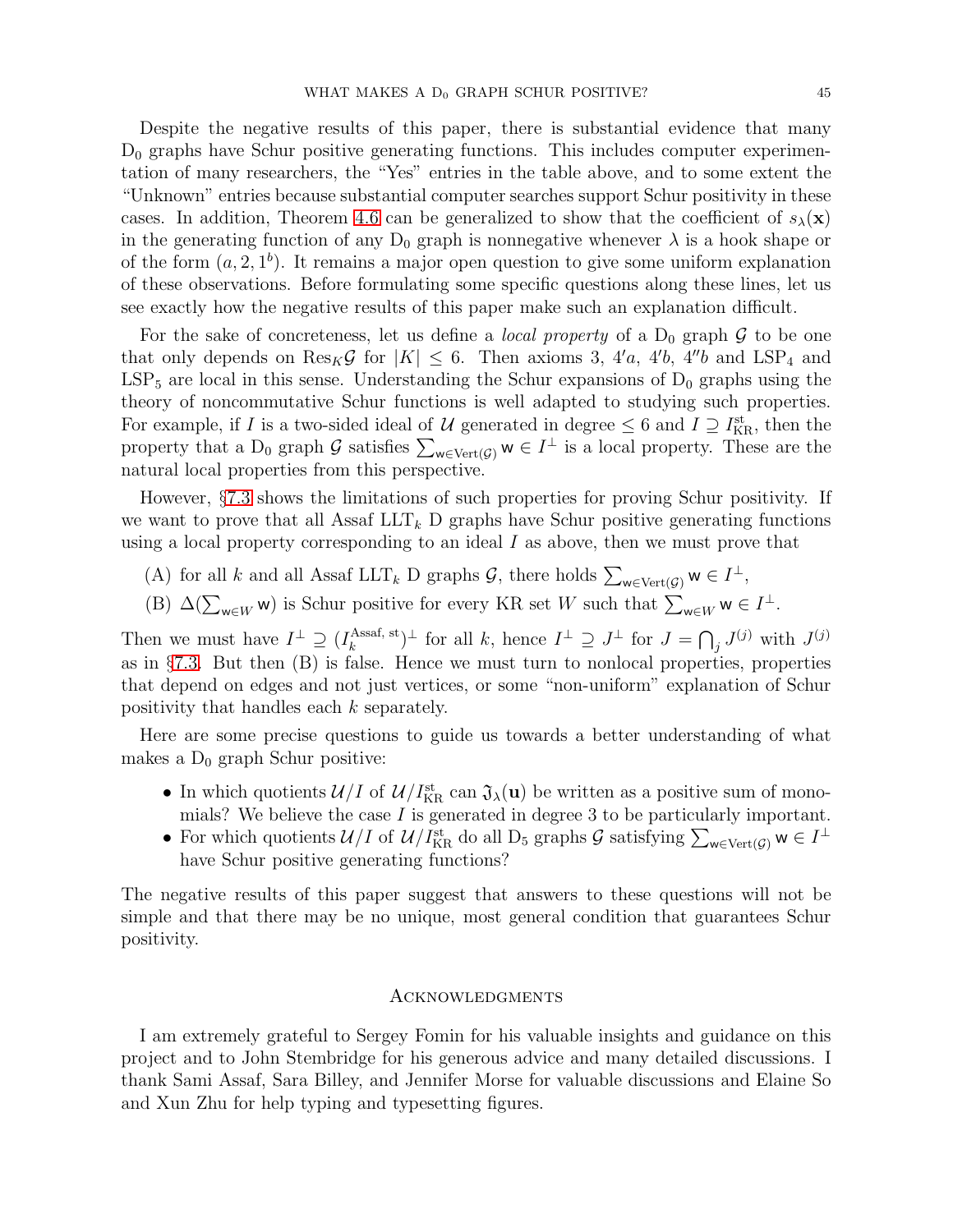Despite the negative results of this paper, there is substantial evidence that many $D_0$ graphs have Schur positive generating functions. This includes computer experimentation of many researchers, the "Yes" entries in the table above, and to some extent the "Unknown" entries because substantial computer searches support Schur positivity in these cases. In addition, Theorem 4.6 can be generalized to show that the coefficient of $s_\lambda(\mathbf{x})$ in the generating function of any $D_0$ graph is nonnegative whenever $\lambda$ is a hook shape or of the form $(a, 2, 1^b)$. It remains a major open question to give some uniform explanation of these observations. Before formulating some specific questions along these lines, let us see exactly how the negative results of this paper make such an explanation difficult.

For the sake of concreteness, let us define a *local property* of a $D_0$ graph $\mathcal{G}$ to be one that only depends on $\mathrm{Res}_K\mathcal{G}$ for $|K| \leq 6$. Then axioms 3, $4'a$, $4'b$, $4''b$ and $\mathrm{LSP}_4$ and $\mathrm{LSP}_5$ are local in this sense. Understanding the Schur expansions of $D_0$ graphs using the theory of noncommutative Schur functions is well adapted to studying such properties. For example, if $I$ is a two-sided ideal of $\mathcal{U}$ generated in degree $\leq 6$ and $I \supseteq I_{\mathrm{KR}}^{\mathrm{st}}$, then the property that a $D_0$ graph $\mathcal{G}$ satisfies $\sum_{\mathsf{w}\in \mathrm{Vert}(\mathcal{G})} \mathsf{w} \in I^\perp$ is a local property. These are the natural local properties from this perspective.

However, §7.3 shows the limitations of such properties for proving Schur positivity. If we want to prove that all Assaf $\mathrm{LLT}_k$ D graphs have Schur positive generating functions using a local property corresponding to an ideal $I$ as above, then we must prove that

(A) for all $k$ and all Assaf $\mathrm{LLT}_k$ D graphs $\mathcal{G}$, there holds $\sum_{\mathsf{w}\in \mathrm{Vert}(\mathcal{G})} \mathsf{w} \in I^\perp$,

(B) $\Delta(\sum_{\mathsf{w}\in W} \mathsf{w})$ is Schur positive for every KR set $W$ such that $\sum_{\mathsf{w}\in W} \mathsf{w} \in I^\perp$.

Then we must have $I^\perp \supseteq (I_k^{\mathrm{Assaf,\,st}})^\perp$ for all $k$, hence $I^\perp \supseteq J^\perp$ for $J = \bigcap_j J^{(j)}$ with $J^{(j)}$ as in §7.3. But then (B) is false. Hence we must turn to nonlocal properties, properties that depend on edges and not just vertices, or some "non-uniform" explanation of Schur positivity that handles each $k$ separately.

Here are some precise questions to guide us towards a better understanding of what makes a $D_0$ graph Schur positive:

- In which quotients $\mathcal{U}/I$ of $\mathcal{U}/I_{\mathrm{KR}}^{\mathrm{st}}$ can $\mathfrak{J}_\lambda(\mathbf{u})$ be written as a positive sum of monomials? We believe the case $I$ is generated in degree 3 to be particularly important.
- For which quotients $\mathcal{U}/I$ of $\mathcal{U}/I_{\mathrm{KR}}^{\mathrm{st}}$ do all $D_5$ graphs $\mathcal{G}$ satisfying $\sum_{\mathsf{w}\in \mathrm{Vert}(\mathcal{G})} \mathsf{w} \in I^\perp$ have Schur positive generating functions?

The negative results of this paper suggest that answers to these questions will not be simple and that there may be no unique, most general condition that guarantees Schur positivity.

## Acknowledgments

I am extremely grateful to Sergey Fomin for his valuable insights and guidance on this project and to John Stembridge for his generous advice and many detailed discussions. I thank Sami Assaf, Sara Billey, and Jennifer Morse for valuable discussions and Elaine So and Xun Zhu for help typing and typesetting figures.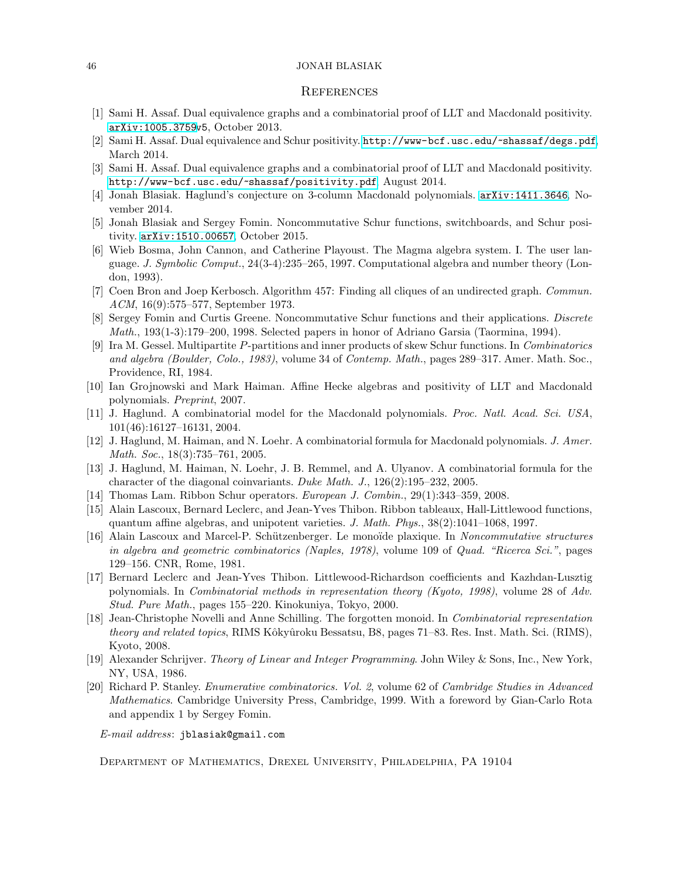## References

[1] Sami H. Assaf. Dual equivalence graphs and a combinatorial proof of LLT and Macdonald positivity. arXiv:1005.3759v5, October 2013.

[2] Sami H. Assaf. Dual equivalence and Schur positivity. http://www-bcf.usc.edu/~shassaf/degs.pdf, March 2014.

[3] Sami H. Assaf. Dual equivalence graphs and a combinatorial proof of LLT and Macdonald positivity. http://www-bcf.usc.edu/~shassaf/positivity.pdf, August 2014.

[4] Jonah Blasiak. Haglund's conjecture on 3-column Macdonald polynomials. arXiv:1411.3646, November 2014.

[5] Jonah Blasiak and Sergey Fomin. Noncommutative Schur functions, switchboards, and Schur positivity. arXiv:1510.00657, October 2015.

[6] Wieb Bosma, John Cannon, and Catherine Playoust. The Magma algebra system. I. The user language. *J. Symbolic Comput.*, 24(3-4):235–265, 1997. Computational algebra and number theory (London, 1993).

[7] Coen Bron and Joep Kerbosch. Algorithm 457: Finding all cliques of an undirected graph. *Commun. ACM*, 16(9):575–577, September 1973.

[8] Sergey Fomin and Curtis Greene. Noncommutative Schur functions and their applications. *Discrete Math.*, 193(1-3):179–200, 1998. Selected papers in honor of Adriano Garsia (Taormina, 1994).

[9] Ira M. Gessel. Multipartite $P$-partitions and inner products of skew Schur functions. In *Combinatorics and algebra (Boulder, Colo., 1983)*, volume 34 of *Contemp. Math.*, pages 289–317. Amer. Math. Soc., Providence, RI, 1984.

[10] Ian Grojnowski and Mark Haiman. Affine Hecke algebras and positivity of LLT and Macdonald polynomials. *Preprint*, 2007.

[11] J. Haglund. A combinatorial model for the Macdonald polynomials. *Proc. Natl. Acad. Sci. USA*, 101(46):16127–16131, 2004.

[12] J. Haglund, M. Haiman, and N. Loehr. A combinatorial formula for Macdonald polynomials. *J. Amer. Math. Soc.*, 18(3):735–761, 2005.

[13] J. Haglund, M. Haiman, N. Loehr, J. B. Remmel, and A. Ulyanov. A combinatorial formula for the character of the diagonal coinvariants. *Duke Math. J.*, 126(2):195–232, 2005.

[14] Thomas Lam. Ribbon Schur operators. *European J. Combin.*, 29(1):343–359, 2008.

[15] Alain Lascoux, Bernard Leclerc, and Jean-Yves Thibon. Ribbon tableaux, Hall-Littlewood functions, quantum affine algebras, and unipotent varieties. *J. Math. Phys.*, 38(2):1041–1068, 1997.

[16] Alain Lascoux and Marcel-P. Schützenberger. Le monoïde plaxique. In *Noncommutative structures in algebra and geometric combinatorics (Naples, 1978)*, volume 109 of *Quad. "Ricerca Sci."*, pages 129–156. CNR, Rome, 1981.

[17] Bernard Leclerc and Jean-Yves Thibon. Littlewood-Richardson coefficients and Kazhdan-Lusztig polynomials. In *Combinatorial methods in representation theory (Kyoto, 1998)*, volume 28 of *Adv. Stud. Pure Math.*, pages 155–220. Kinokuniya, Tokyo, 2000.

[18] Jean-Christophe Novelli and Anne Schilling. The forgotten monoid. In *Combinatorial representation theory and related topics*, RIMS Kôkyûroku Bessatsu, B8, pages 71–83. Res. Inst. Math. Sci. (RIMS), Kyoto, 2008.

[19] Alexander Schrijver. *Theory of Linear and Integer Programming*. John Wiley & Sons, Inc., New York, NY, USA, 1986.

[20] Richard P. Stanley. *Enumerative combinatorics. Vol. 2*, volume 62 of *Cambridge Studies in Advanced Mathematics*. Cambridge University Press, Cambridge, 1999. With a foreword by Gian-Carlo Rota and appendix 1 by Sergey Fomin.

*E-mail address*: jblasiak@gmail.com

Department of Mathematics, Drexel University, Philadelphia, PA 19104